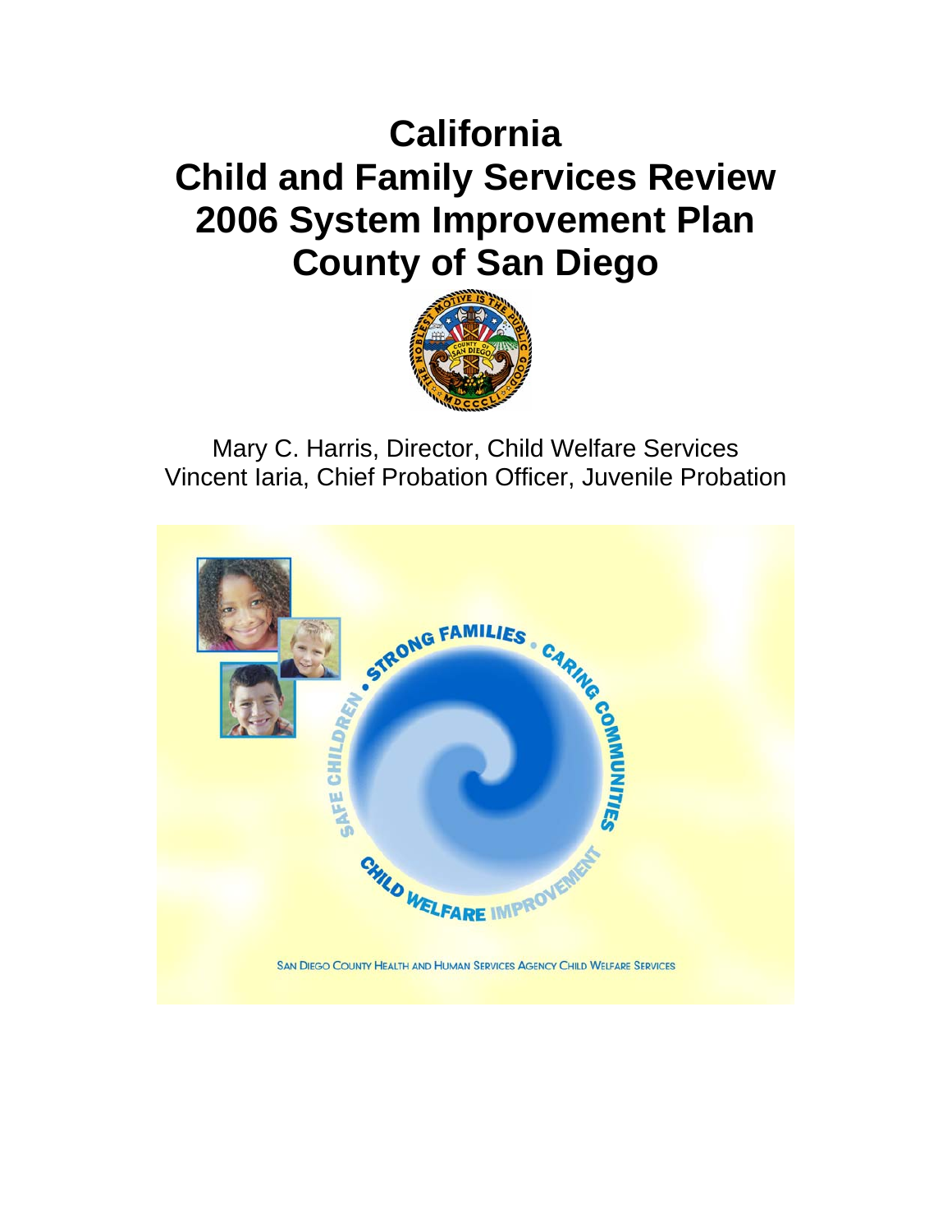# California Child and Family Services Review 2006 System Improvement Plan County of San Diego

Mary C. Harris, Director, Child Welfare Services
Vincent Iaria, Chief Probation Officer, Juvenile Probation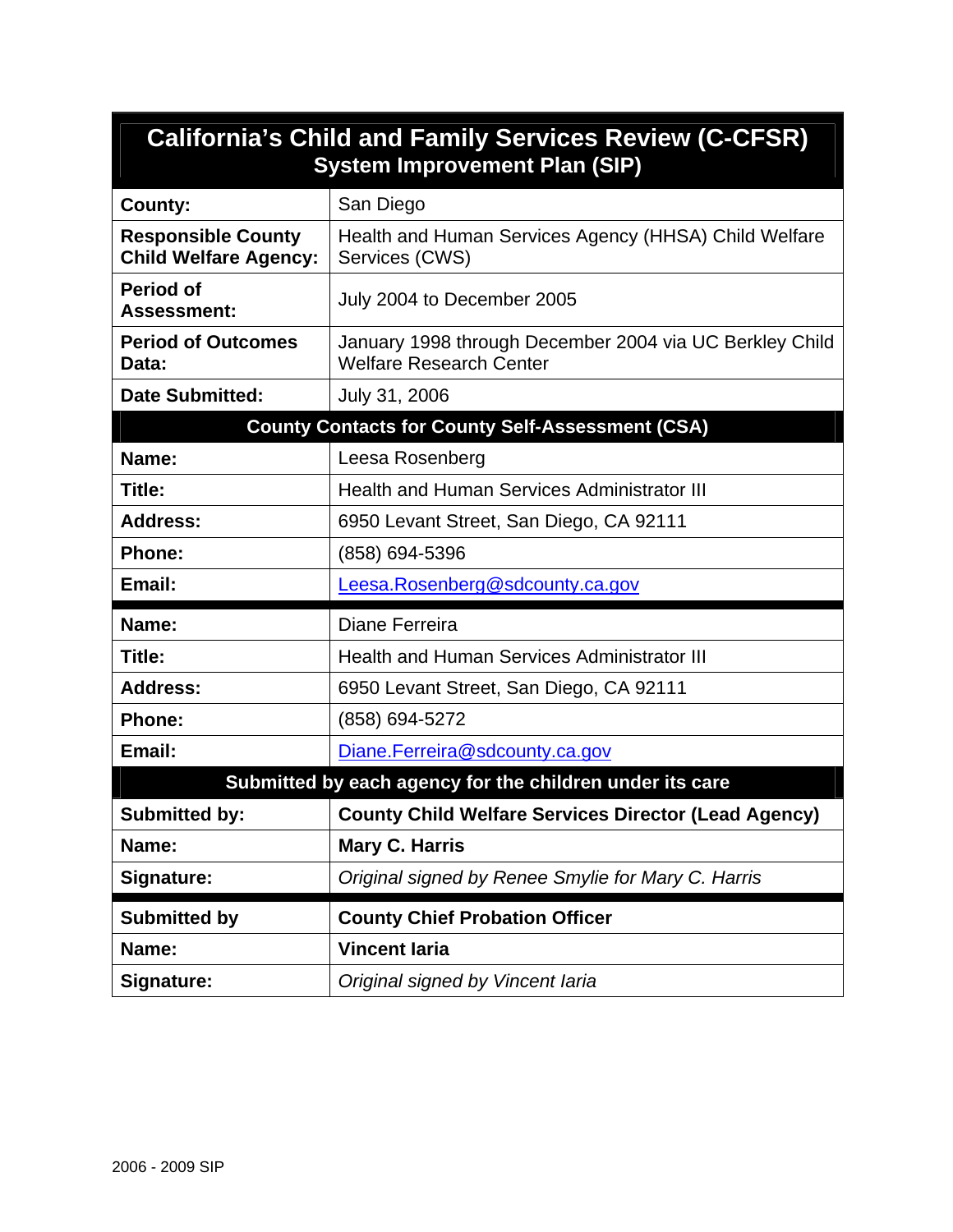# California's Child and Family Services Review (C-CFSR)

## System Improvement Plan (SIP)

| | |
|---|---|
| **County:** | San Diego |
| **Responsible County Child Welfare Agency:** | Health and Human Services Agency (HHSA) Child Welfare Services (CWS) |
| **Period of Assessment:** | July 2004 to December 2005 |
| **Period of Outcomes Data:** | January 1998 through December 2004 via UC Berkley Child Welfare Research Center |
| **Date Submitted:** | July 31, 2006 |

### County Contacts for County Self-Assessment (CSA)

| | |
|---|---|
| **Name:** | Leesa Rosenberg |
| **Title:** | Health and Human Services Administrator III |
| **Address:** | 6950 Levant Street, San Diego, CA 92111 |
| **Phone:** | (858) 694-5396 |
| **Email:** | Leesa.Rosenberg@sdcounty.ca.gov |

| | |
|---|---|
| **Name:** | Diane Ferreira |
| **Title:** | Health and Human Services Administrator III |
| **Address:** | 6950 Levant Street, San Diego, CA 92111 |
| **Phone:** | (858) 694-5272 |
| **Email:** | Diane.Ferreira@sdcounty.ca.gov |

### Submitted by each agency for the children under its care

| | |
|---|---|
| **Submitted by:** | **County Child Welfare Services Director (Lead Agency)** |
| **Name:** | **Mary C. Harris** |
| **Signature:** | *Original signed by Renee Smylie for Mary C. Harris* |

| | |
|---|---|
| **Submitted by** | **County Chief Probation Officer** |
| **Name:** | **Vincent Iaria** |
| **Signature:** | *Original signed by Vincent Iaria* |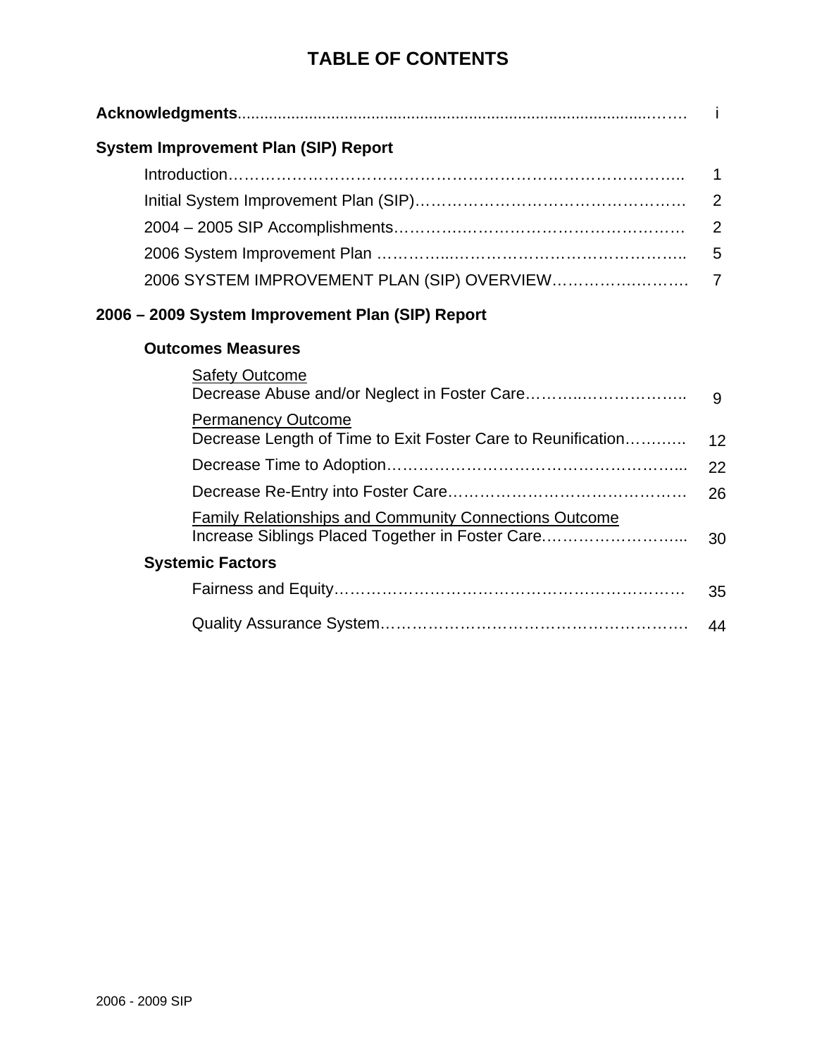# TABLE OF CONTENTS

| | |
|---|---|
| **Acknowledgments** | i |
| **System Improvement Plan (SIP) Report** | |
| Introduction | 1 |
| Initial System Improvement Plan (SIP) | 2 |
| 2004 – 2005 SIP Accomplishments | 2 |
| 2006 System Improvement Plan | 5 |
| 2006 SYSTEM IMPROVEMENT PLAN (SIP) OVERVIEW | 7 |
| **2006 – 2009 System Improvement Plan (SIP) Report** | |
| **Outcomes Measures** | |
| Safety Outcome<br>Decrease Abuse and/or Neglect in Foster Care | 9 |
| Permanency Outcome<br>Decrease Length of Time to Exit Foster Care to Reunification | 12 |
| Decrease Time to Adoption | 22 |
| Decrease Re-Entry into Foster Care | 26 |
| Family Relationships and Community Connections Outcome<br>Increase Siblings Placed Together in Foster Care | 30 |
| **Systemic Factors** | |
| Fairness and Equity | 35 |
| Quality Assurance System | 44 |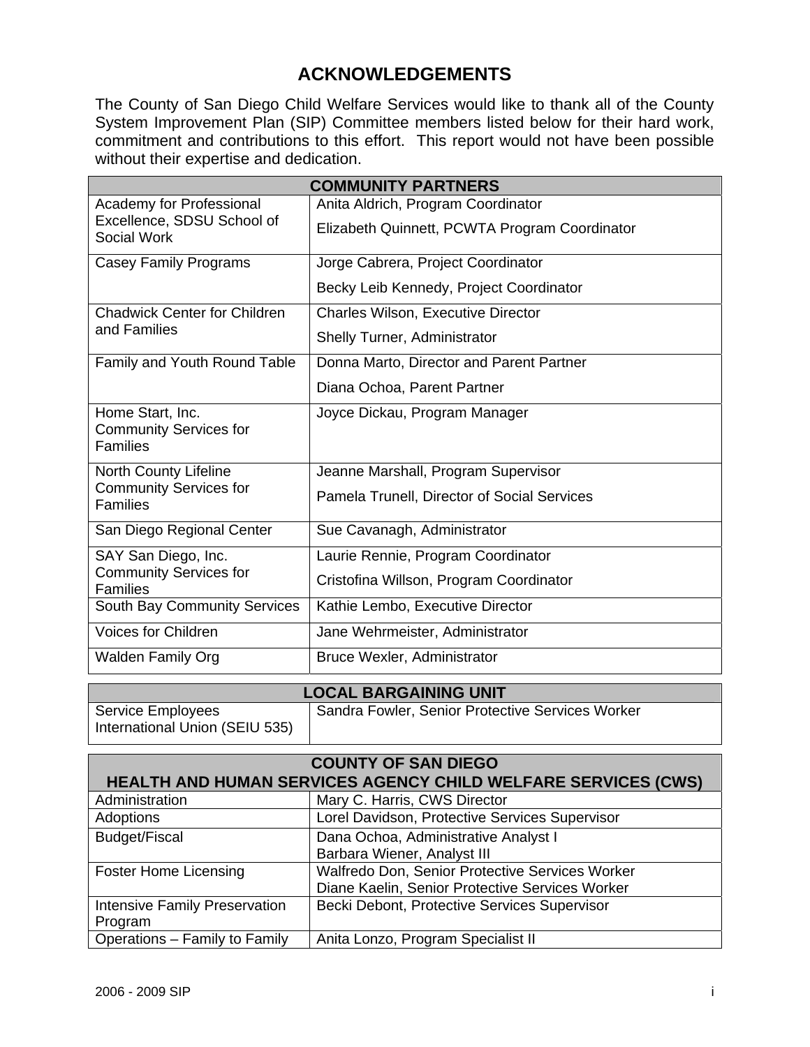# ACKNOWLEDGEMENTS

The County of San Diego Child Welfare Services would like to thank all of the County System Improvement Plan (SIP) Committee members listed below for their hard work, commitment and contributions to this effort. This report would not have been possible without their expertise and dedication.

| COMMUNITY PARTNERS | |
|---|---|
| Academy for Professional Excellence, SDSU School of Social Work | Anita Aldrich, Program Coordinator<br>Elizabeth Quinnett, PCWTA Program Coordinator |
| Casey Family Programs | Jorge Cabrera, Project Coordinator<br>Becky Leib Kennedy, Project Coordinator |
| Chadwick Center for Children and Families | Charles Wilson, Executive Director<br>Shelly Turner, Administrator |
| Family and Youth Round Table | Donna Marto, Director and Parent Partner<br>Diana Ochoa, Parent Partner |
| Home Start, Inc. Community Services for Families | Joyce Dickau, Program Manager |
| North County Lifeline Community Services for Families | Jeanne Marshall, Program Supervisor<br>Pamela Trunell, Director of Social Services |
| San Diego Regional Center | Sue Cavanagh, Administrator |
| SAY San Diego, Inc. Community Services for Families | Laurie Rennie, Program Coordinator<br>Cristofina Willson, Program Coordinator |
| South Bay Community Services | Kathie Lembo, Executive Director |
| Voices for Children | Jane Wehrmeister, Administrator |
| Walden Family Org | Bruce Wexler, Administrator |

| LOCAL BARGAINING UNIT | |
|---|---|
| Service Employees International Union (SEIU 535) | Sandra Fowler, Senior Protective Services Worker |

| COUNTY OF SAN DIEGO HEALTH AND HUMAN SERVICES AGENCY CHILD WELFARE SERVICES (CWS) | |
|---|---|
| Administration | Mary C. Harris, CWS Director |
| Adoptions | Lorel Davidson, Protective Services Supervisor |
| Budget/Fiscal | Dana Ochoa, Administrative Analyst I<br>Barbara Wiener, Analyst III |
| Foster Home Licensing | Walfredo Don, Senior Protective Services Worker<br>Diane Kaelin, Senior Protective Services Worker |
| Intensive Family Preservation Program | Becki Debont, Protective Services Supervisor |
| Operations – Family to Family | Anita Lonzo, Program Specialist II |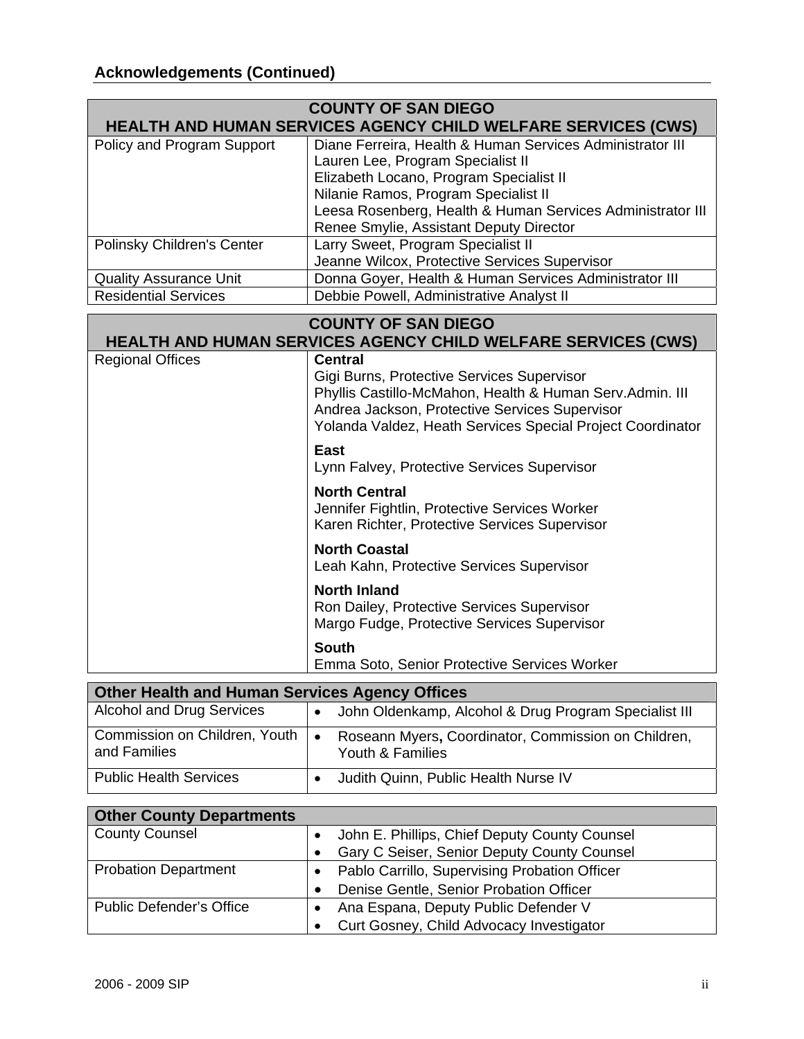## Acknowledgements (Continued)

| COUNTY OF SAN DIEGO<br>HEALTH AND HUMAN SERVICES AGENCY CHILD WELFARE SERVICES (CWS) | |
|---|---|
| Policy and Program Support | Diane Ferreira, Health & Human Services Administrator III<br>Lauren Lee, Program Specialist II<br>Elizabeth Locano, Program Specialist II<br>Nilanie Ramos, Program Specialist II<br>Leesa Rosenberg, Health & Human Services Administrator III<br>Renee Smylie, Assistant Deputy Director |
| Polinsky Children's Center | Larry Sweet, Program Specialist II<br>Jeanne Wilcox, Protective Services Supervisor |
| Quality Assurance Unit | Donna Goyer, Health & Human Services Administrator III |
| Residential Services | Debbie Powell, Administrative Analyst II |

| COUNTY OF SAN DIEGO<br>HEALTH AND HUMAN SERVICES AGENCY CHILD WELFARE SERVICES (CWS) | |
|---|---|
| Regional Offices | **Central**<br>Gigi Burns, Protective Services Supervisor<br>Phyllis Castillo-McMahon, Health & Human Serv.Admin. III<br>Andrea Jackson, Protective Services Supervisor<br>Yolanda Valdez, Heath Services Special Project Coordinator<br><br>**East**<br>Lynn Falvey, Protective Services Supervisor<br><br>**North Central**<br>Jennifer Fightlin, Protective Services Worker<br>Karen Richter, Protective Services Supervisor<br><br>**North Coastal**<br>Leah Kahn, Protective Services Supervisor<br><br>**North Inland**<br>Ron Dailey, Protective Services Supervisor<br>Margo Fudge, Protective Services Supervisor<br><br>**South**<br>Emma Soto, Senior Protective Services Worker |

| Other Health and Human Services Agency Offices | |
|---|---|
| Alcohol and Drug Services | • John Oldenkamp, Alcohol & Drug Program Specialist III |
| Commission on Children, Youth and Families | • Roseann Myers**,** Coordinator, Commission on Children, Youth & Families |
| Public Health Services | • Judith Quinn, Public Health Nurse IV |

| Other County Departments | |
|---|---|
| County Counsel | • John E. Phillips, Chief Deputy County Counsel<br>• Gary C Seiser, Senior Deputy County Counsel |
| Probation Department | • Pablo Carrillo, Supervising Probation Officer<br>• Denise Gentle, Senior Probation Officer |
| Public Defender's Office | • Ana Espana, Deputy Public Defender V<br>• Curt Gosney, Child Advocacy Investigator |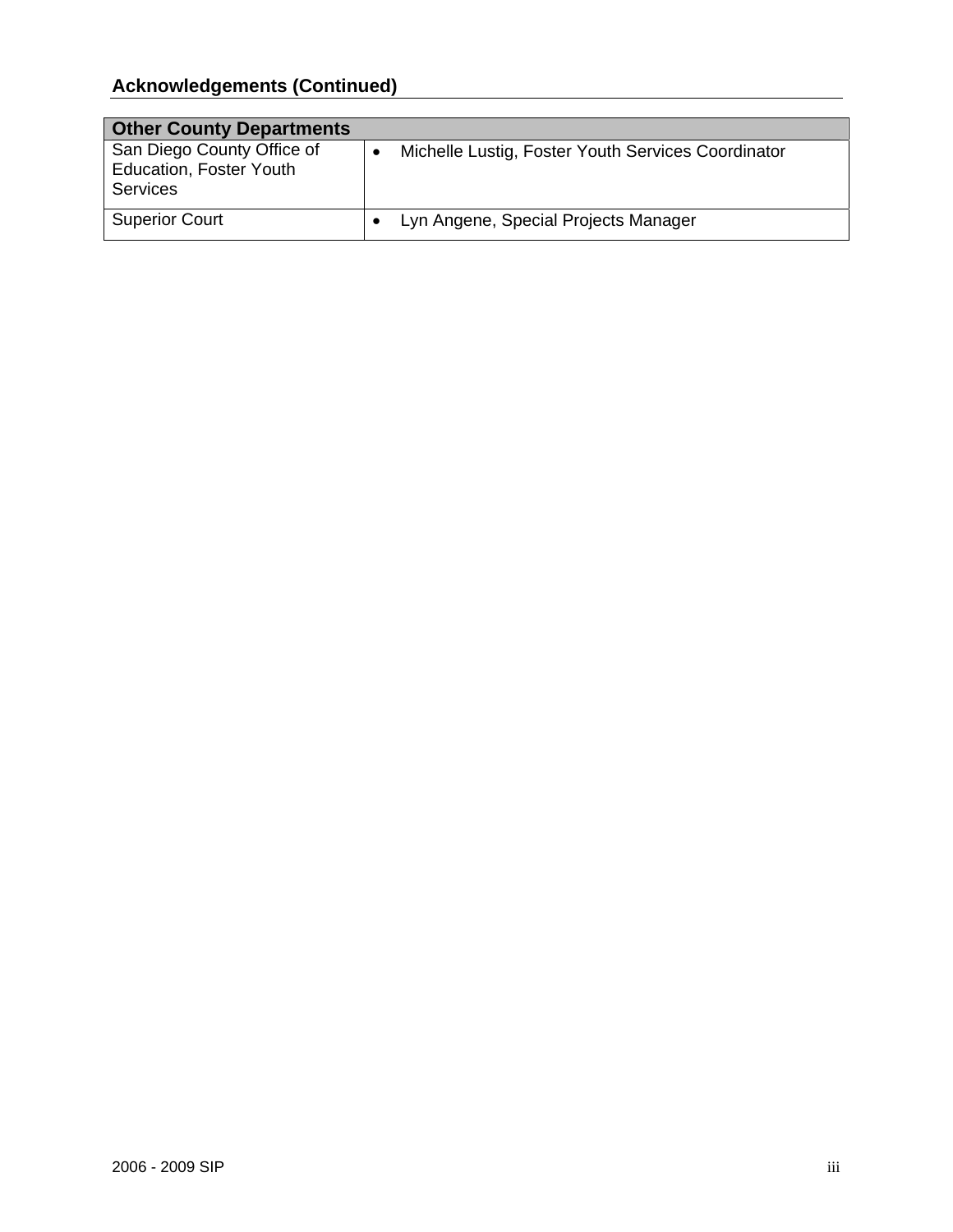## Acknowledgements (Continued)

| Other County Departments | |
|---|---|
| San Diego County Office of Education, Foster Youth Services | • Michelle Lustig, Foster Youth Services Coordinator |
| Superior Court | • Lyn Angene, Special Projects Manager |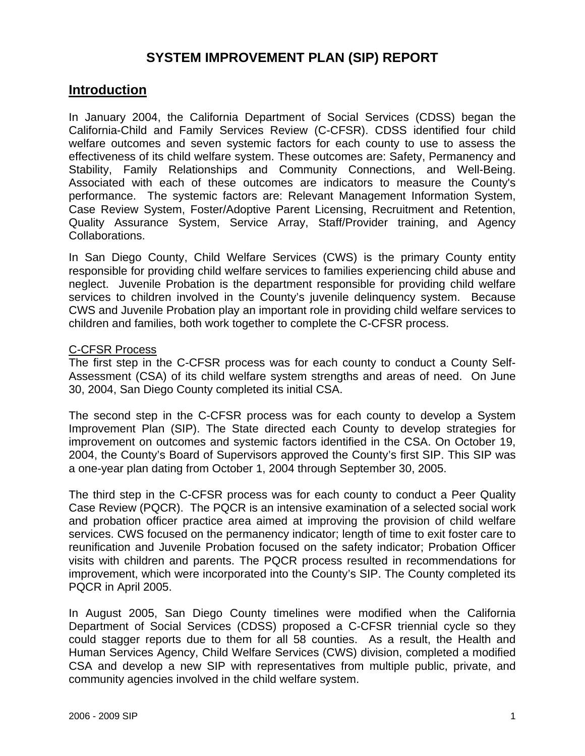# SYSTEM IMPROVEMENT PLAN (SIP) REPORT

## Introduction

In January 2004, the California Department of Social Services (CDSS) began the California-Child and Family Services Review (C-CFSR). CDSS identified four child welfare outcomes and seven systemic factors for each county to use to assess the effectiveness of its child welfare system. These outcomes are: Safety, Permanency and Stability, Family Relationships and Community Connections, and Well-Being. Associated with each of these outcomes are indicators to measure the County's performance. The systemic factors are: Relevant Management Information System, Case Review System, Foster/Adoptive Parent Licensing, Recruitment and Retention, Quality Assurance System, Service Array, Staff/Provider training, and Agency Collaborations.

In San Diego County, Child Welfare Services (CWS) is the primary County entity responsible for providing child welfare services to families experiencing child abuse and neglect. Juvenile Probation is the department responsible for providing child welfare services to children involved in the County's juvenile delinquency system. Because CWS and Juvenile Probation play an important role in providing child welfare services to children and families, both work together to complete the C-CFSR process.

<u>C-CFSR Process</u>

The first step in the C-CFSR process was for each county to conduct a County Self-Assessment (CSA) of its child welfare system strengths and areas of need. On June 30, 2004, San Diego County completed its initial CSA.

The second step in the C-CFSR process was for each county to develop a System Improvement Plan (SIP). The State directed each County to develop strategies for improvement on outcomes and systemic factors identified in the CSA. On October 19, 2004, the County's Board of Supervisors approved the County's first SIP. This SIP was a one-year plan dating from October 1, 2004 through September 30, 2005.

The third step in the C-CFSR process was for each county to conduct a Peer Quality Case Review (PQCR). The PQCR is an intensive examination of a selected social work and probation officer practice area aimed at improving the provision of child welfare services. CWS focused on the permanency indicator; length of time to exit foster care to reunification and Juvenile Probation focused on the safety indicator; Probation Officer visits with children and parents. The PQCR process resulted in recommendations for improvement, which were incorporated into the County's SIP. The County completed its PQCR in April 2005.

In August 2005, San Diego County timelines were modified when the California Department of Social Services (CDSS) proposed a C-CFSR triennial cycle so they could stagger reports due to them for all 58 counties. As a result, the Health and Human Services Agency, Child Welfare Services (CWS) division, completed a modified CSA and develop a new SIP with representatives from multiple public, private, and community agencies involved in the child welfare system.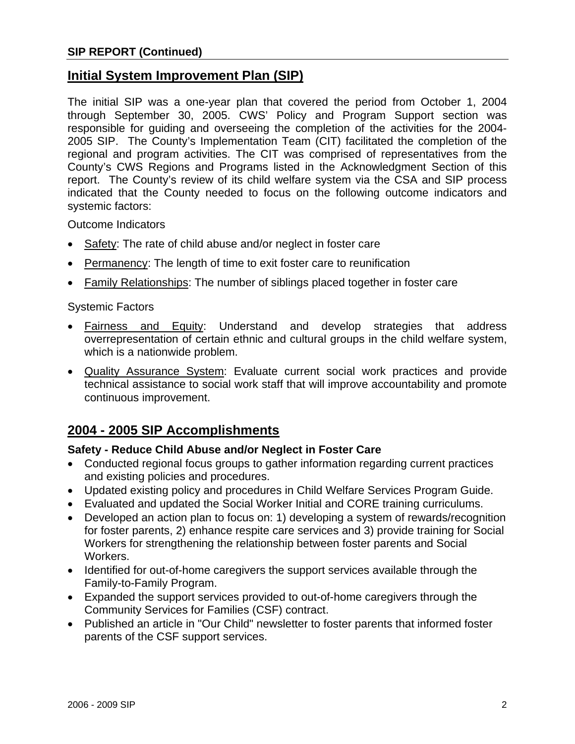**SIP REPORT (Continued)**

## Initial System Improvement Plan (SIP)

The initial SIP was a one-year plan that covered the period from October 1, 2004 through September 30, 2005. CWS' Policy and Program Support section was responsible for guiding and overseeing the completion of the activities for the 2004-2005 SIP. The County's Implementation Team (CIT) facilitated the completion of the regional and program activities. The CIT was comprised of representatives from the County's CWS Regions and Programs listed in the Acknowledgment Section of this report. The County's review of its child welfare system via the CSA and SIP process indicated that the County needed to focus on the following outcome indicators and systemic factors:

Outcome Indicators

- Safety: The rate of child abuse and/or neglect in foster care
- Permanency: The length of time to exit foster care to reunification
- Family Relationships: The number of siblings placed together in foster care

Systemic Factors

- Fairness and Equity: Understand and develop strategies that address overrepresentation of certain ethnic and cultural groups in the child welfare system, which is a nationwide problem.
- Quality Assurance System: Evaluate current social work practices and provide technical assistance to social work staff that will improve accountability and promote continuous improvement.

## 2004 - 2005 SIP Accomplishments

**Safety - Reduce Child Abuse and/or Neglect in Foster Care**

- Conducted regional focus groups to gather information regarding current practices and existing policies and procedures.
- Updated existing policy and procedures in Child Welfare Services Program Guide.
- Evaluated and updated the Social Worker Initial and CORE training curriculums.
- Developed an action plan to focus on: 1) developing a system of rewards/recognition for foster parents, 2) enhance respite care services and 3) provide training for Social Workers for strengthening the relationship between foster parents and Social Workers.
- Identified for out-of-home caregivers the support services available through the Family-to-Family Program.
- Expanded the support services provided to out-of-home caregivers through the Community Services for Families (CSF) contract.
- Published an article in "Our Child" newsletter to foster parents that informed foster parents of the CSF support services.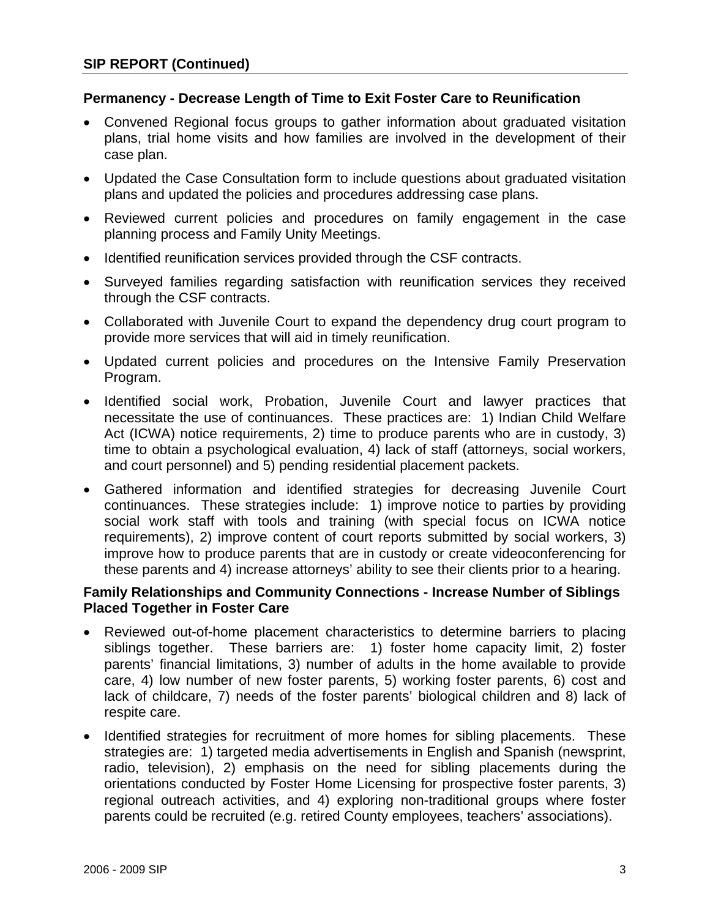## SIP REPORT (Continued)

### Permanency - Decrease Length of Time to Exit Foster Care to Reunification

- Convened Regional focus groups to gather information about graduated visitation plans, trial home visits and how families are involved in the development of their case plan.
- Updated the Case Consultation form to include questions about graduated visitation plans and updated the policies and procedures addressing case plans.
- Reviewed current policies and procedures on family engagement in the case planning process and Family Unity Meetings.
- Identified reunification services provided through the CSF contracts.
- Surveyed families regarding satisfaction with reunification services they received through the CSF contracts.
- Collaborated with Juvenile Court to expand the dependency drug court program to provide more services that will aid in timely reunification.
- Updated current policies and procedures on the Intensive Family Preservation Program.
- Identified social work, Probation, Juvenile Court and lawyer practices that necessitate the use of continuances. These practices are: 1) Indian Child Welfare Act (ICWA) notice requirements, 2) time to produce parents who are in custody, 3) time to obtain a psychological evaluation, 4) lack of staff (attorneys, social workers, and court personnel) and 5) pending residential placement packets.
- Gathered information and identified strategies for decreasing Juvenile Court continuances. These strategies include: 1) improve notice to parties by providing social work staff with tools and training (with special focus on ICWA notice requirements), 2) improve content of court reports submitted by social workers, 3) improve how to produce parents that are in custody or create videoconferencing for these parents and 4) increase attorneys' ability to see their clients prior to a hearing.

### Family Relationships and Community Connections - Increase Number of Siblings Placed Together in Foster Care

- Reviewed out-of-home placement characteristics to determine barriers to placing siblings together. These barriers are: 1) foster home capacity limit, 2) foster parents' financial limitations, 3) number of adults in the home available to provide care, 4) low number of new foster parents, 5) working foster parents, 6) cost and lack of childcare, 7) needs of the foster parents' biological children and 8) lack of respite care.
- Identified strategies for recruitment of more homes for sibling placements. These strategies are: 1) targeted media advertisements in English and Spanish (newsprint, radio, television), 2) emphasis on the need for sibling placements during the orientations conducted by Foster Home Licensing for prospective foster parents, 3) regional outreach activities, and 4) exploring non-traditional groups where foster parents could be recruited (e.g. retired County employees, teachers' associations).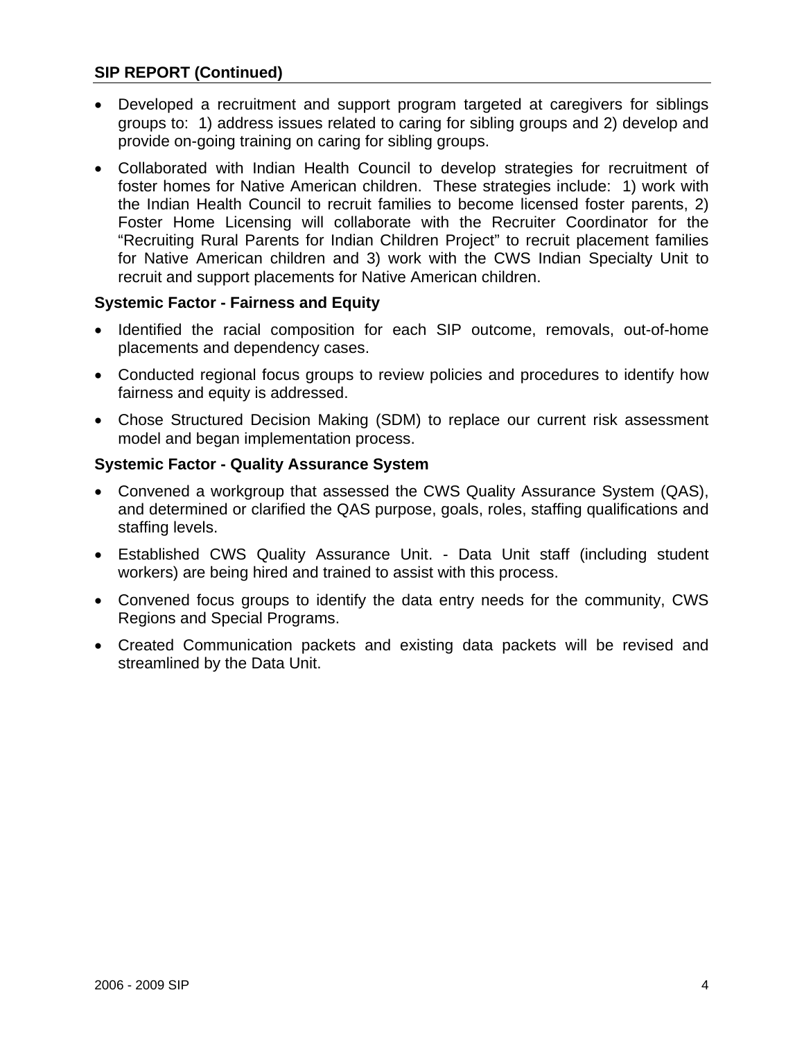**SIP REPORT (Continued)**

- Developed a recruitment and support program targeted at caregivers for siblings groups to: 1) address issues related to caring for sibling groups and 2) develop and provide on-going training on caring for sibling groups.
- Collaborated with Indian Health Council to develop strategies for recruitment of foster homes for Native American children. These strategies include: 1) work with the Indian Health Council to recruit families to become licensed foster parents, 2) Foster Home Licensing will collaborate with the Recruiter Coordinator for the "Recruiting Rural Parents for Indian Children Project" to recruit placement families for Native American children and 3) work with the CWS Indian Specialty Unit to recruit and support placements for Native American children.

**Systemic Factor - Fairness and Equity**

- Identified the racial composition for each SIP outcome, removals, out-of-home placements and dependency cases.
- Conducted regional focus groups to review policies and procedures to identify how fairness and equity is addressed.
- Chose Structured Decision Making (SDM) to replace our current risk assessment model and began implementation process.

**Systemic Factor - Quality Assurance System**

- Convened a workgroup that assessed the CWS Quality Assurance System (QAS), and determined or clarified the QAS purpose, goals, roles, staffing qualifications and staffing levels.
- Established CWS Quality Assurance Unit. - Data Unit staff (including student workers) are being hired and trained to assist with this process.
- Convened focus groups to identify the data entry needs for the community, CWS Regions and Special Programs.
- Created Communication packets and existing data packets will be revised and streamlined by the Data Unit.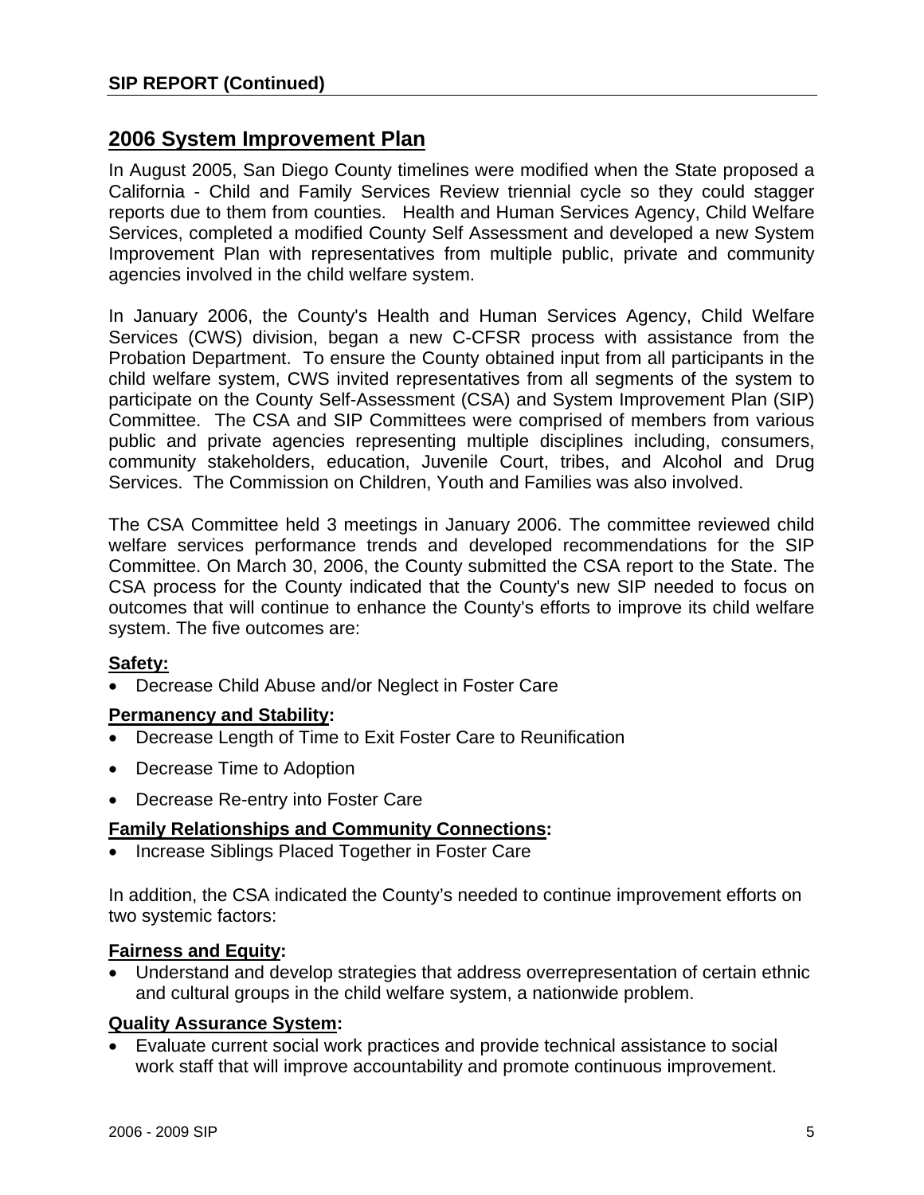## 2006 System Improvement Plan

In August 2005, San Diego County timelines were modified when the State proposed a California - Child and Family Services Review triennial cycle so they could stagger reports due to them from counties. Health and Human Services Agency, Child Welfare Services, completed a modified County Self Assessment and developed a new System Improvement Plan with representatives from multiple public, private and community agencies involved in the child welfare system.

In January 2006, the County's Health and Human Services Agency, Child Welfare Services (CWS) division, began a new C-CFSR process with assistance from the Probation Department. To ensure the County obtained input from all participants in the child welfare system, CWS invited representatives from all segments of the system to participate on the County Self-Assessment (CSA) and System Improvement Plan (SIP) Committee. The CSA and SIP Committees were comprised of members from various public and private agencies representing multiple disciplines including, consumers, community stakeholders, education, Juvenile Court, tribes, and Alcohol and Drug Services. The Commission on Children, Youth and Families was also involved.

The CSA Committee held 3 meetings in January 2006. The committee reviewed child welfare services performance trends and developed recommendations for the SIP Committee. On March 30, 2006, the County submitted the CSA report to the State. The CSA process for the County indicated that the County's new SIP needed to focus on outcomes that will continue to enhance the County's efforts to improve its child welfare system. The five outcomes are:

**Safety:**

- Decrease Child Abuse and/or Neglect in Foster Care

**Permanency and Stability:**

- Decrease Length of Time to Exit Foster Care to Reunification
- Decrease Time to Adoption
- Decrease Re-entry into Foster Care

**Family Relationships and Community Connections:**

- Increase Siblings Placed Together in Foster Care

In addition, the CSA indicated the County's needed to continue improvement efforts on two systemic factors:

**Fairness and Equity:**

- Understand and develop strategies that address overrepresentation of certain ethnic and cultural groups in the child welfare system, a nationwide problem.

**Quality Assurance System:**

- Evaluate current social work practices and provide technical assistance to social work staff that will improve accountability and promote continuous improvement.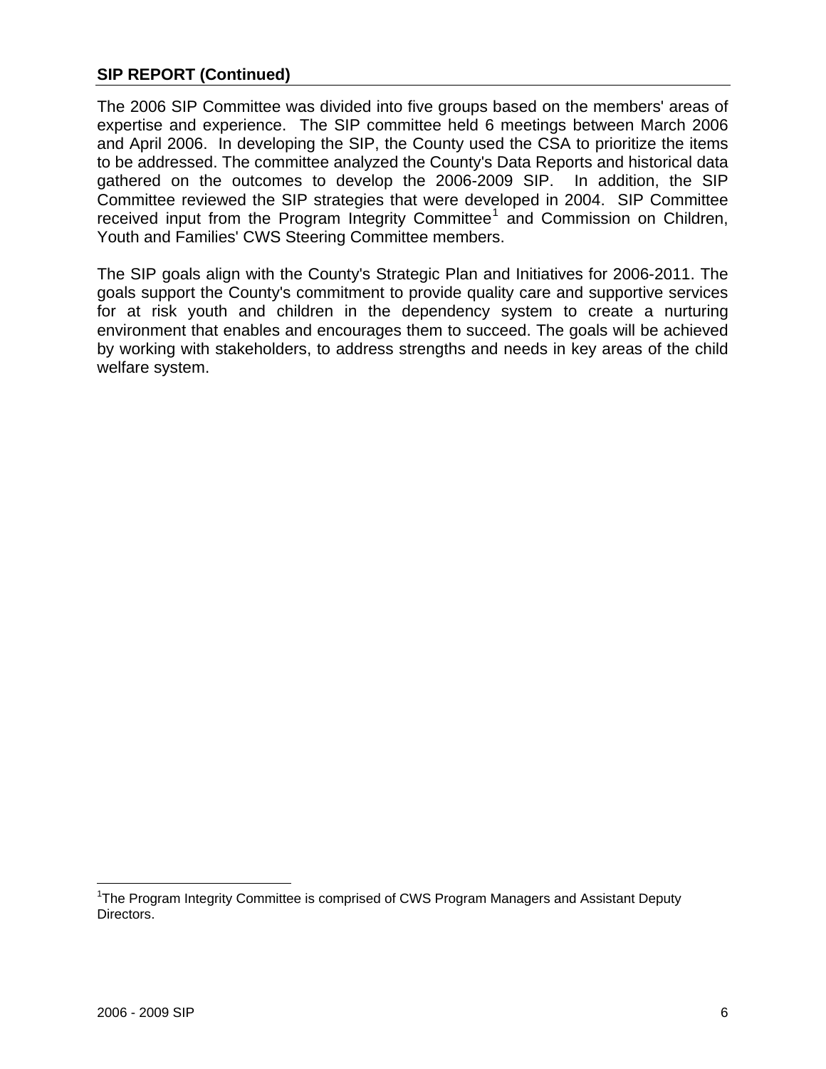**SIP REPORT (Continued)**

The 2006 SIP Committee was divided into five groups based on the members' areas of expertise and experience. The SIP committee held 6 meetings between March 2006 and April 2006. In developing the SIP, the County used the CSA to prioritize the items to be addressed. The committee analyzed the County's Data Reports and historical data gathered on the outcomes to develop the 2006-2009 SIP. In addition, the SIP Committee reviewed the SIP strategies that were developed in 2004. SIP Committee received input from the Program Integrity Committee[1] and Commission on Children, Youth and Families' CWS Steering Committee members.

The SIP goals align with the County's Strategic Plan and Initiatives for 2006-2011. The goals support the County's commitment to provide quality care and supportive services for at risk youth and children in the dependency system to create a nurturing environment that enables and encourages them to succeed. The goals will be achieved by working with stakeholders, to address strengths and needs in key areas of the child welfare system.

---

[1]The Program Integrity Committee is comprised of CWS Program Managers and Assistant Deputy Directors.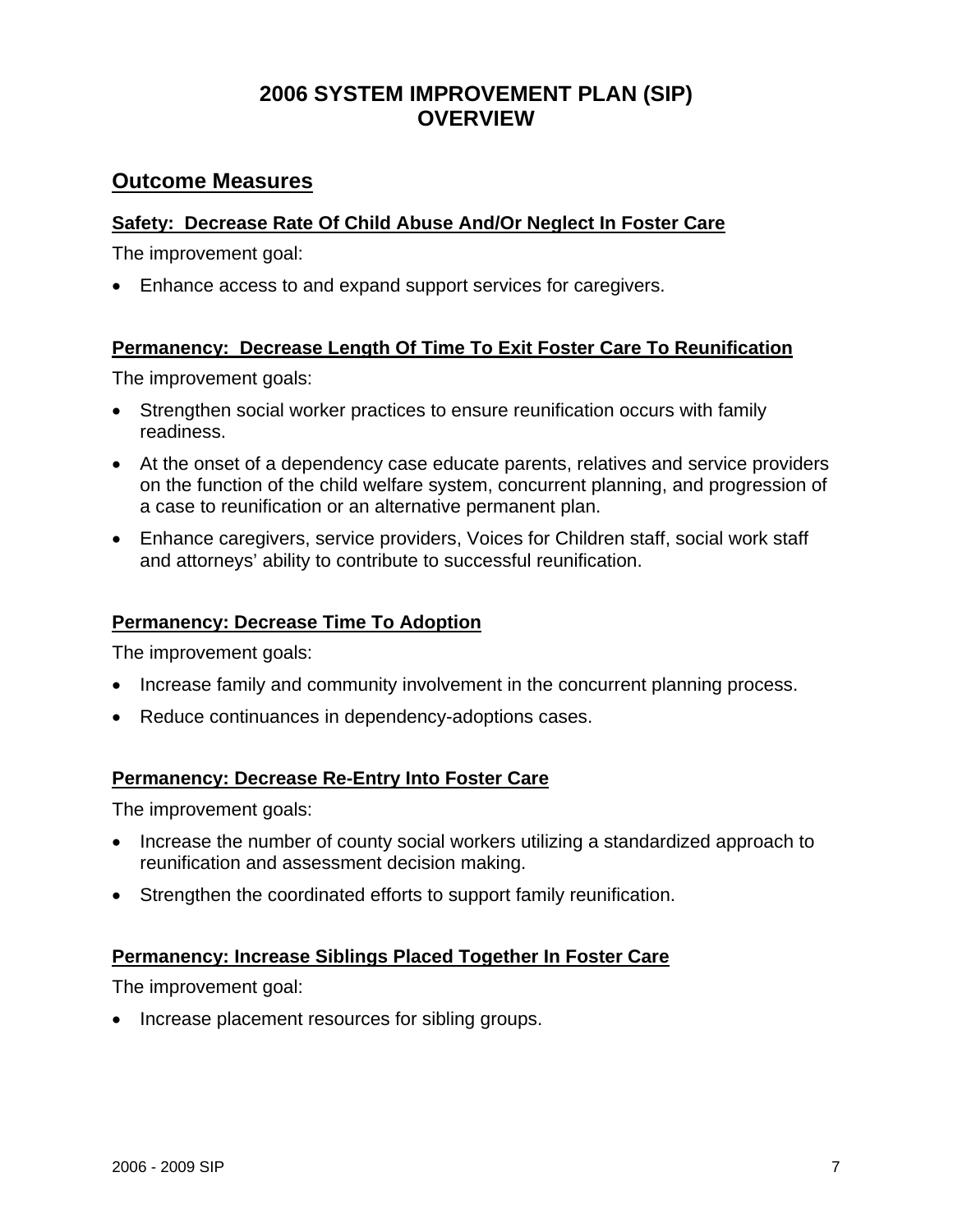# 2006 SYSTEM IMPROVEMENT PLAN (SIP) OVERVIEW

## Outcome Measures

### Safety: Decrease Rate Of Child Abuse And/Or Neglect In Foster Care

The improvement goal:

- Enhance access to and expand support services for caregivers.

### Permanency: Decrease Length Of Time To Exit Foster Care To Reunification

The improvement goals:

- Strengthen social worker practices to ensure reunification occurs with family readiness.
- At the onset of a dependency case educate parents, relatives and service providers on the function of the child welfare system, concurrent planning, and progression of a case to reunification or an alternative permanent plan.
- Enhance caregivers, service providers, Voices for Children staff, social work staff and attorneys' ability to contribute to successful reunification.

### Permanency: Decrease Time To Adoption

The improvement goals:

- Increase family and community involvement in the concurrent planning process.
- Reduce continuances in dependency-adoptions cases.

### Permanency: Decrease Re-Entry Into Foster Care

The improvement goals:

- Increase the number of county social workers utilizing a standardized approach to reunification and assessment decision making.
- Strengthen the coordinated efforts to support family reunification.

### Permanency: Increase Siblings Placed Together In Foster Care

The improvement goal:

- Increase placement resources for sibling groups.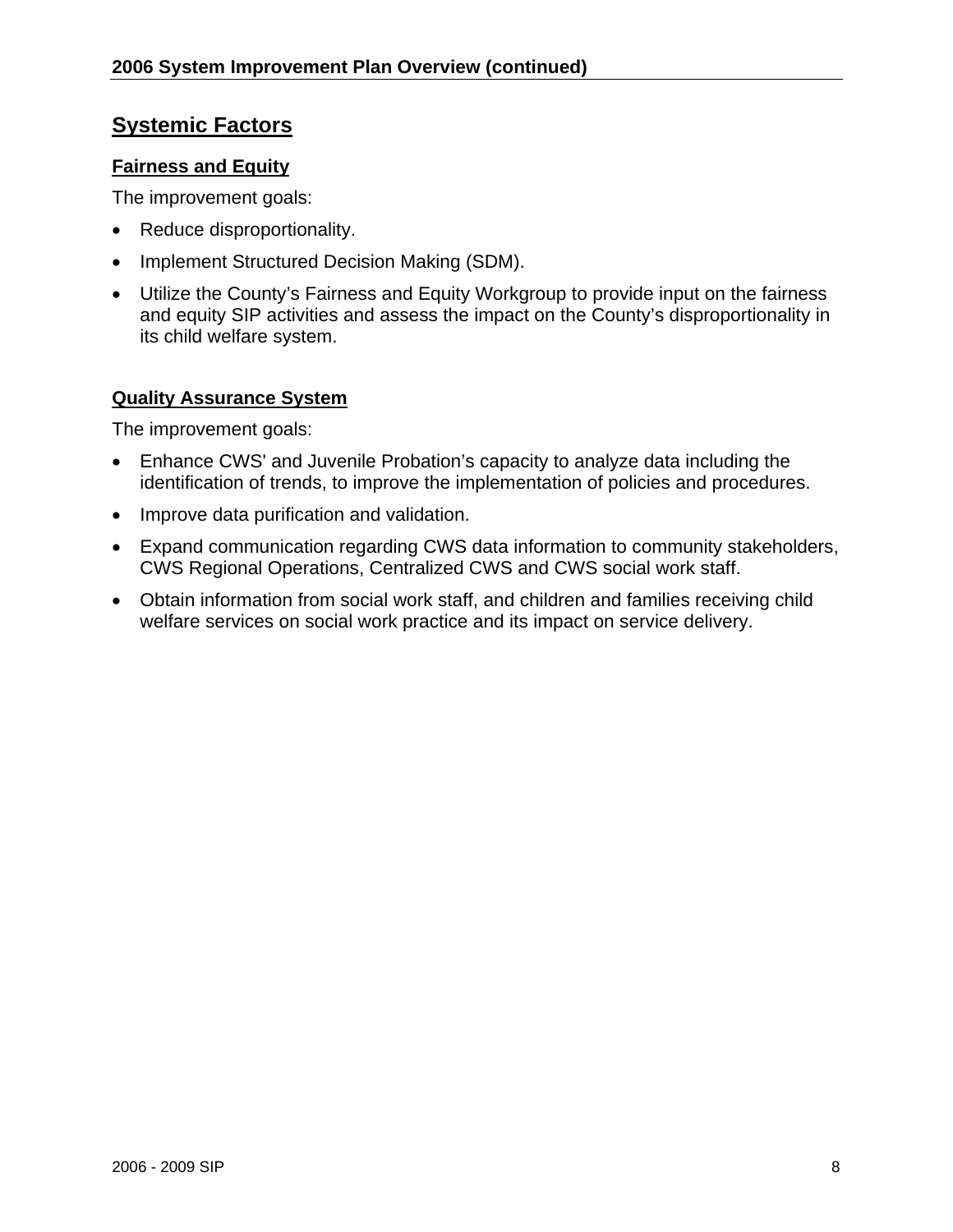## Systemic Factors

### Fairness and Equity

The improvement goals:

- Reduce disproportionality.
- Implement Structured Decision Making (SDM).
- Utilize the County's Fairness and Equity Workgroup to provide input on the fairness and equity SIP activities and assess the impact on the County's disproportionality in its child welfare system.

### Quality Assurance System

The improvement goals:

- Enhance CWS' and Juvenile Probation's capacity to analyze data including the identification of trends, to improve the implementation of policies and procedures.
- Improve data purification and validation.
- Expand communication regarding CWS data information to community stakeholders, CWS Regional Operations, Centralized CWS and CWS social work staff.
- Obtain information from social work staff, and children and families receiving child welfare services on social work practice and its impact on service delivery.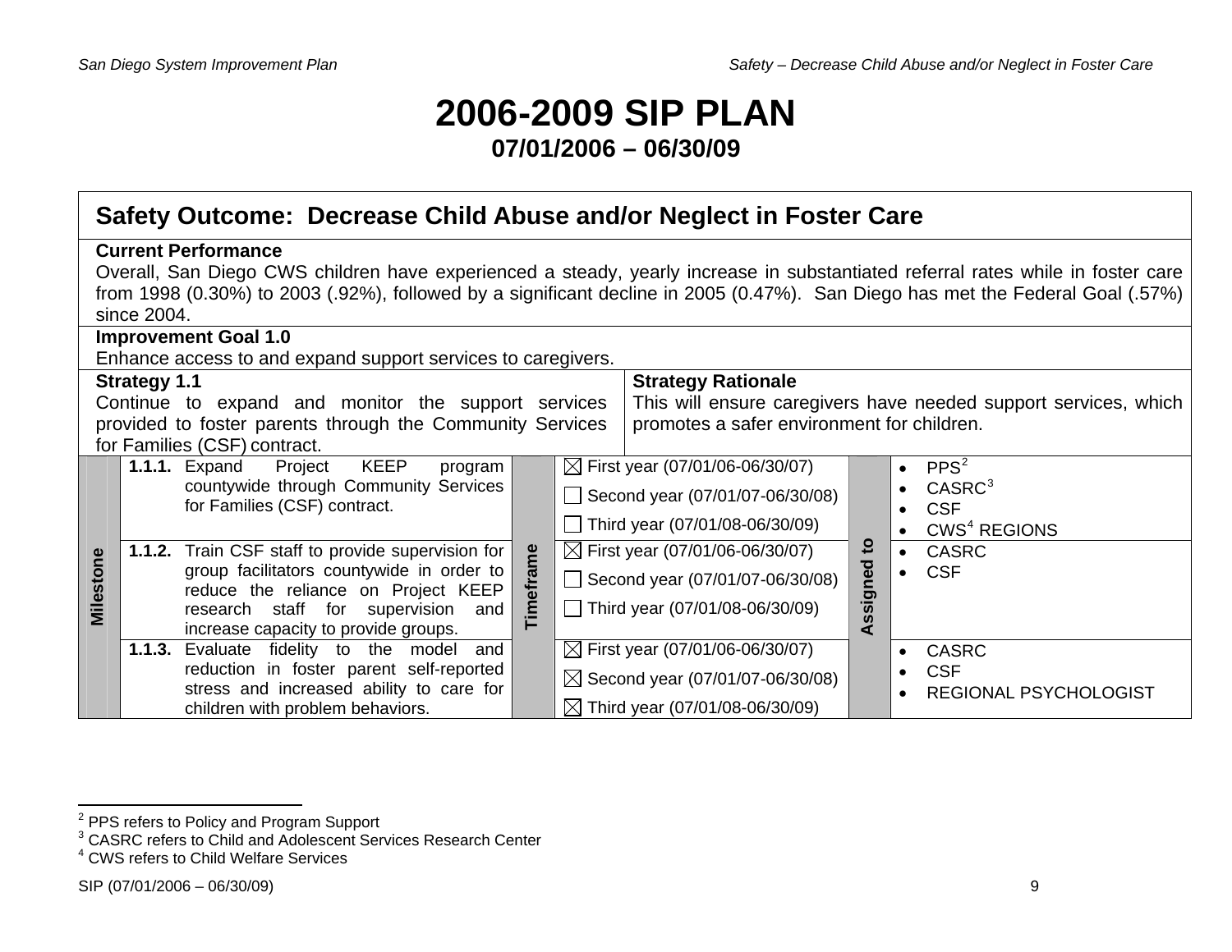# 2006-2009 SIP PLAN

## 07/01/2006 – 06/30/09

## Safety Outcome: Decrease Child Abuse and/or Neglect in Foster Care

**Current Performance**

Overall, San Diego CWS children have experienced a steady, yearly increase in substantiated referral rates while in foster care from 1998 (0.30%) to 2003 (.92%), followed by a significant decline in 2005 (0.47%). San Diego has met the Federal Goal (.57%) since 2004.

**Improvement Goal 1.0**

Enhance access to and expand support services to caregivers.

**Strategy 1.1**

Continue to expand and monitor the support services provided to foster parents through the Community Services for Families (CSF) contract.

**Strategy Rationale**

This will ensure caregivers have needed support services, which promotes a safer environment for children.

| Milestone | Timeframe | Assigned to |
|---|---|---|
| **1.1.1.** Expand Project KEEP program countywide through Community Services for Families (CSF) contract. | ☒ First year (07/01/06-06/30/07)<br>☐ Second year (07/01/07-06/30/08)<br>☐ Third year (07/01/08-06/30/09) | • PPS[2]<br>• CASRC[3]<br>• CSF<br>• CWS[4] REGIONS |
| **1.1.2.** Train CSF staff to provide supervision for group facilitators countywide in order to reduce the reliance on Project KEEP research staff for supervision and increase capacity to provide groups. | ☒ First year (07/01/06-06/30/07)<br>☐ Second year (07/01/07-06/30/08)<br>☐ Third year (07/01/08-06/30/09) | • CASRC<br>• CSF |
| **1.1.3.** Evaluate fidelity to the model and reduction in foster parent self-reported stress and increased ability to care for children with problem behaviors. | ☒ First year (07/01/06-06/30/07)<br>☒ Second year (07/01/07-06/30/08)<br>☒ Third year (07/01/08-06/30/09) | • CASRC<br>• CSF<br>• REGIONAL PSYCHOLOGIST |

[2] PPS refers to Policy and Program Support

[3] CASRC refers to Child and Adolescent Services Research Center

[4] CWS refers to Child Welfare Services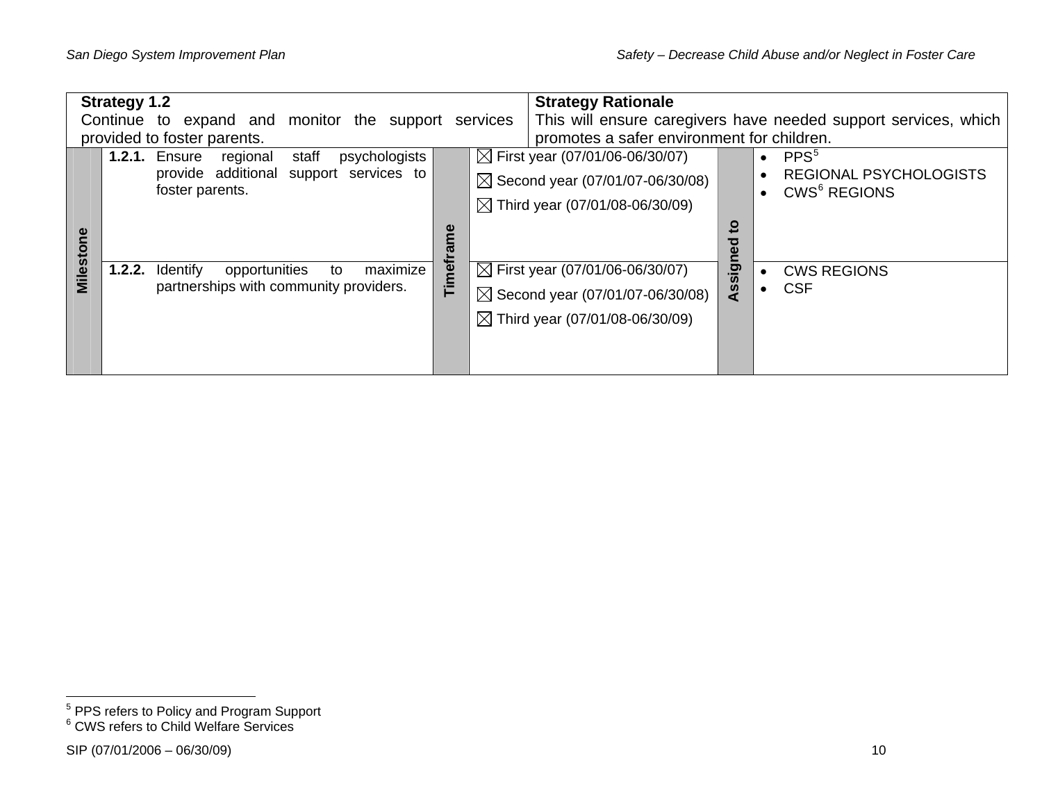| **Strategy 1.2**<br>Continue to expand and monitor the support services provided to foster parents. | | | **Strategy Rationale**<br>This will ensure caregivers have needed support services, which promotes a safer environment for children. | | |
|---|---|---|---|---|---|
| **Milestone** | **1.2.1.** Ensure regional staff psychologists provide additional support services to foster parents. | **Timeframe** | ☒ First year (07/01/06-06/30/07)<br>☒ Second year (07/01/07-06/30/08)<br>☒ Third year (07/01/08-06/30/09) | **Assigned to** | • PPS[5]<br>• REGIONAL PSYCHOLOGISTS<br>• CWS[6] REGIONS |
| | **1.2.2.** Identify opportunities to maximize partnerships with community providers. | | ☒ First year (07/01/06-06/30/07)<br>☒ Second year (07/01/07-06/30/08)<br>☒ Third year (07/01/08-06/30/09) | | • CWS REGIONS<br>• CSF |

[5] PPS refers to Policy and Program Support

[6] CWS refers to Child Welfare Services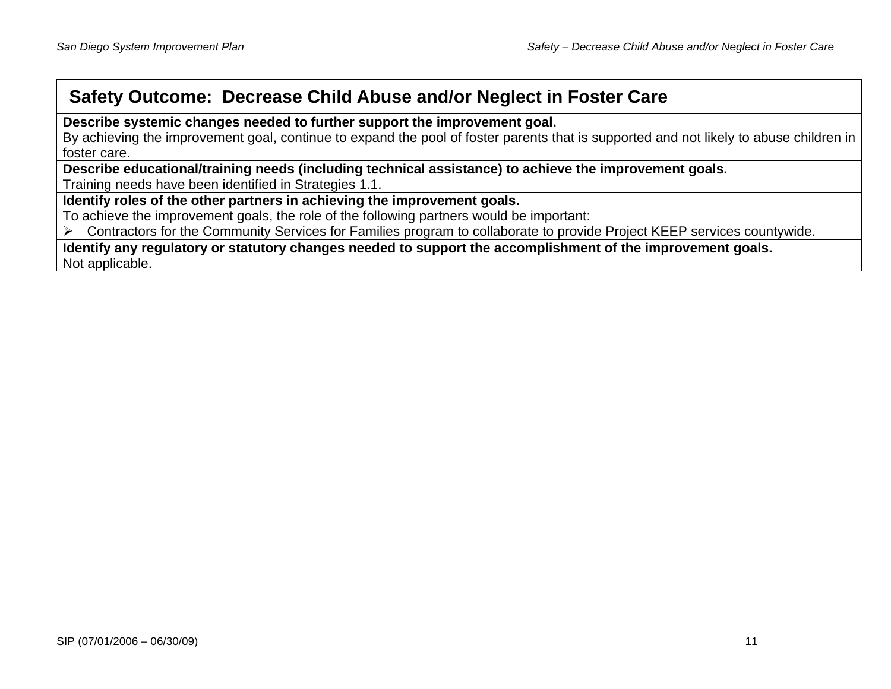## Safety Outcome: Decrease Child Abuse and/or Neglect in Foster Care

**Describe systemic changes needed to further support the improvement goal.**

By achieving the improvement goal, continue to expand the pool of foster parents that is supported and not likely to abuse children in foster care.

**Describe educational/training needs (including technical assistance) to achieve the improvement goals.**

Training needs have been identified in Strategies 1.1.

**Identify roles of the other partners in achieving the improvement goals.**

To achieve the improvement goals, the role of the following partners would be important:

- Contractors for the Community Services for Families program to collaborate to provide Project KEEP services countywide.

**Identify any regulatory or statutory changes needed to support the accomplishment of the improvement goals.**

Not applicable.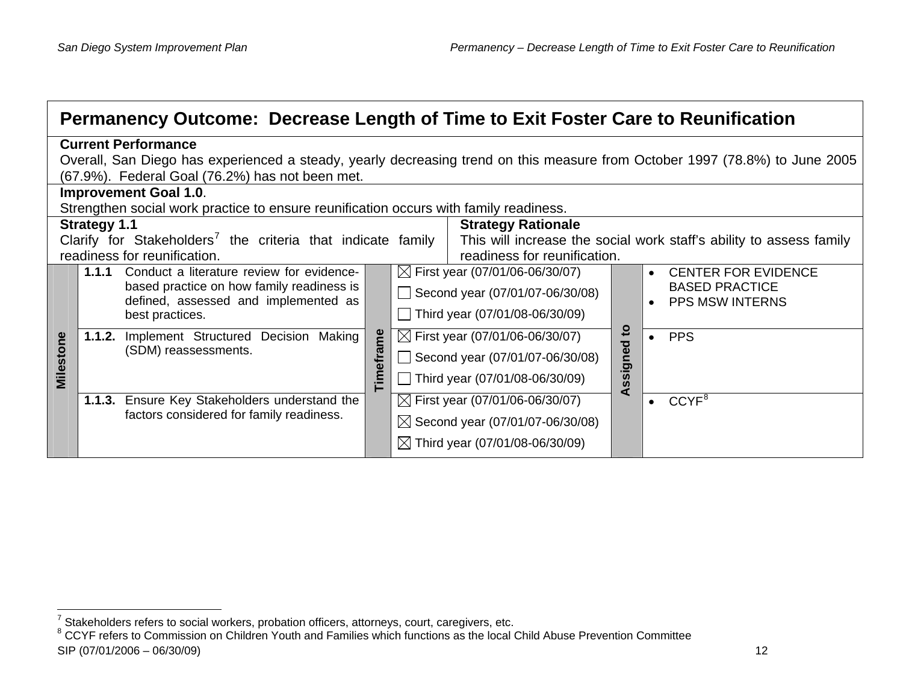## Permanency Outcome: Decrease Length of Time to Exit Foster Care to Reunification

**Current Performance**

Overall, San Diego has experienced a steady, yearly decreasing trend on this measure from October 1997 (78.8%) to June 2005 (67.9%). Federal Goal (76.2%) has not been met.

**Improvement Goal 1.0**.

Strengthen social work practice to ensure reunification occurs with family readiness.

**Strategy 1.1**

Clarify for Stakeholders[7] the criteria that indicate family readiness for reunification.

**Strategy Rationale**

This will increase the social work staff's ability to assess family readiness for reunification.

| Milestone | Timeframe | Assigned to |
|---|---|---|
| **1.1.1** Conduct a literature review for evidence-based practice on how family readiness is defined, assessed and implemented as best practices. | ☒ First year (07/01/06-06/30/07)<br>☐ Second year (07/01/07-06/30/08)<br>☐ Third year (07/01/08-06/30/09) | • CENTER FOR EVIDENCE BASED PRACTICE<br>• PPS MSW INTERNS |
| **1.1.2.** Implement Structured Decision Making (SDM) reassessments. | ☒ First year (07/01/06-06/30/07)<br>☐ Second year (07/01/07-06/30/08)<br>☐ Third year (07/01/08-06/30/09) | • PPS |
| **1.1.3.** Ensure Key Stakeholders understand the factors considered for family readiness. | ☒ First year (07/01/06-06/30/07)<br>☒ Second year (07/01/07-06/30/08)<br>☒ Third year (07/01/08-06/30/09) | • CCYF[8] |

[7] Stakeholders refers to social workers, probation officers, attorneys, court, caregivers, etc.

[8] CCYF refers to Commission on Children Youth and Families which functions as the local Child Abuse Prevention Committee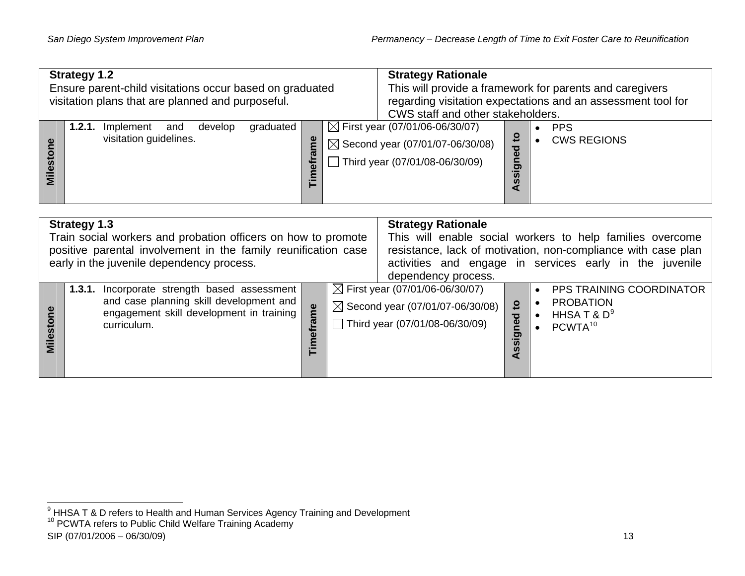| **Strategy 1.2**<br>Ensure parent-child visitations occur based on graduated visitation plans that are planned and purposeful. | | | **Strategy Rationale**<br>This will provide a framework for parents and caregivers regarding visitation expectations and an assessment tool for CWS staff and other stakeholders. | | |
|---|---|---|---|---|---|
| **Milestone** | **1.2.1.** Implement and develop graduated visitation guidelines. | **Timeframe** | ☒ First year (07/01/06-06/30/07)<br>☒ Second year (07/01/07-06/30/08)<br>☐ Third year (07/01/08-06/30/09) | **Assigned to** | • PPS<br>• CWS REGIONS |

| **Strategy 1.3**<br>Train social workers and probation officers on how to promote positive parental involvement in the family reunification case early in the juvenile dependency process. | | | **Strategy Rationale**<br>This will enable social workers to help families overcome resistance, lack of motivation, non-compliance with case plan activities and engage in services early in the juvenile dependency process. | | |
|---|---|---|---|---|---|
| **Milestone** | **1.3.1.** Incorporate strength based assessment and case planning skill development and engagement skill development in training curriculum. | **Timeframe** | ☒ First year (07/01/06-06/30/07)<br>☒ Second year (07/01/07-06/30/08)<br>☐ Third year (07/01/08-06/30/09) | **Assigned to** | • PPS TRAINING COORDINATOR<br>• PROBATION<br>• HHSA T & D[9]<br>• PCWTA[10] |

[9] HHSA T & D refers to Health and Human Services Agency Training and Development

[10] PCWTA refers to Public Child Welfare Training Academy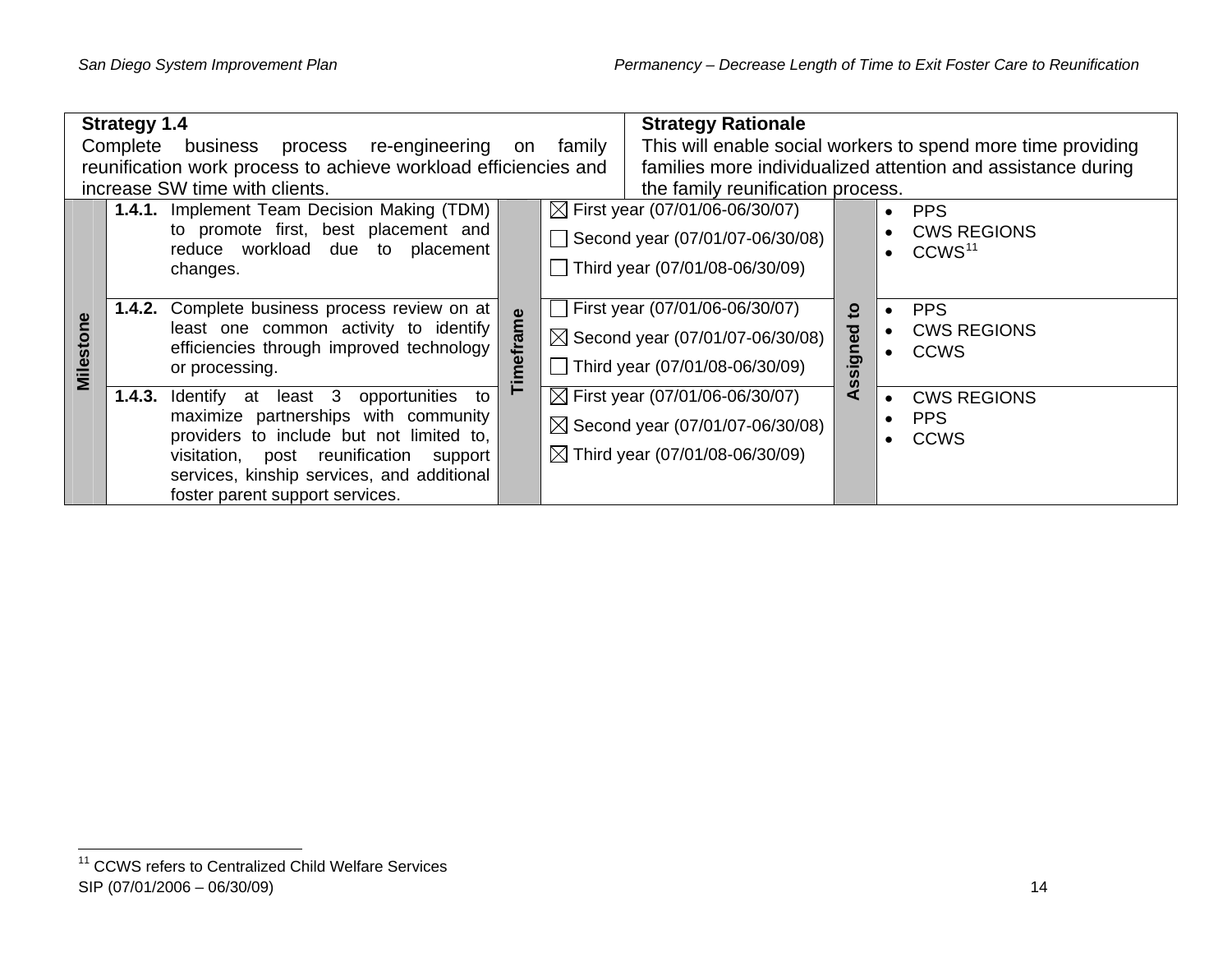| **Strategy 1.4**<br>Complete business process re-engineering on family reunification work process to achieve workload efficiencies and increase SW time with clients. | | | **Strategy Rationale**<br>This will enable social workers to spend more time providing families more individualized attention and assistance during the family reunification process. | | |
|---|---|---|---|---|---|
| **Milestone** | **1.4.1.** Implement Team Decision Making (TDM) to promote first, best placement and reduce workload due to placement changes. | **Timeframe** | ☒ First year (07/01/06-06/30/07)<br>☐ Second year (07/01/07-06/30/08)<br>☐ Third year (07/01/08-06/30/09) | **Assigned to** | • PPS<br>• CWS REGIONS<br>• CCWS[11] |
| | **1.4.2.** Complete business process review on at least one common activity to identify efficiencies through improved technology or processing. | | ☐ First year (07/01/06-06/30/07)<br>☒ Second year (07/01/07-06/30/08)<br>☐ Third year (07/01/08-06/30/09) | | • PPS<br>• CWS REGIONS<br>• CCWS |
| | **1.4.3.** Identify at least 3 opportunities to maximize partnerships with community providers to include but not limited to, visitation, post reunification support services, kinship services, and additional foster parent support services. | | ☒ First year (07/01/06-06/30/07)<br>☒ Second year (07/01/07-06/30/08)<br>☒ Third year (07/01/08-06/30/09) | | • CWS REGIONS<br>• PPS<br>• CCWS |

[11] CCWS refers to Centralized Child Welfare Services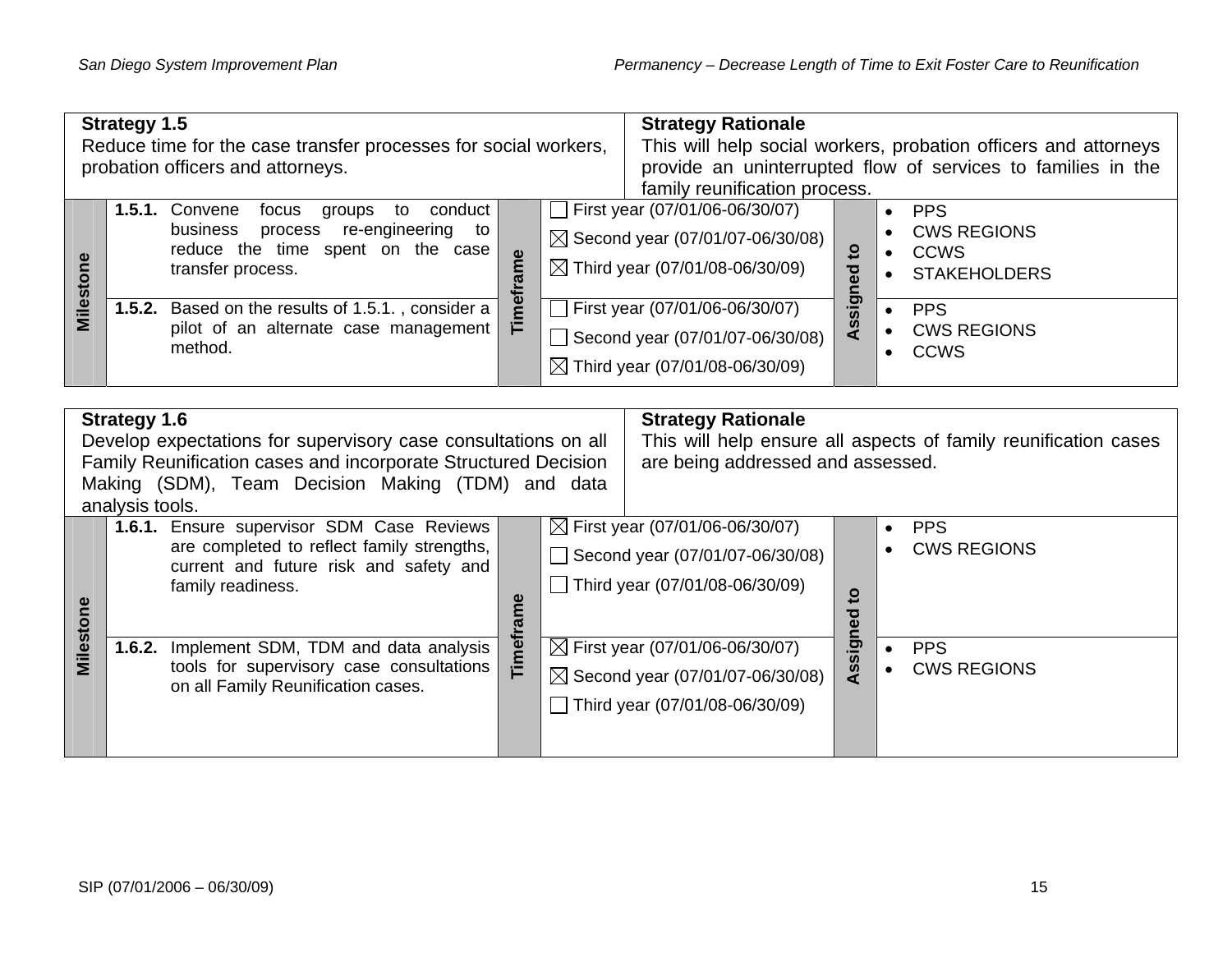| **Strategy 1.5**<br>Reduce time for the case transfer processes for social workers, probation officers and attorneys. | | **Strategy Rationale**<br>This will help social workers, probation officers and attorneys provide an uninterrupted flow of services to families in the family reunification process. | |
|---|---|---|---|
| **Milestone** | **Timeframe** | | **Assigned to** |
| **1.5.1.** Convene focus groups to conduct business process re-engineering to reduce the time spent on the case transfer process. | ☐ First year (07/01/06-06/30/07)<br>☒ Second year (07/01/07-06/30/08)<br>☒ Third year (07/01/08-06/30/09) | | • PPS<br>• CWS REGIONS<br>• CCWS<br>• STAKEHOLDERS |
| **1.5.2.** Based on the results of 1.5.1. , consider a pilot of an alternate case management method. | ☐ First year (07/01/06-06/30/07)<br>☐ Second year (07/01/07-06/30/08)<br>☒ Third year (07/01/08-06/30/09) | | • PPS<br>• CWS REGIONS<br>• CCWS |

| **Strategy 1.6**<br>Develop expectations for supervisory case consultations on all Family Reunification cases and incorporate Structured Decision Making (SDM), Team Decision Making (TDM) and data analysis tools. | | **Strategy Rationale**<br>This will help ensure all aspects of family reunification cases are being addressed and assessed. | |
|---|---|---|---|
| **Milestone** | **Timeframe** | | **Assigned to** |
| **1.6.1.** Ensure supervisor SDM Case Reviews are completed to reflect family strengths, current and future risk and safety and family readiness. | ☒ First year (07/01/06-06/30/07)<br>☐ Second year (07/01/07-06/30/08)<br>☐ Third year (07/01/08-06/30/09) | | • PPS<br>• CWS REGIONS |
| **1.6.2.** Implement SDM, TDM and data analysis tools for supervisory case consultations on all Family Reunification cases. | ☒ First year (07/01/06-06/30/07)<br>☒ Second year (07/01/07-06/30/08)<br>☐ Third year (07/01/08-06/30/09) | | • PPS<br>• CWS REGIONS |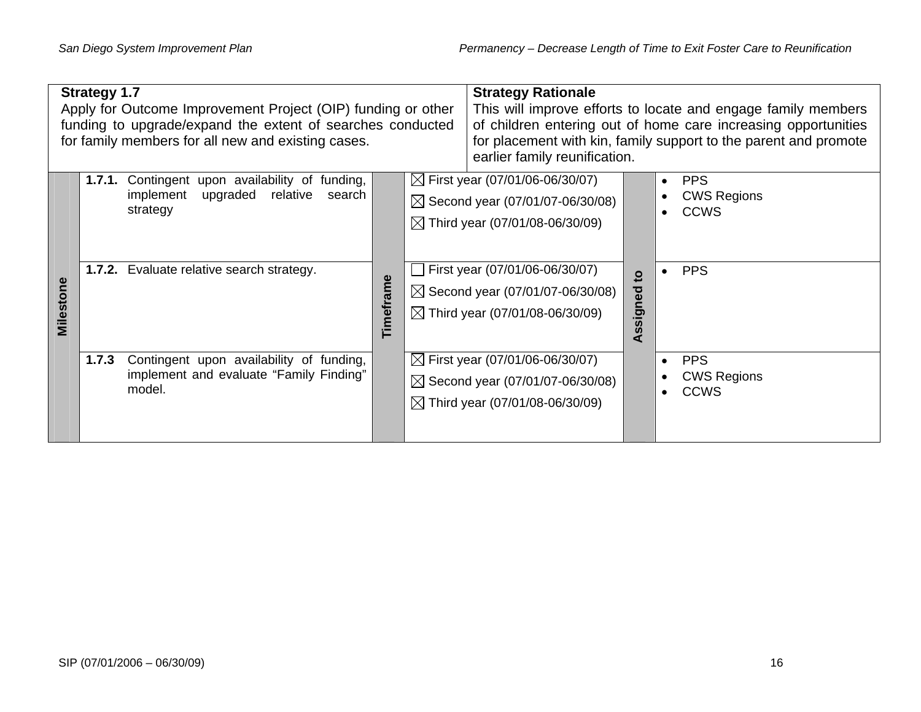| **Strategy 1.7** | | **Strategy Rationale** | |
|---|---|---|---|
| Apply for Outcome Improvement Project (OIP) funding or other funding to upgrade/expand the extent of searches conducted for family members for all new and existing cases. | | This will improve efforts to locate and engage family members of children entering out of home care increasing opportunities for placement with kin, family support to the parent and promote earlier family reunification. | |

| Milestone | Timeframe | | Assigned to |
|---|---|---|---|
| **1.7.1.** Contingent upon availability of funding, implement upgraded relative search strategy | | ☒ First year (07/01/06-06/30/07)<br>☒ Second year (07/01/07-06/30/08)<br>☒ Third year (07/01/08-06/30/09) | • PPS<br>• CWS Regions<br>• CCWS |
| **1.7.2.** Evaluate relative search strategy. | | ☐ First year (07/01/06-06/30/07)<br>☒ Second year (07/01/07-06/30/08)<br>☒ Third year (07/01/08-06/30/09) | • PPS |
| **1.7.3** Contingent upon availability of funding, implement and evaluate "Family Finding" model. | | ☒ First year (07/01/06-06/30/07)<br>☒ Second year (07/01/07-06/30/08)<br>☒ Third year (07/01/08-06/30/09) | • PPS<br>• CWS Regions<br>• CCWS |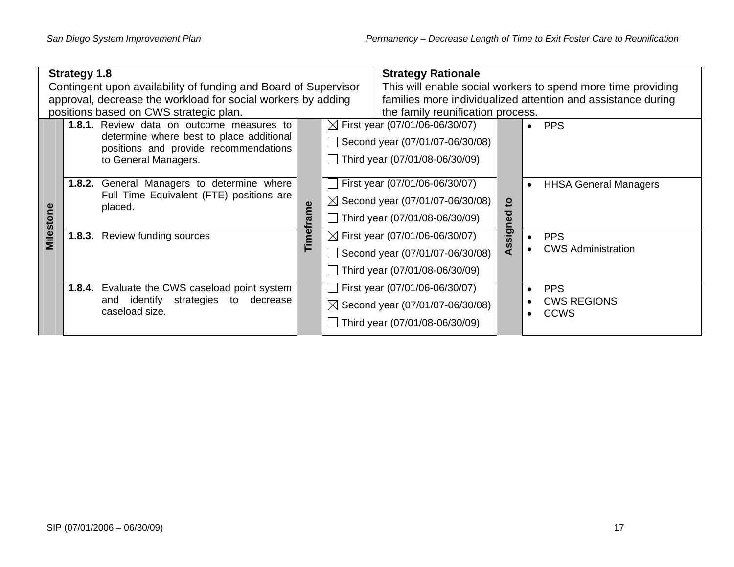| **Strategy 1.8**<br>Contingent upon availability of funding and Board of Supervisor approval, decrease the workload for social workers by adding positions based on CWS strategic plan. | | **Strategy Rationale**<br>This will enable social workers to spend more time providing families more individualized attention and assistance during the family reunification process. | |
|---|---|---|---|
| **Milestone** | **Timeframe** | | **Assigned to** |
| **1.8.1.** Review data on outcome measures to determine where best to place additional positions and provide recommendations to General Managers. | ☒ First year (07/01/06-06/30/07)<br>☐ Second year (07/01/07-06/30/08)<br>☐ Third year (07/01/08-06/30/09) | | • PPS |
| **1.8.2.** General Managers to determine where Full Time Equivalent (FTE) positions are placed. | ☐ First year (07/01/06-06/30/07)<br>☒ Second year (07/01/07-06/30/08)<br>☐ Third year (07/01/08-06/30/09) | | • HHSA General Managers |
| **1.8.3.** Review funding sources | ☒ First year (07/01/06-06/30/07)<br>☐ Second year (07/01/07-06/30/08)<br>☐ Third year (07/01/08-06/30/09) | | • PPS<br>• CWS Administration |
| **1.8.4.** Evaluate the CWS caseload point system and identify strategies to decrease caseload size. | ☐ First year (07/01/06-06/30/07)<br>☒ Second year (07/01/07-06/30/08)<br>☐ Third year (07/01/08-06/30/09) | | • PPS<br>• CWS REGIONS<br>• CCWS |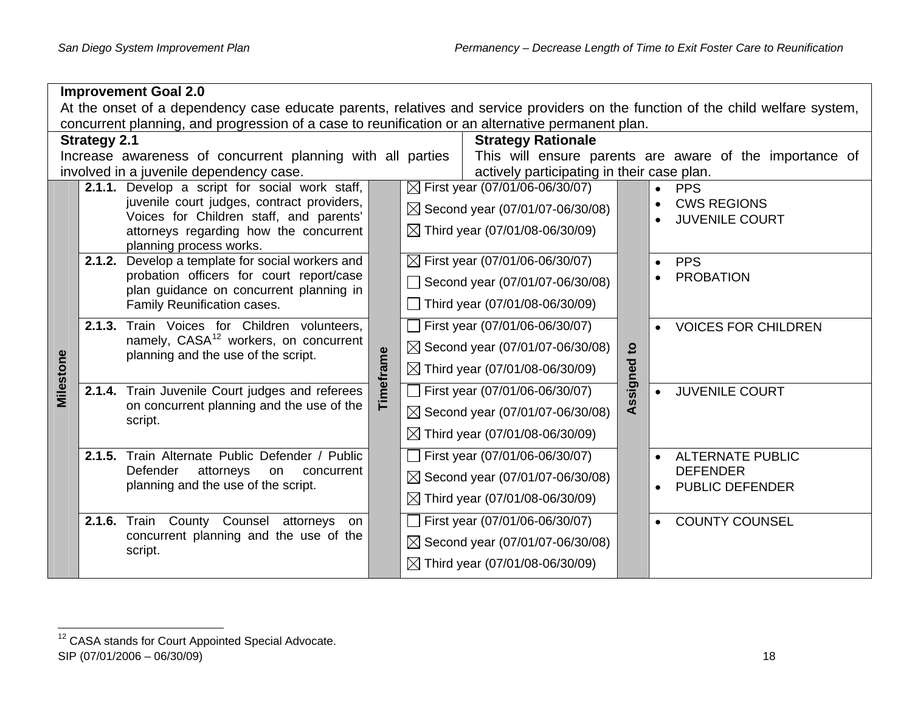**Improvement Goal 2.0**
At the onset of a dependency case educate parents, relatives and service providers on the function of the child welfare system, concurrent planning, and progression of a case to reunification or an alternative permanent plan.

**Strategy 2.1**
Increase awareness of concurrent planning with all parties involved in a juvenile dependency case.

**Strategy Rationale**
This will ensure parents are aware of the importance of actively participating in their case plan.

| Milestone | Timeframe | Assigned to |
|---|---|---|
| **2.1.1.** Develop a script for social work staff, juvenile court judges, contract providers, Voices for Children staff, and parents' attorneys regarding how the concurrent planning process works. | ☒ First year (07/01/06-06/30/07)<br>☒ Second year (07/01/07-06/30/08)<br>☒ Third year (07/01/08-06/30/09) | • PPS<br>• CWS REGIONS<br>• JUVENILE COURT |
| **2.1.2.** Develop a template for social workers and probation officers for court report/case plan guidance on concurrent planning in Family Reunification cases. | ☒ First year (07/01/06-06/30/07)<br>☐ Second year (07/01/07-06/30/08)<br>☐ Third year (07/01/08-06/30/09) | • PPS<br>• PROBATION |
| **2.1.3.** Train Voices for Children volunteers, namely, CASA[12] workers, on concurrent planning and the use of the script. | ☐ First year (07/01/06-06/30/07)<br>☒ Second year (07/01/07-06/30/08)<br>☒ Third year (07/01/08-06/30/09) | • VOICES FOR CHILDREN |
| **2.1.4.** Train Juvenile Court judges and referees on concurrent planning and the use of the script. | ☐ First year (07/01/06-06/30/07)<br>☒ Second year (07/01/07-06/30/08)<br>☒ Third year (07/01/08-06/30/09) | • JUVENILE COURT |
| **2.1.5.** Train Alternate Public Defender / Public Defender attorneys on concurrent planning and the use of the script. | ☐ First year (07/01/06-06/30/07)<br>☒ Second year (07/01/07-06/30/08)<br>☒ Third year (07/01/08-06/30/09) | • ALTERNATE PUBLIC DEFENDER<br>• PUBLIC DEFENDER |
| **2.1.6.** Train County Counsel attorneys on concurrent planning and the use of the script. | ☐ First year (07/01/06-06/30/07)<br>☒ Second year (07/01/07-06/30/08)<br>☒ Third year (07/01/08-06/30/09) | • COUNTY COUNSEL |

[12] CASA stands for Court Appointed Special Advocate.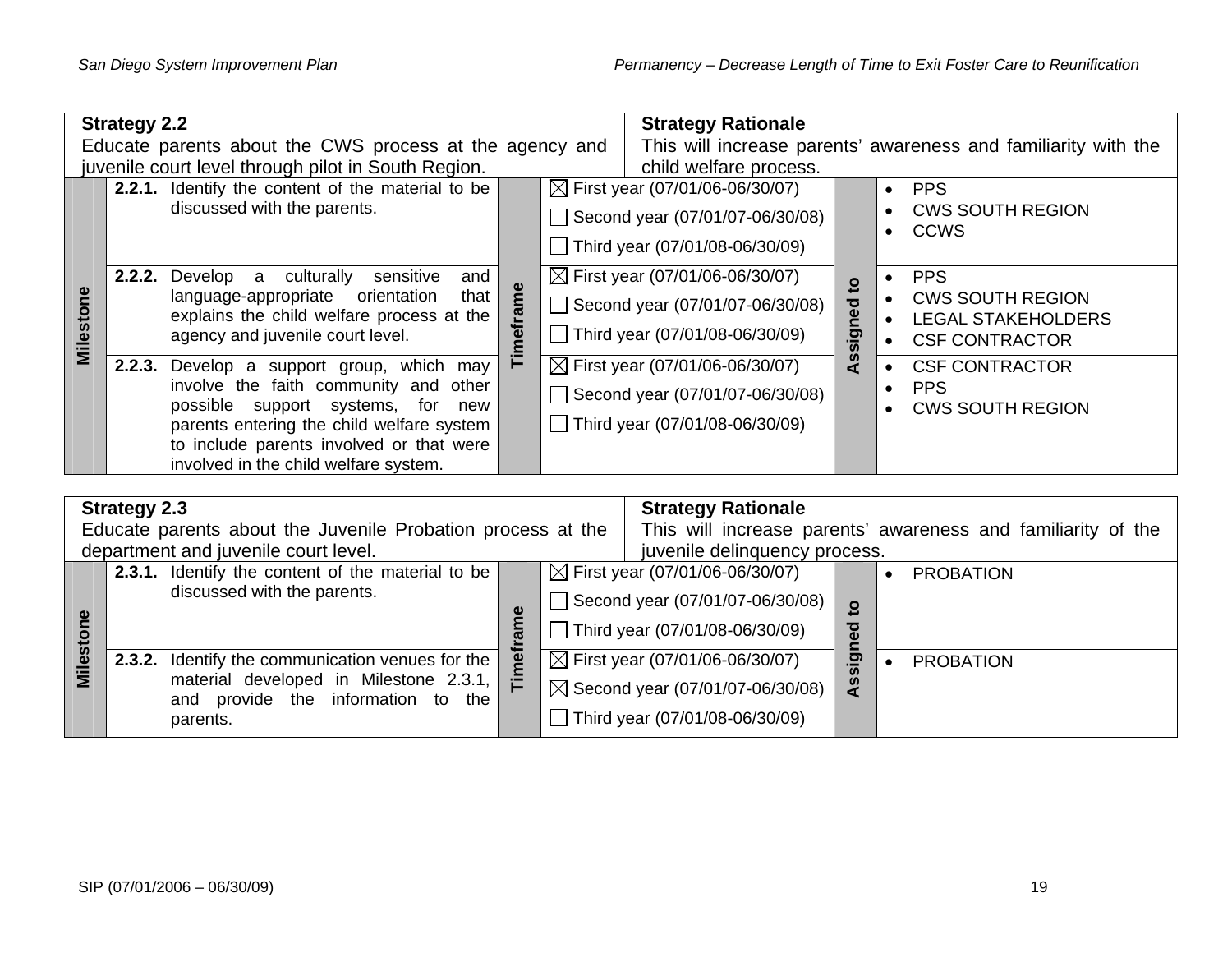| **Strategy 2.2**<br>Educate parents about the CWS process at the agency and juvenile court level through pilot in South Region. | | **Strategy Rationale**<br>This will increase parents' awareness and familiarity with the child welfare process. | |
|---|---|---|---|
| **Milestone** | | **Timeframe** | **Assigned to** |
| **2.2.1.** Identify the content of the material to be discussed with the parents. | | ☒ First year (07/01/06-06/30/07)<br>☐ Second year (07/01/07-06/30/08)<br>☐ Third year (07/01/08-06/30/09) | • PPS<br>• CWS SOUTH REGION<br>• CCWS |
| **2.2.2.** Develop a culturally sensitive and language-appropriate orientation that explains the child welfare process at the agency and juvenile court level. | | ☒ First year (07/01/06-06/30/07)<br>☐ Second year (07/01/07-06/30/08)<br>☐ Third year (07/01/08-06/30/09) | • PPS<br>• CWS SOUTH REGION<br>• LEGAL STAKEHOLDERS<br>• CSF CONTRACTOR |
| **2.2.3.** Develop a support group, which may involve the faith community and other possible support systems, for new parents entering the child welfare system to include parents involved or that were involved in the child welfare system. | | ☒ First year (07/01/06-06/30/07)<br>☐ Second year (07/01/07-06/30/08)<br>☐ Third year (07/01/08-06/30/09) | • CSF CONTRACTOR<br>• PPS<br>• CWS SOUTH REGION |

| **Strategy 2.3**<br>Educate parents about the Juvenile Probation process at the department and juvenile court level. | | **Strategy Rationale**<br>This will increase parents' awareness and familiarity of the juvenile delinquency process. | |
|---|---|---|---|
| **Milestone** | | **Timeframe** | **Assigned to** |
| **2.3.1.** Identify the content of the material to be discussed with the parents. | | ☒ First year (07/01/06-06/30/07)<br>☐ Second year (07/01/07-06/30/08)<br>☐ Third year (07/01/08-06/30/09) | • PROBATION |
| **2.3.2.** Identify the communication venues for the material developed in Milestone 2.3.1, and provide the information to the parents. | | ☒ First year (07/01/06-06/30/07)<br>☒ Second year (07/01/07-06/30/08)<br>☐ Third year (07/01/08-06/30/09) | • PROBATION |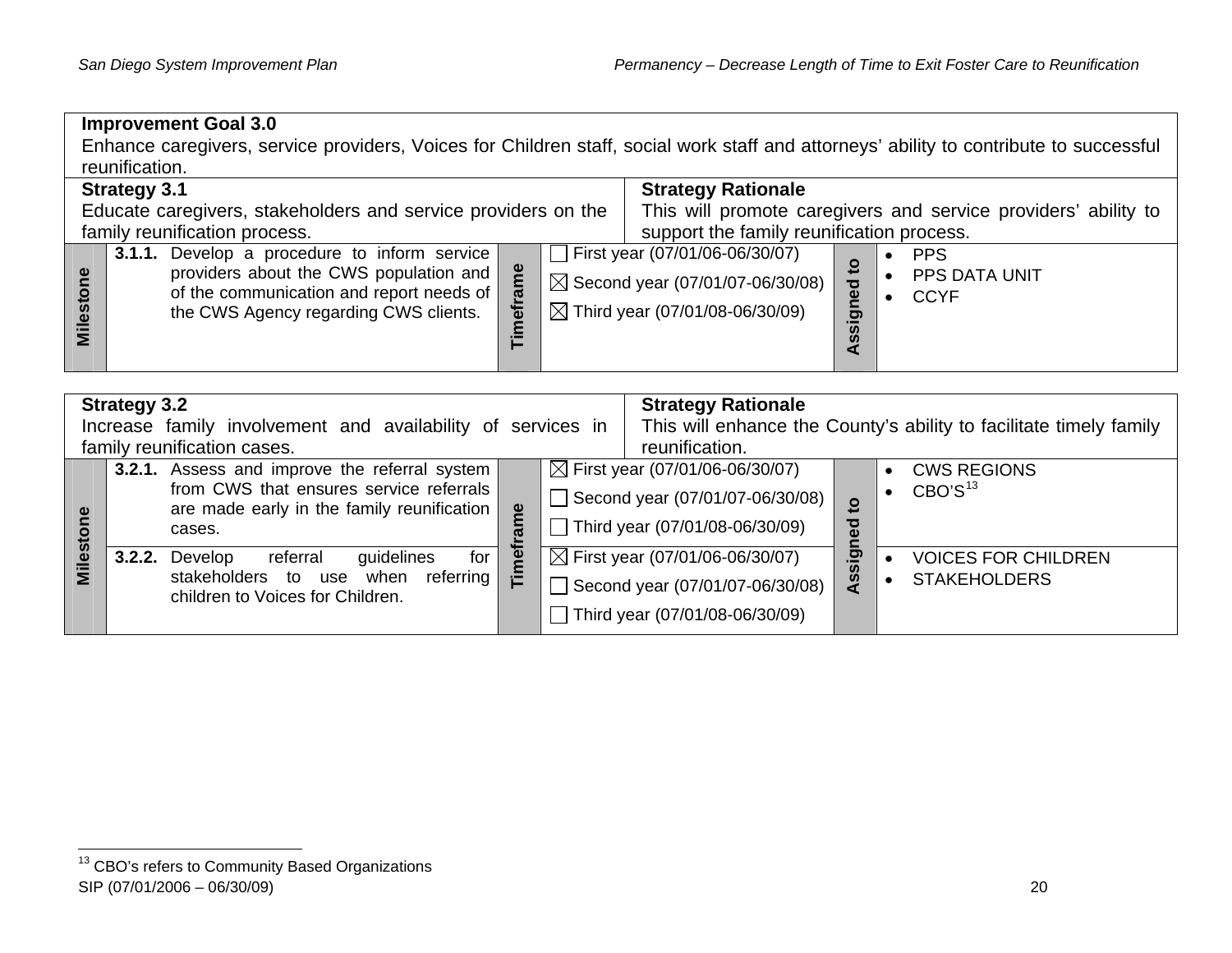**Improvement Goal 3.0**

Enhance caregivers, service providers, Voices for Children staff, social work staff and attorneys' ability to contribute to successful reunification.

| **Strategy 3.1** | **Strategy Rationale** |
|---|---|
| Educate caregivers, stakeholders and service providers on the family reunification process. | This will promote caregivers and service providers' ability to support the family reunification process. |

| | Milestone | Timeframe | Assigned to |
|---|---|---|---|
| **Milestone** | **3.1.1.** Develop a procedure to inform service providers about the CWS population and of the communication and report needs of the CWS Agency regarding CWS clients. | ☐ First year (07/01/06-06/30/07)<br>☒ Second year (07/01/07-06/30/08)<br>☒ Third year (07/01/08-06/30/09) | • PPS<br>• PPS DATA UNIT<br>• CCYF |

| **Strategy 3.2** | **Strategy Rationale** |
|---|---|
| Increase family involvement and availability of services in family reunification cases. | This will enhance the County's ability to facilitate timely family reunification. |

| | Milestone | Timeframe | Assigned to |
|---|---|---|---|
| **Milestone** | **3.2.1.** Assess and improve the referral system from CWS that ensures service referrals are made early in the family reunification cases. | ☒ First year (07/01/06-06/30/07)<br>☐ Second year (07/01/07-06/30/08)<br>☐ Third year (07/01/08-06/30/09) | • CWS REGIONS<br>• CBO'S[13] |
| | **3.2.2.** Develop referral guidelines for stakeholders to use when referring children to Voices for Children. | ☒ First year (07/01/06-06/30/07)<br>☐ Second year (07/01/07-06/30/08)<br>☐ Third year (07/01/08-06/30/09) | • VOICES FOR CHILDREN<br>• STAKEHOLDERS |

[13] CBO's refers to Community Based Organizations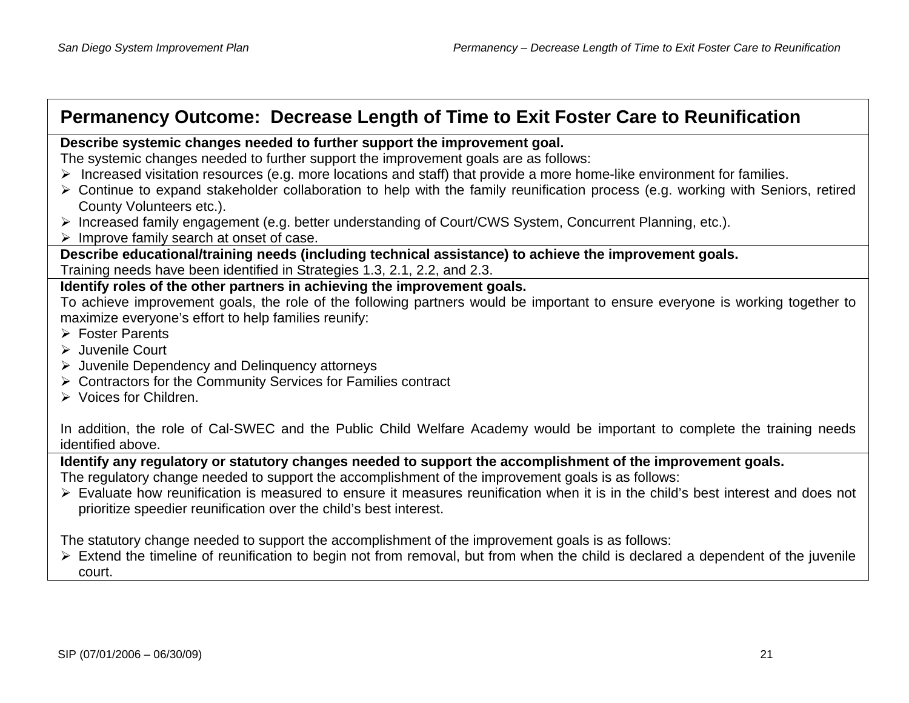## Permanency Outcome: Decrease Length of Time to Exit Foster Care to Reunification

**Describe systemic changes needed to further support the improvement goal.**

The systemic changes needed to further support the improvement goals are as follows:

- Increased visitation resources (e.g. more locations and staff) that provide a more home-like environment for families.
- Continue to expand stakeholder collaboration to help with the family reunification process (e.g. working with Seniors, retired County Volunteers etc.).
- Increased family engagement (e.g. better understanding of Court/CWS System, Concurrent Planning, etc.).
- Improve family search at onset of case.

**Describe educational/training needs (including technical assistance) to achieve the improvement goals.**

Training needs have been identified in Strategies 1.3, 2.1, 2.2, and 2.3.

**Identify roles of the other partners in achieving the improvement goals.**

To achieve improvement goals, the role of the following partners would be important to ensure everyone is working together to maximize everyone's effort to help families reunify:

- Foster Parents
- Juvenile Court
- Juvenile Dependency and Delinquency attorneys
- Contractors for the Community Services for Families contract
- Voices for Children.

In addition, the role of Cal-SWEC and the Public Child Welfare Academy would be important to complete the training needs identified above.

**Identify any regulatory or statutory changes needed to support the accomplishment of the improvement goals.**

The regulatory change needed to support the accomplishment of the improvement goals is as follows:

- Evaluate how reunification is measured to ensure it measures reunification when it is in the child's best interest and does not prioritize speedier reunification over the child's best interest.

The statutory change needed to support the accomplishment of the improvement goals is as follows:

- Extend the timeline of reunification to begin not from removal, but from when the child is declared a dependent of the juvenile court.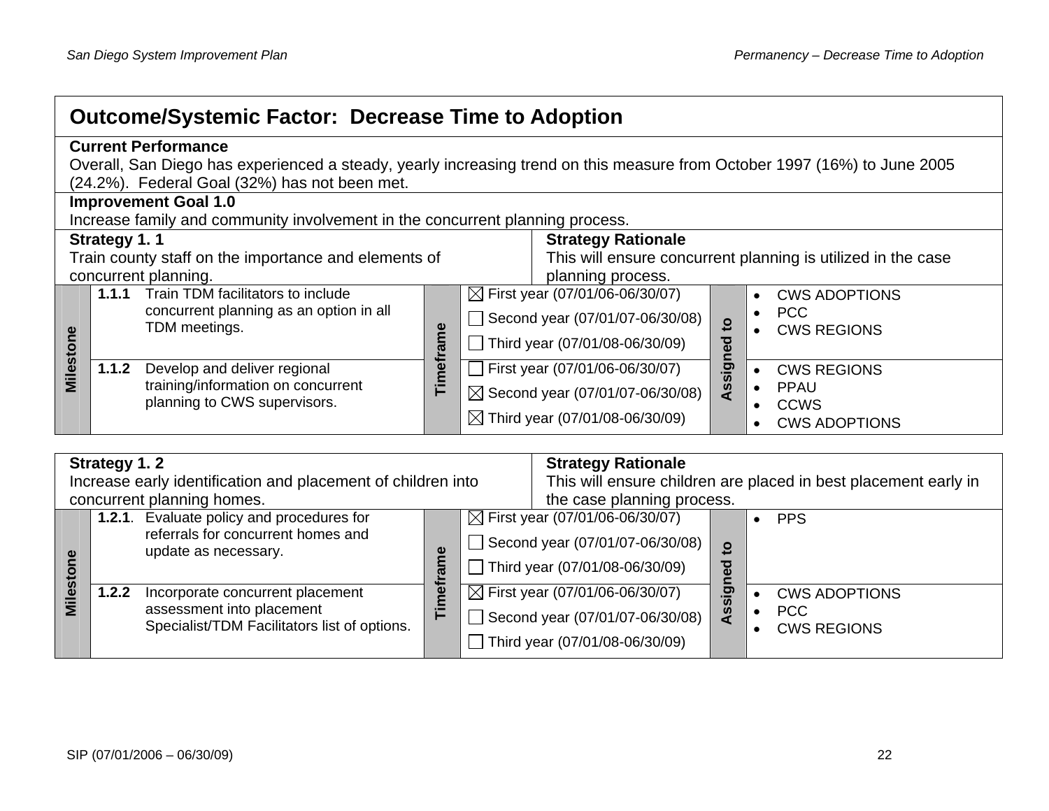## Outcome/Systemic Factor: Decrease Time to Adoption

**Current Performance**
Overall, San Diego has experienced a steady, yearly increasing trend on this measure from October 1997 (16%) to June 2005 (24.2%). Federal Goal (32%) has not been met.

**Improvement Goal 1.0**
Increase family and community involvement in the concurrent planning process.

| **Strategy 1. 1** | **Strategy Rationale** |
|---|---|
| Train county staff on the importance and elements of concurrent planning. | This will ensure concurrent planning is utilized in the case planning process. |

| Milestone | | Timeframe | Assigned to |
|---|---|---|---|
| **1.1.1** | Train TDM facilitators to include concurrent planning as an option in all TDM meetings. | ☒ First year (07/01/06-06/30/07)<br>☐ Second year (07/01/07-06/30/08)<br>☐ Third year (07/01/08-06/30/09) | • CWS ADOPTIONS<br>• PCC<br>• CWS REGIONS |
| **1.1.2** | Develop and deliver regional training/information on concurrent planning to CWS supervisors. | ☐ First year (07/01/06-06/30/07)<br>☒ Second year (07/01/07-06/30/08)<br>☒ Third year (07/01/08-06/30/09) | • CWS REGIONS<br>• PPAU<br>• CCWS<br>• CWS ADOPTIONS |

| **Strategy 1. 2** | **Strategy Rationale** |
|---|---|
| Increase early identification and placement of children into concurrent planning homes. | This will ensure children are placed in best placement early in the case planning process. |

| Milestone | | Timeframe | Assigned to |
|---|---|---|---|
| **1.2.1**. | Evaluate policy and procedures for referrals for concurrent homes and update as necessary. | ☒ First year (07/01/06-06/30/07)<br>☐ Second year (07/01/07-06/30/08)<br>☐ Third year (07/01/08-06/30/09) | • PPS |
| **1.2.2** | Incorporate concurrent placement assessment into placement Specialist/TDM Facilitators list of options. | ☒ First year (07/01/06-06/30/07)<br>☐ Second year (07/01/07-06/30/08)<br>☐ Third year (07/01/08-06/30/09) | • CWS ADOPTIONS<br>• PCC<br>• CWS REGIONS |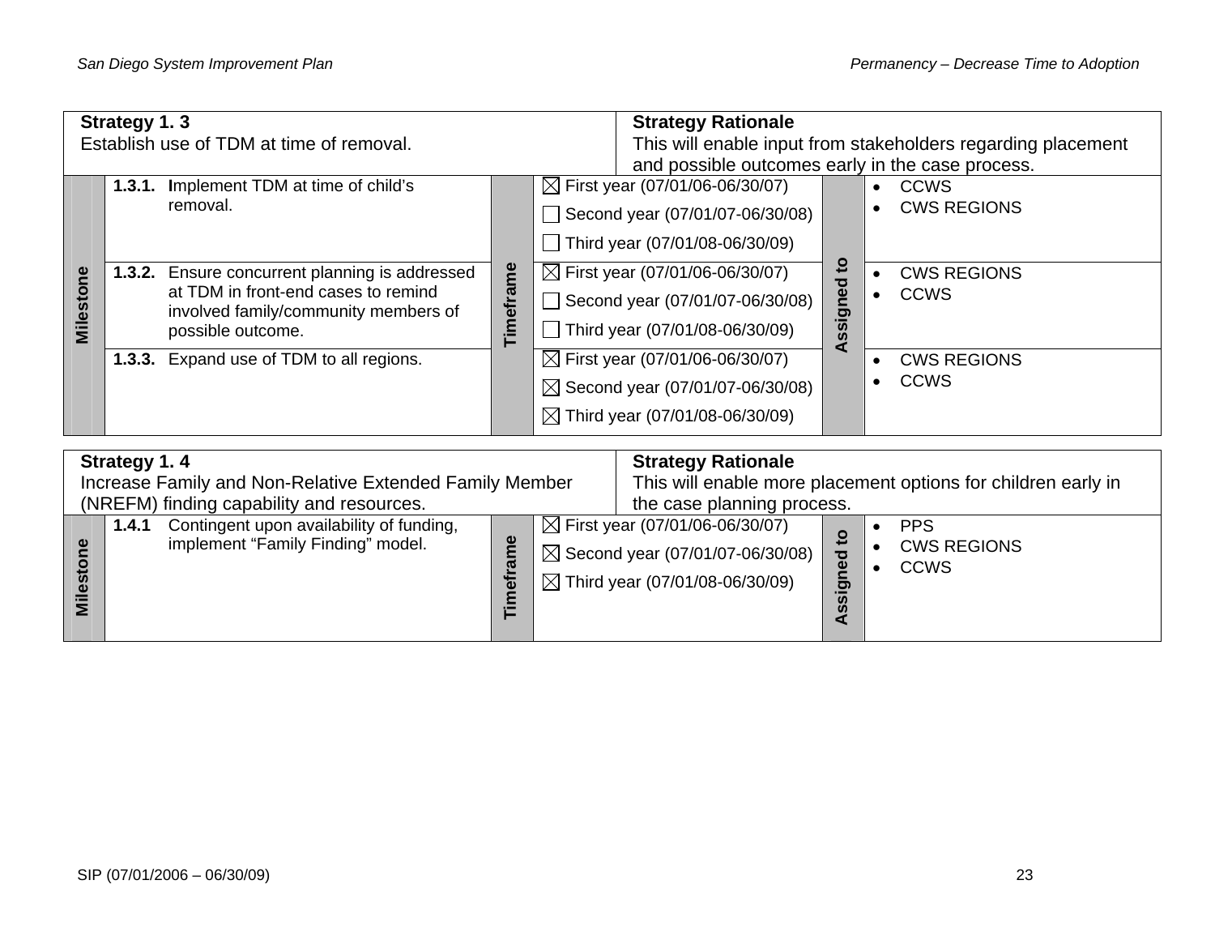| **Strategy 1. 3**<br>Establish use of TDM at time of removal. | | **Strategy Rationale**<br>This will enable input from stakeholders regarding placement and possible outcomes early in the case process. | |
|---|---|---|---|
| **Milestone** | **Timeframe** | | **Assigned to** |
| **1.3.1.** Implement TDM at time of child's removal. | ☒ First year (07/01/06-06/30/07)<br>☐ Second year (07/01/07-06/30/08)<br>☐ Third year (07/01/08-06/30/09) | | • CCWS<br>• CWS REGIONS |
| **1.3.2.** Ensure concurrent planning is addressed at TDM in front-end cases to remind involved family/community members of possible outcome. | ☒ First year (07/01/06-06/30/07)<br>☐ Second year (07/01/07-06/30/08)<br>☐ Third year (07/01/08-06/30/09) | | • CWS REGIONS<br>• CCWS |
| **1.3.3.** Expand use of TDM to all regions. | ☒ First year (07/01/06-06/30/07)<br>☒ Second year (07/01/07-06/30/08)<br>☒ Third year (07/01/08-06/30/09) | | • CWS REGIONS<br>• CCWS |

| **Strategy 1. 4**<br>Increase Family and Non-Relative Extended Family Member (NREFM) finding capability and resources. | | **Strategy Rationale**<br>This will enable more placement options for children early in the case planning process. | |
|---|---|---|---|
| **Milestone** | **Timeframe** | | **Assigned to** |
| **1.4.1** Contingent upon availability of funding, implement "Family Finding" model. | ☒ First year (07/01/06-06/30/07)<br>☒ Second year (07/01/07-06/30/08)<br>☒ Third year (07/01/08-06/30/09) | | • PPS<br>• CWS REGIONS<br>• CCWS |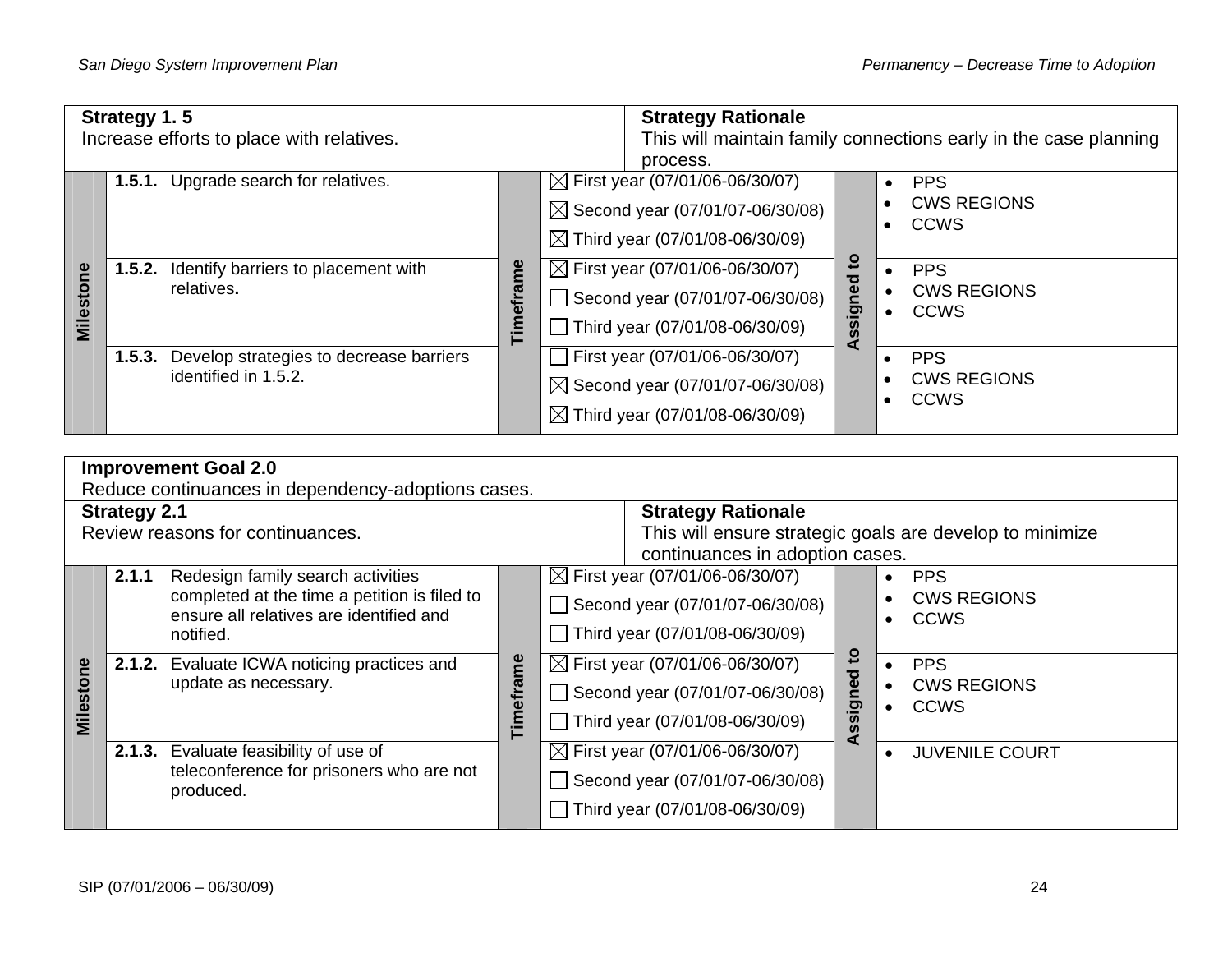| **Strategy 1. 5**<br>Increase efforts to place with relatives. | | **Strategy Rationale**<br>This will maintain family connections early in the case planning process. |
|---|---|---|
| **Milestone** | **Timeframe** | **Assigned to** |
| **1.5.1.** Upgrade search for relatives. | ☒ First year (07/01/06-06/30/07)<br>☒ Second year (07/01/07-06/30/08)<br>☒ Third year (07/01/08-06/30/09) | • PPS<br>• CWS REGIONS<br>• CCWS |
| **1.5.2.** Identify barriers to placement with relatives**.** | ☒ First year (07/01/06-06/30/07)<br>☐ Second year (07/01/07-06/30/08)<br>☐ Third year (07/01/08-06/30/09) | • PPS<br>• CWS REGIONS<br>• CCWS |
| **1.5.3.** Develop strategies to decrease barriers identified in 1.5.2. | ☐ First year (07/01/06-06/30/07)<br>☒ Second year (07/01/07-06/30/08)<br>☒ Third year (07/01/08-06/30/09) | • PPS<br>• CWS REGIONS<br>• CCWS |

| **Improvement Goal 2.0**<br>Reduce continuances in dependency-adoptions cases. | | |
|---|---|---|
| **Strategy 2.1**<br>Review reasons for continuances. | | **Strategy Rationale**<br>This will ensure strategic goals are develop to minimize continuances in adoption cases. |
| **Milestone** | **Timeframe** | **Assigned to** |
| **2.1.1** Redesign family search activities completed at the time a petition is filed to ensure all relatives are identified and notified. | ☒ First year (07/01/06-06/30/07)<br>☐ Second year (07/01/07-06/30/08)<br>☐ Third year (07/01/08-06/30/09) | • PPS<br>• CWS REGIONS<br>• CCWS |
| **2.1.2.** Evaluate ICWA noticing practices and update as necessary. | ☒ First year (07/01/06-06/30/07)<br>☐ Second year (07/01/07-06/30/08)<br>☐ Third year (07/01/08-06/30/09) | • PPS<br>• CWS REGIONS<br>• CCWS |
| **2.1.3.** Evaluate feasibility of use of teleconference for prisoners who are not produced. | ☒ First year (07/01/06-06/30/07)<br>☐ Second year (07/01/07-06/30/08)<br>☐ Third year (07/01/08-06/30/09) | • JUVENILE COURT |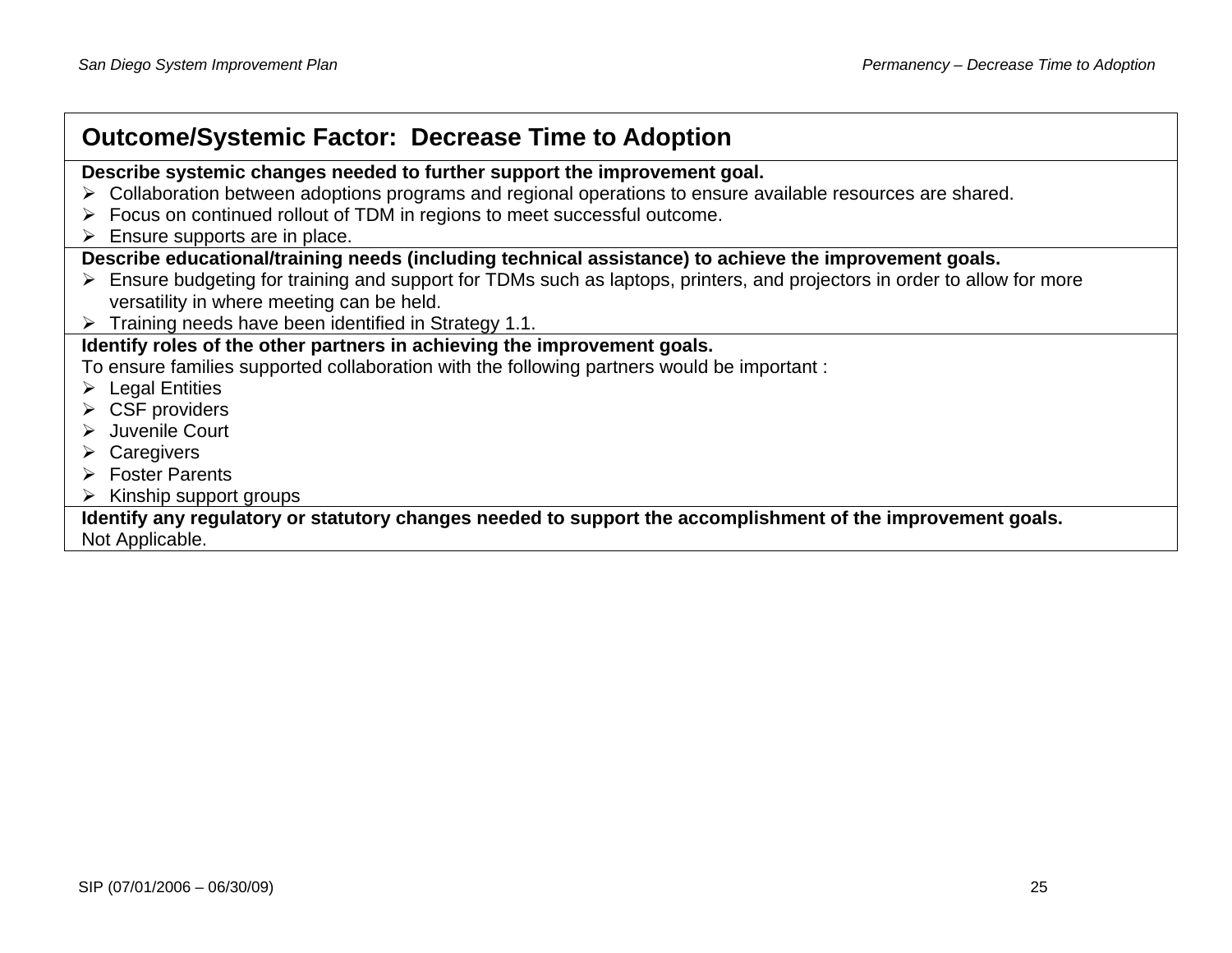## Outcome/Systemic Factor: Decrease Time to Adoption

**Describe systemic changes needed to further support the improvement goal.**

- Collaboration between adoptions programs and regional operations to ensure available resources are shared.
- Focus on continued rollout of TDM in regions to meet successful outcome.
- Ensure supports are in place.

**Describe educational/training needs (including technical assistance) to achieve the improvement goals.**

- Ensure budgeting for training and support for TDMs such as laptops, printers, and projectors in order to allow for more versatility in where meeting can be held.
- Training needs have been identified in Strategy 1.1.

**Identify roles of the other partners in achieving the improvement goals.**

To ensure families supported collaboration with the following partners would be important :

- Legal Entities
- CSF providers
- Juvenile Court
- Caregivers
- Foster Parents
- Kinship support groups

**Identify any regulatory or statutory changes needed to support the accomplishment of the improvement goals.**

Not Applicable.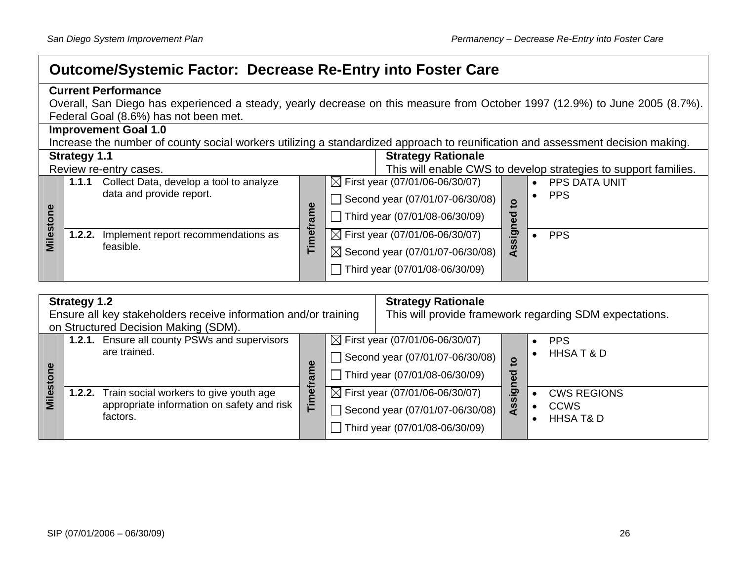# Outcome/Systemic Factor: Decrease Re-Entry into Foster Care

**Current Performance**

Overall, San Diego has experienced a steady, yearly decrease on this measure from October 1997 (12.9%) to June 2005 (8.7%). Federal Goal (8.6%) has not been met.

**Improvement Goal 1.0**

Increase the number of county social workers utilizing a standardized approach to reunification and assessment decision making.

**Strategy 1.1**

Review re-entry cases.

**Strategy Rationale**

This will enable CWS to develop strategies to support families.

| Milestone | | Timeframe | Assigned to |
|---|---|---|---|
| 1.1.1 | Collect Data, develop a tool to analyze data and provide report. | ☒ First year (07/01/06-06/30/07)<br>☐ Second year (07/01/07-06/30/08)<br>☐ Third year (07/01/08-06/30/09) | • PPS DATA UNIT<br>• PPS |
| 1.2.2. | Implement report recommendations as feasible. | ☒ First year (07/01/06-06/30/07)<br>☒ Second year (07/01/07-06/30/08)<br>☐ Third year (07/01/08-06/30/09) | • PPS |

**Strategy 1.2**

Ensure all key stakeholders receive information and/or training on Structured Decision Making (SDM).

**Strategy Rationale**

This will provide framework regarding SDM expectations.

| Milestone | | Timeframe | Assigned to |
|---|---|---|---|
| 1.2.1. | Ensure all county PSWs and supervisors are trained. | ☒ First year (07/01/06-06/30/07)<br>☐ Second year (07/01/07-06/30/08)<br>☐ Third year (07/01/08-06/30/09) | • PPS<br>• HHSA T & D |
| 1.2.2. | Train social workers to give youth age appropriate information on safety and risk factors. | ☒ First year (07/01/06-06/30/07)<br>☐ Second year (07/01/07-06/30/08)<br>☐ Third year (07/01/08-06/30/09) | • CWS REGIONS<br>• CCWS<br>• HHSA T& D |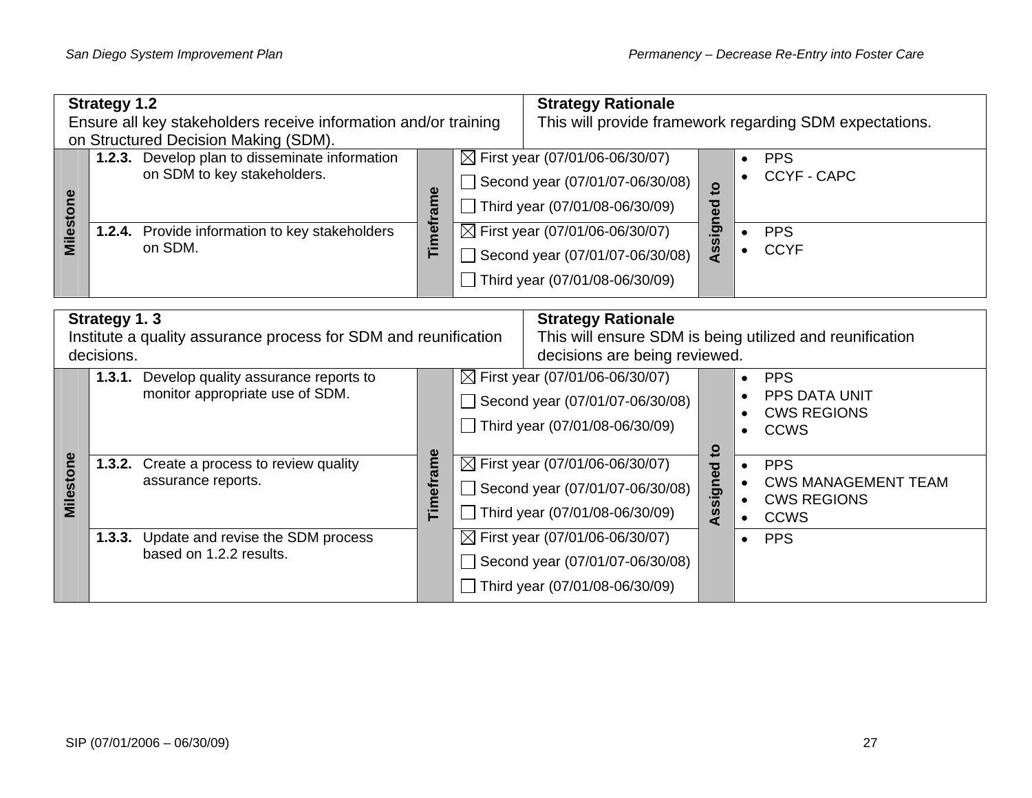| **Strategy 1.2**<br>Ensure all key stakeholders receive information and/or training on Structured Decision Making (SDM). | | | **Strategy Rationale**<br>This will provide framework regarding SDM expectations. | | |
|---|---|---|---|---|---|
| **Milestone** | **1.2.3.** Develop plan to disseminate information on SDM to key stakeholders. | **Timeframe** | ☒ First year (07/01/06-06/30/07)<br>☐ Second year (07/01/07-06/30/08)<br>☐ Third year (07/01/08-06/30/09) | **Assigned to** | • PPS<br>• CCYF - CAPC |
| | **1.2.4.** Provide information to key stakeholders on SDM. | | ☒ First year (07/01/06-06/30/07)<br>☐ Second year (07/01/07-06/30/08)<br>☐ Third year (07/01/08-06/30/09) | | • PPS<br>• CCYF |

| **Strategy 1. 3**<br>Institute a quality assurance process for SDM and reunification decisions. | | | **Strategy Rationale**<br>This will ensure SDM is being utilized and reunification decisions are being reviewed. | | |
|---|---|---|---|---|---|
| **Milestone** | **1.3.1.** Develop quality assurance reports to monitor appropriate use of SDM. | **Timeframe** | ☒ First year (07/01/06-06/30/07)<br>☐ Second year (07/01/07-06/30/08)<br>☐ Third year (07/01/08-06/30/09) | **Assigned to** | • PPS<br>• PPS DATA UNIT<br>• CWS REGIONS<br>• CCWS |
| | **1.3.2.** Create a process to review quality assurance reports. | | ☒ First year (07/01/06-06/30/07)<br>☐ Second year (07/01/07-06/30/08)<br>☐ Third year (07/01/08-06/30/09) | | • PPS<br>• CWS MANAGEMENT TEAM<br>• CWS REGIONS<br>• CCWS |
| | **1.3.3.** Update and revise the SDM process based on 1.2.2 results. | | ☒ First year (07/01/06-06/30/07)<br>☐ Second year (07/01/07-06/30/08)<br>☐ Third year (07/01/08-06/30/09) | | • PPS |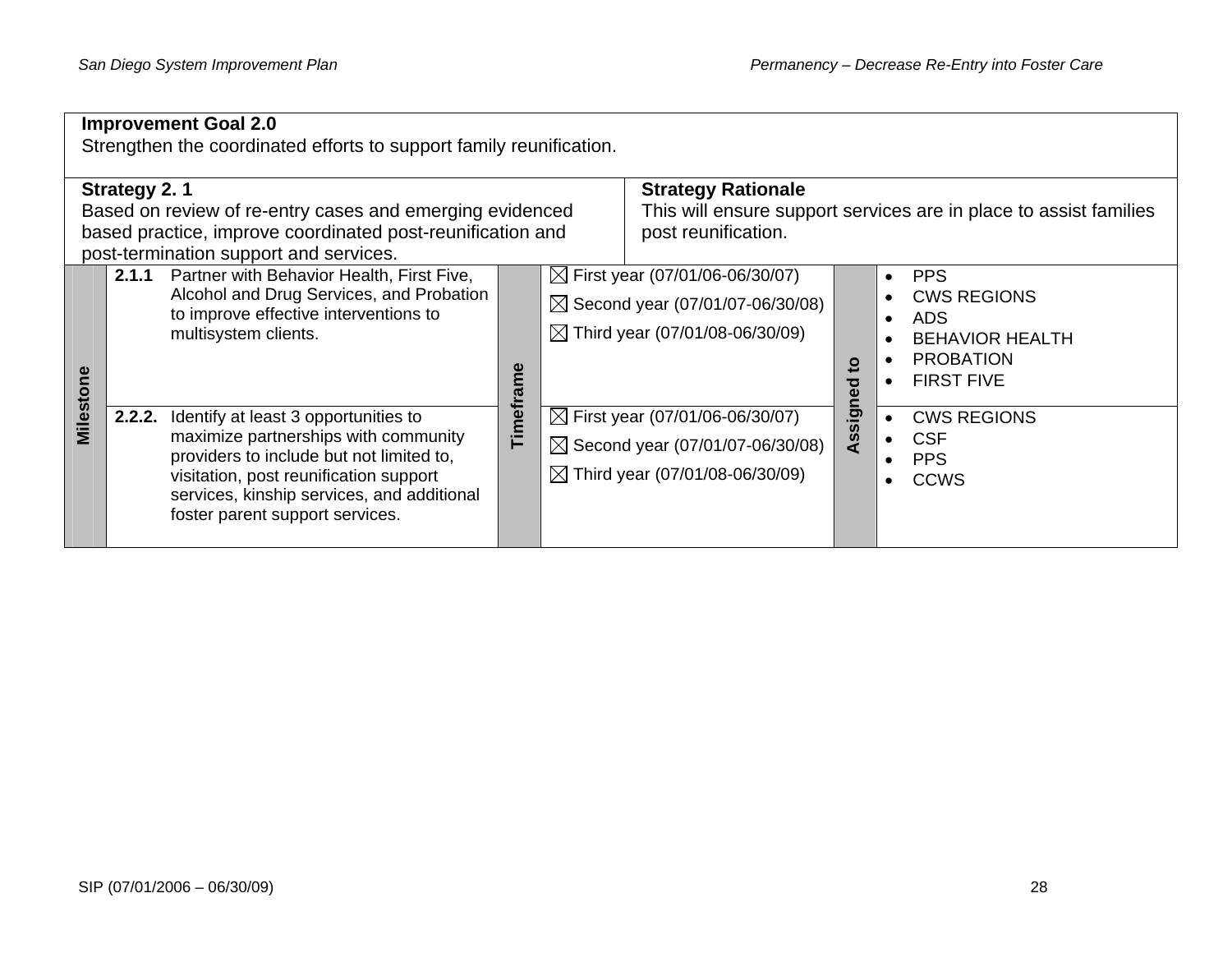**Improvement Goal 2.0**
Strengthen the coordinated efforts to support family reunification.

| **Strategy 2. 1** | **Strategy Rationale** |
|---|---|
| Based on review of re-entry cases and emerging evidenced based practice, improve coordinated post-reunification and post-termination support and services. | This will ensure support services are in place to assist families post reunification. |

| Milestone | Timeframe | Assigned to |
|---|---|---|
| **2.1.1** Partner with Behavior Health, First Five, Alcohol and Drug Services, and Probation to improve effective interventions to multisystem clients. | ☒ First year (07/01/06-06/30/07)<br>☒ Second year (07/01/07-06/30/08)<br>☒ Third year (07/01/08-06/30/09) | • PPS<br>• CWS REGIONS<br>• ADS<br>• BEHAVIOR HEALTH<br>• PROBATION<br>• FIRST FIVE |
| **2.2.2.** Identify at least 3 opportunities to maximize partnerships with community providers to include but not limited to, visitation, post reunification support services, kinship services, and additional foster parent support services. | ☒ First year (07/01/06-06/30/07)<br>☒ Second year (07/01/07-06/30/08)<br>☒ Third year (07/01/08-06/30/09) | • CWS REGIONS<br>• CSF<br>• PPS<br>• CCWS |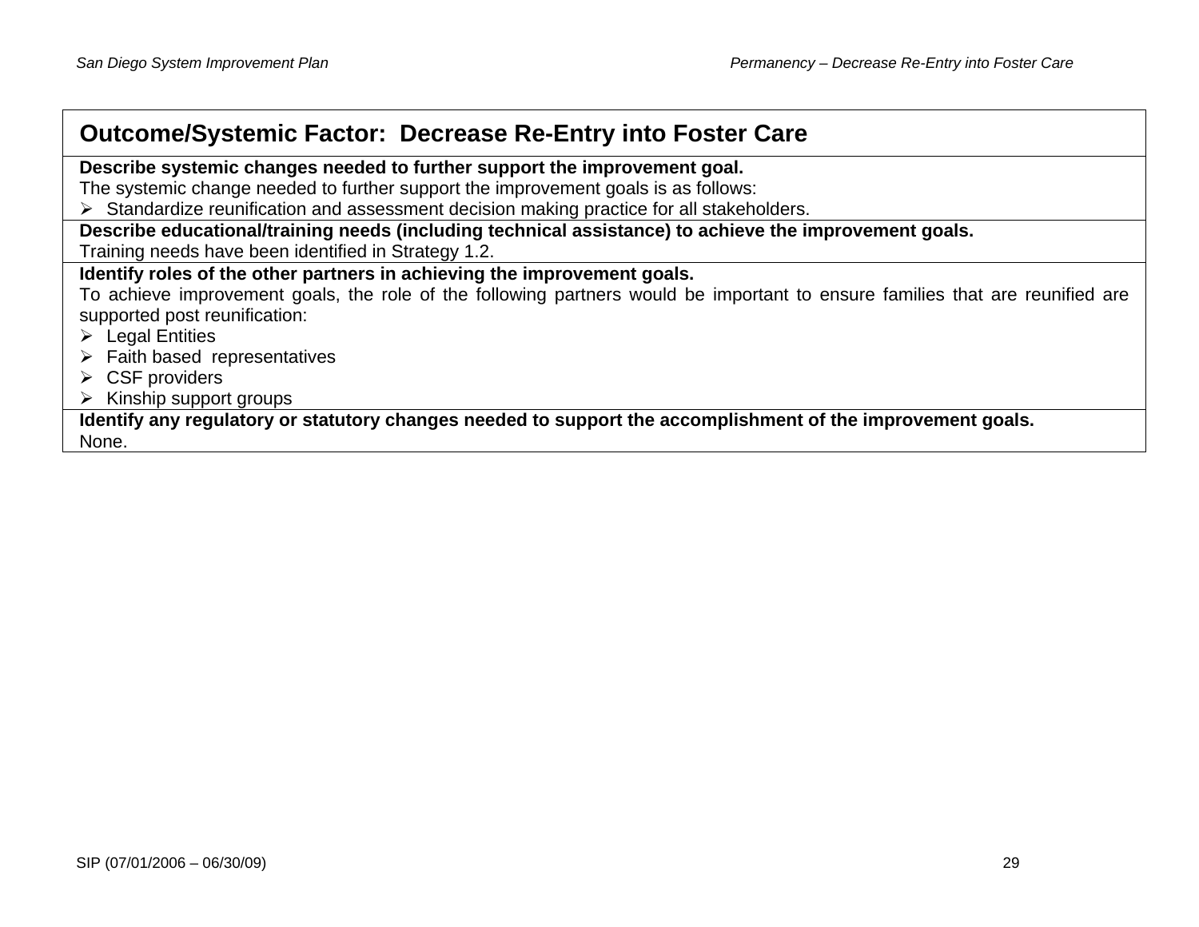## Outcome/Systemic Factor: Decrease Re-Entry into Foster Care

**Describe systemic changes needed to further support the improvement goal.**

The systemic change needed to further support the improvement goals is as follows:

- Standardize reunification and assessment decision making practice for all stakeholders.

**Describe educational/training needs (including technical assistance) to achieve the improvement goals.**

Training needs have been identified in Strategy 1.2.

**Identify roles of the other partners in achieving the improvement goals.**

To achieve improvement goals, the role of the following partners would be important to ensure families that are reunified are supported post reunification:

- Legal Entities
- Faith based representatives
- CSF providers
- Kinship support groups

**Identify any regulatory or statutory changes needed to support the accomplishment of the improvement goals.**

None.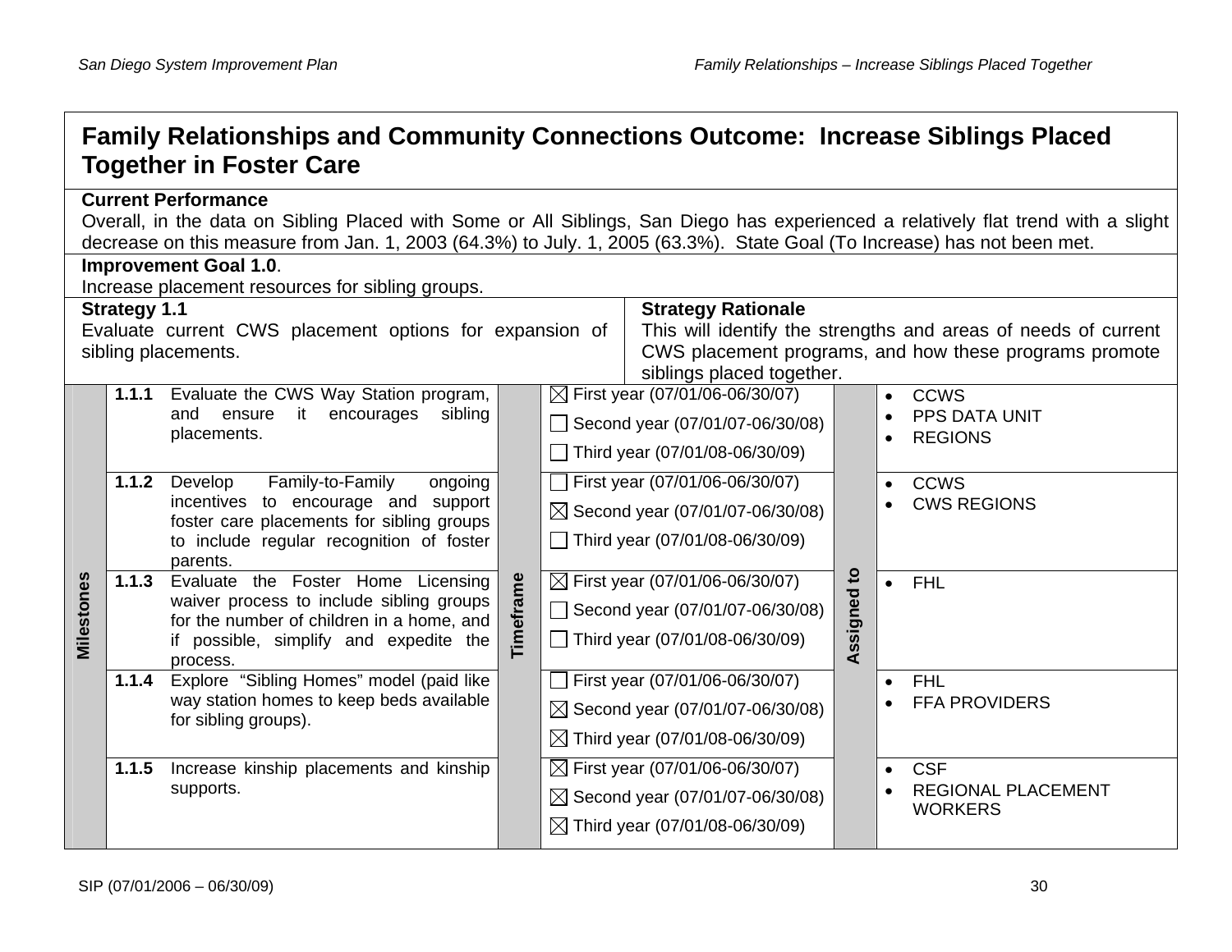# Family Relationships and Community Connections Outcome: Increase Siblings Placed Together in Foster Care

**Current Performance**

Overall, in the data on Sibling Placed with Some or All Siblings, San Diego has experienced a relatively flat trend with a slight decrease on this measure from Jan. 1, 2003 (64.3%) to July. 1, 2005 (63.3%). State Goal (To Increase) has not been met.

**Improvement Goal 1.0**.

Increase placement resources for sibling groups.

**Strategy 1.1**

Evaluate current CWS placement options for expansion of sibling placements.

**Strategy Rationale**

This will identify the strengths and areas of needs of current CWS placement programs, and how these programs promote siblings placed together.

| Milestones | | Timeframe | Assigned to |
|---|---|---|---|
| **1.1.1** | Evaluate the CWS Way Station program, and ensure it encourages sibling placements. | ☒ First year (07/01/06-06/30/07)<br>☐ Second year (07/01/07-06/30/08)<br>☐ Third year (07/01/08-06/30/09) | • CCWS<br>• PPS DATA UNIT<br>• REGIONS |
| **1.1.2** | Develop Family-to-Family ongoing incentives to encourage and support foster care placements for sibling groups to include regular recognition of foster parents. | ☐ First year (07/01/06-06/30/07)<br>☒ Second year (07/01/07-06/30/08)<br>☐ Third year (07/01/08-06/30/09) | • CCWS<br>• CWS REGIONS |
| **1.1.3** | Evaluate the Foster Home Licensing waiver process to include sibling groups for the number of children in a home, and if possible, simplify and expedite the process. | ☒ First year (07/01/06-06/30/07)<br>☐ Second year (07/01/07-06/30/08)<br>☐ Third year (07/01/08-06/30/09) | • FHL |
| **1.1.4** | Explore "Sibling Homes" model (paid like way station homes to keep beds available for sibling groups). | ☐ First year (07/01/06-06/30/07)<br>☒ Second year (07/01/07-06/30/08)<br>☒ Third year (07/01/08-06/30/09) | • FHL<br>• FFA PROVIDERS |
| **1.1.5** | Increase kinship placements and kinship supports. | ☒ First year (07/01/06-06/30/07)<br>☒ Second year (07/01/07-06/30/08)<br>☒ Third year (07/01/08-06/30/09) | • CSF<br>• REGIONAL PLACEMENT WORKERS |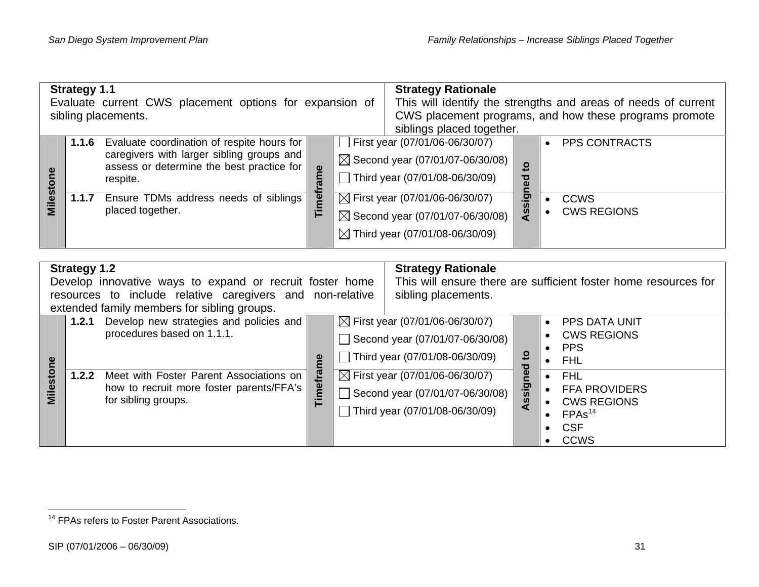| **Strategy 1.1**<br>Evaluate current CWS placement options for expansion of sibling placements. | | | **Strategy Rationale**<br>This will identify the strengths and areas of needs of current CWS placement programs, and how these programs promote siblings placed together. | | |
|---|---|---|---|---|---|
| **Milestone** | **1.1.6** Evaluate coordination of respite hours for caregivers with larger sibling groups and assess or determine the best practice for respite. | **Timeframe** | ☐ First year (07/01/06-06/30/07)<br>☒ Second year (07/01/07-06/30/08)<br>☐ Third year (07/01/08-06/30/09) | **Assigned to** | • PPS CONTRACTS |
| | **1.1.7** Ensure TDMs address needs of siblings placed together. | | ☒ First year (07/01/06-06/30/07)<br>☒ Second year (07/01/07-06/30/08)<br>☒ Third year (07/01/08-06/30/09) | | • CCWS<br>• CWS REGIONS |

| **Strategy 1.2**<br>Develop innovative ways to expand or recruit foster home resources to include relative caregivers and non-relative extended family members for sibling groups. | | | **Strategy Rationale**<br>This will ensure there are sufficient foster home resources for sibling placements. | | |
|---|---|---|---|---|---|
| **Milestone** | **1.2.1** Develop new strategies and policies and procedures based on 1.1.1. | **Timeframe** | ☒ First year (07/01/06-06/30/07)<br>☐ Second year (07/01/07-06/30/08)<br>☐ Third year (07/01/08-06/30/09) | **Assigned to** | • PPS DATA UNIT<br>• CWS REGIONS<br>• PPS<br>• FHL |
| | **1.2.2** Meet with Foster Parent Associations on how to recruit more foster parents/FFA's for sibling groups. | | ☒ First year (07/01/06-06/30/07)<br>☐ Second year (07/01/07-06/30/08)<br>☐ Third year (07/01/08-06/30/09) | | • FHL<br>• FFA PROVIDERS<br>• CWS REGIONS<br>• FPAs[14]<br>• CSF<br>• CCWS |

[14] FPAs refers to Foster Parent Associations.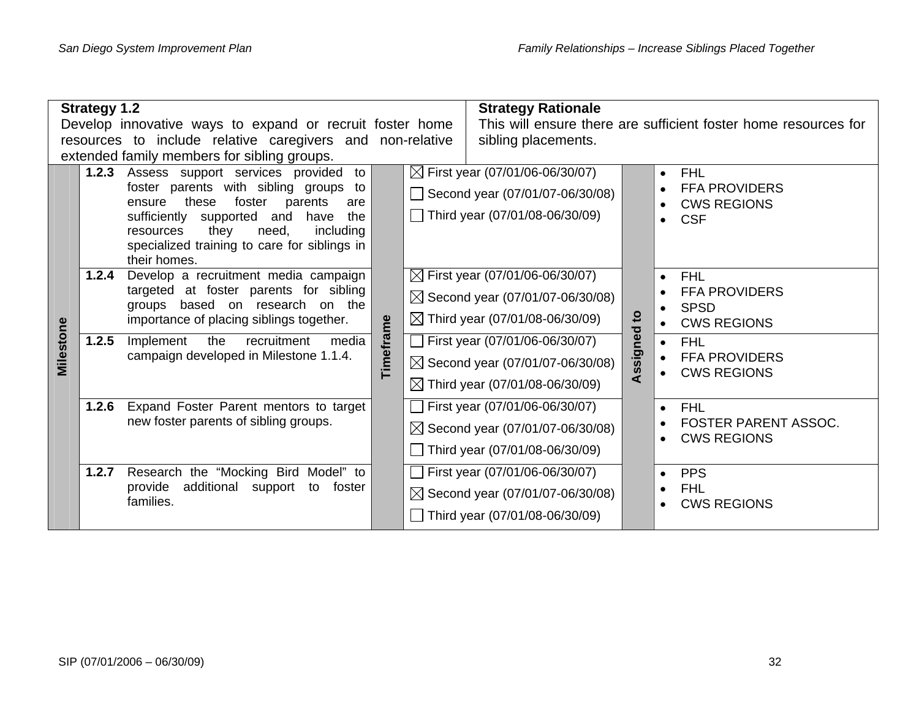| **Strategy 1.2**<br>Develop innovative ways to expand or recruit foster home resources to include relative caregivers and non-relative extended family members for sibling groups. | | **Strategy Rationale**<br>This will ensure there are sufficient foster home resources for sibling placements. | |
|---|---|---|---|
| **Milestone** | **Timeframe** | | **Assigned to** |
| **1.2.3** Assess support services provided to foster parents with sibling groups to ensure these foster parents are sufficiently supported and have the resources they need, including specialized training to care for siblings in their homes. | ☒ First year (07/01/06-06/30/07)<br>☐ Second year (07/01/07-06/30/08)<br>☐ Third year (07/01/08-06/30/09) | | • FHL<br>• FFA PROVIDERS<br>• CWS REGIONS<br>• CSF |
| **1.2.4** Develop a recruitment media campaign targeted at foster parents for sibling groups based on research on the importance of placing siblings together. | ☒ First year (07/01/06-06/30/07)<br>☒ Second year (07/01/07-06/30/08)<br>☒ Third year (07/01/08-06/30/09) | | • FHL<br>• FFA PROVIDERS<br>• SPSD<br>• CWS REGIONS |
| **1.2.5** Implement the recruitment media campaign developed in Milestone 1.1.4. | ☐ First year (07/01/06-06/30/07)<br>☒ Second year (07/01/07-06/30/08)<br>☒ Third year (07/01/08-06/30/09) | | • FHL<br>• FFA PROVIDERS<br>• CWS REGIONS |
| **1.2.6** Expand Foster Parent mentors to target new foster parents of sibling groups. | ☐ First year (07/01/06-06/30/07)<br>☒ Second year (07/01/07-06/30/08)<br>☐ Third year (07/01/08-06/30/09) | | • FHL<br>• FOSTER PARENT ASSOC.<br>• CWS REGIONS |
| **1.2.7** Research the "Mocking Bird Model" to provide additional support to foster families. | ☐ First year (07/01/06-06/30/07)<br>☒ Second year (07/01/07-06/30/08)<br>☐ Third year (07/01/08-06/30/09) | | • PPS<br>• FHL<br>• CWS REGIONS |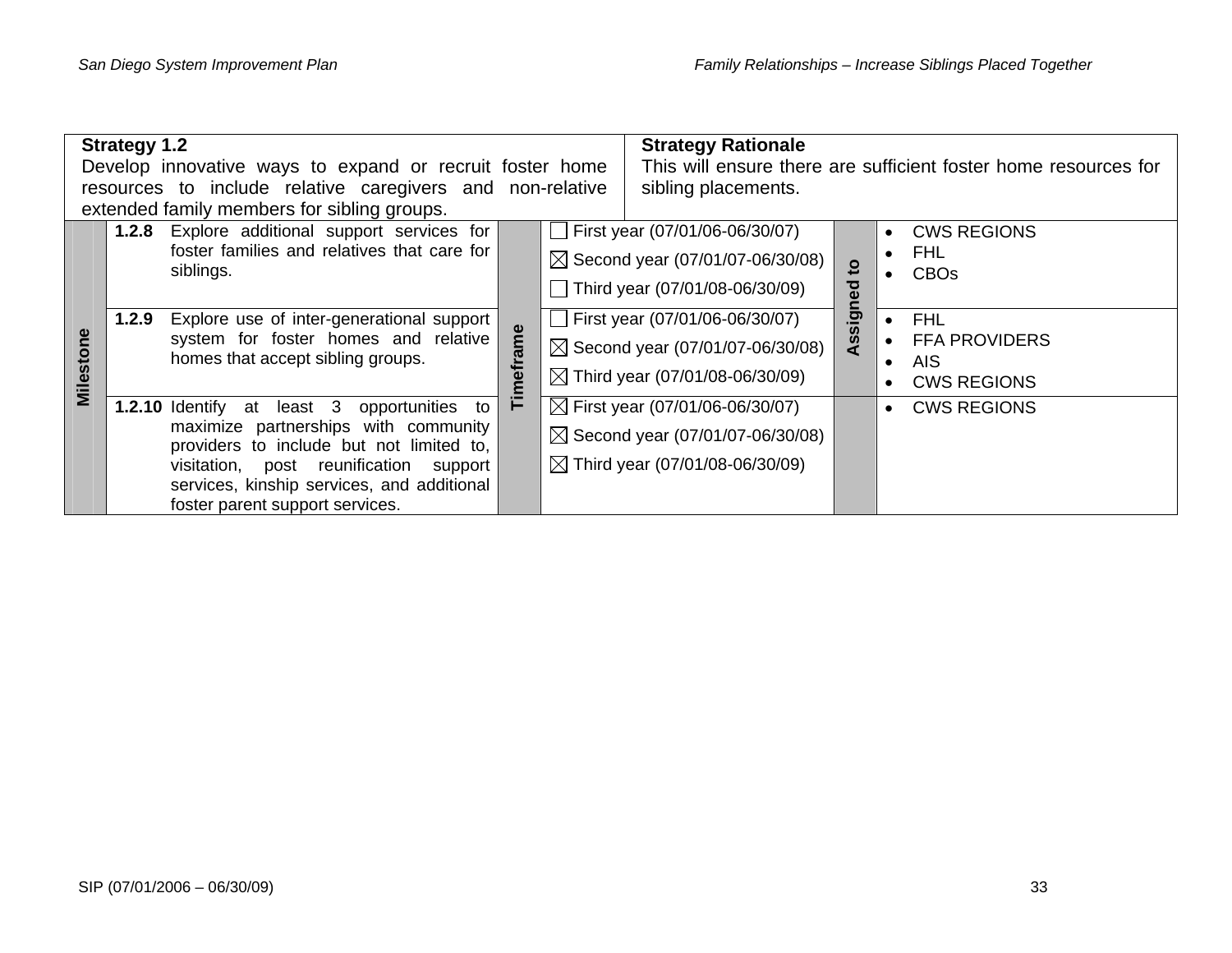| **Strategy 1.2**<br>Develop innovative ways to expand or recruit foster home resources to include relative caregivers and non-relative extended family members for sibling groups. | | | **Strategy Rationale**<br>This will ensure there are sufficient foster home resources for sibling placements. | | |
|---|---|---|---|---|---|
| **Milestone** | **1.2.8** Explore additional support services for foster families and relatives that care for siblings. | **Timeframe** | ☐ First year (07/01/06-06/30/07)<br>☒ Second year (07/01/07-06/30/08)<br>☐ Third year (07/01/08-06/30/09) | **Assigned to** | • CWS REGIONS<br>• FHL<br>• CBOs |
| | **1.2.9** Explore use of inter-generational support system for foster homes and relative homes that accept sibling groups. | | ☐ First year (07/01/06-06/30/07)<br>☒ Second year (07/01/07-06/30/08)<br>☒ Third year (07/01/08-06/30/09) | | • FHL<br>• FFA PROVIDERS<br>• AIS<br>• CWS REGIONS |
| | **1.2.10** Identify at least 3 opportunities to maximize partnerships with community providers to include but not limited to, visitation, post reunification support services, kinship services, and additional foster parent support services. | | ☒ First year (07/01/06-06/30/07)<br>☒ Second year (07/01/07-06/30/08)<br>☒ Third year (07/01/08-06/30/09) | | • CWS REGIONS |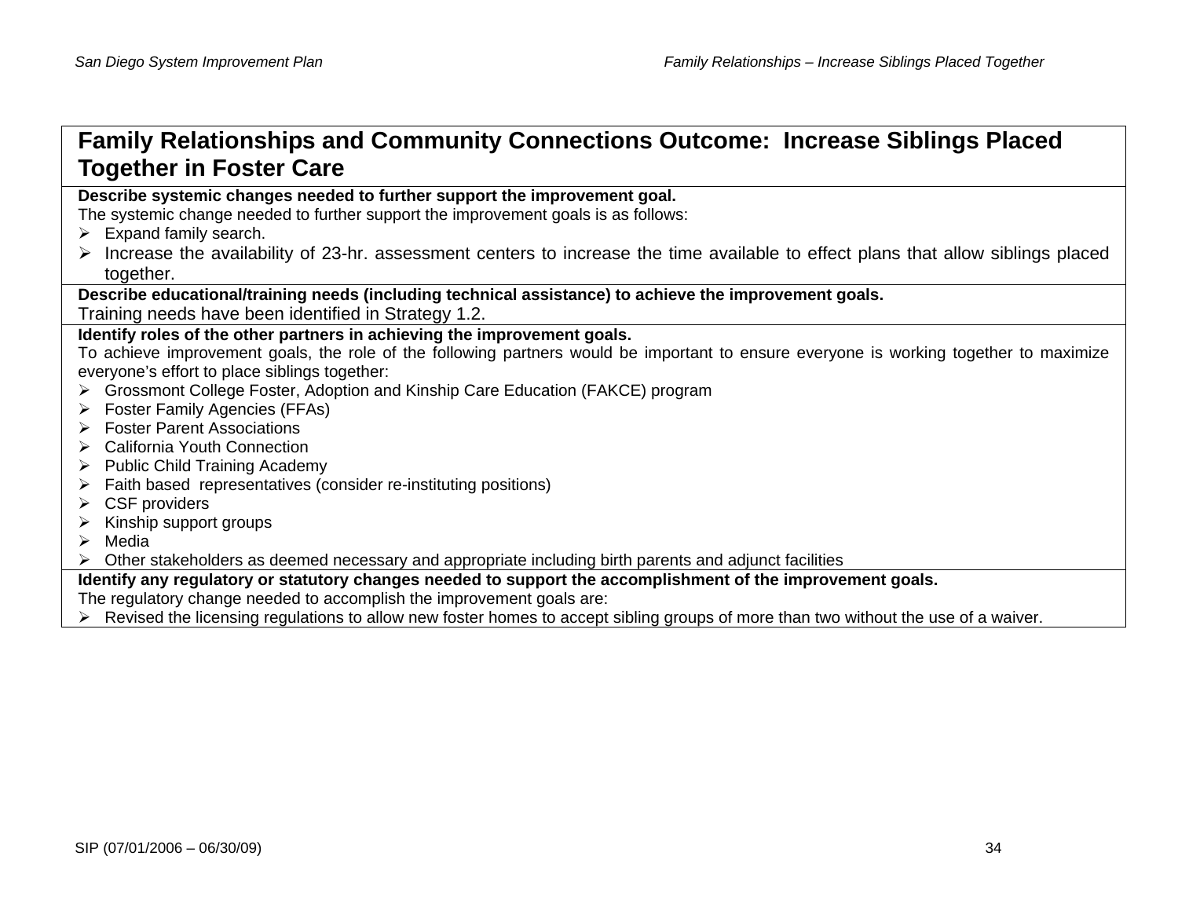# Family Relationships and Community Connections Outcome: Increase Siblings Placed Together in Foster Care

**Describe systemic changes needed to further support the improvement goal.**

The systemic change needed to further support the improvement goals is as follows:

- Expand family search.
- Increase the availability of 23-hr. assessment centers to increase the time available to effect plans that allow siblings placed together.

**Describe educational/training needs (including technical assistance) to achieve the improvement goals.**

Training needs have been identified in Strategy 1.2.

**Identify roles of the other partners in achieving the improvement goals.**

To achieve improvement goals, the role of the following partners would be important to ensure everyone is working together to maximize everyone's effort to place siblings together:

- Grossmont College Foster, Adoption and Kinship Care Education (FAKCE) program
- Foster Family Agencies (FFAs)
- Foster Parent Associations
- California Youth Connection
- Public Child Training Academy
- Faith based representatives (consider re-instituting positions)
- CSF providers
- Kinship support groups
- Media
- Other stakeholders as deemed necessary and appropriate including birth parents and adjunct facilities

**Identify any regulatory or statutory changes needed to support the accomplishment of the improvement goals.**

The regulatory change needed to accomplish the improvement goals are:

- Revised the licensing regulations to allow new foster homes to accept sibling groups of more than two without the use of a waiver.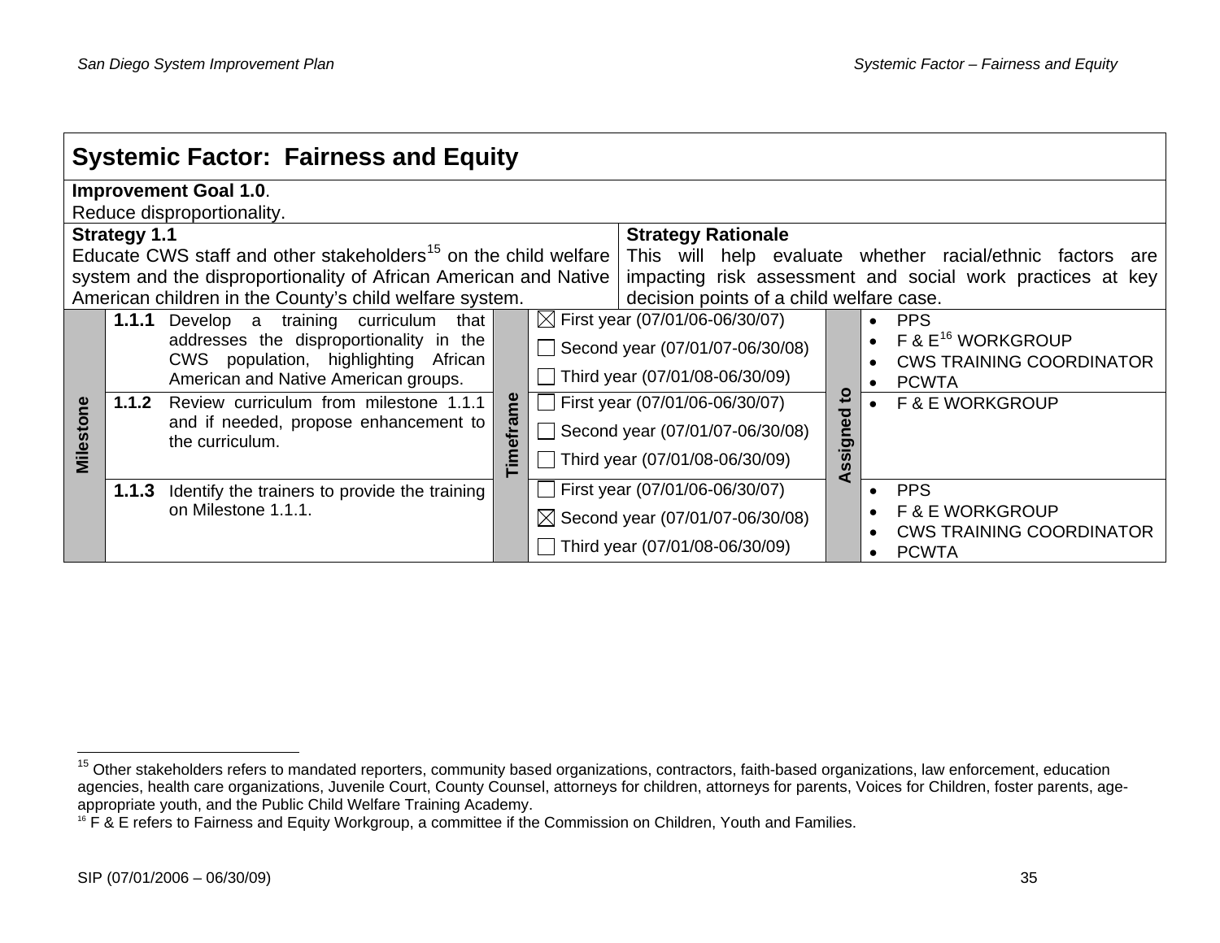## Systemic Factor: Fairness and Equity

**Improvement Goal 1.0**.
Reduce disproportionality.

| **Strategy 1.1** | **Strategy Rationale** |
|---|---|
| Educate CWS staff and other stakeholders[15] on the child welfare system and the disproportionality of African American and Native American children in the County's child welfare system. | This will help evaluate whether racial/ethnic factors are impacting risk assessment and social work practices at key decision points of a child welfare case. |

| Milestone | | Timeframe | Assigned to |
|---|---|---|---|
| **1.1.1** | Develop a training curriculum that addresses the disproportionality in the CWS population, highlighting African American and Native American groups. | ☒ First year (07/01/06-06/30/07)<br>☐ Second year (07/01/07-06/30/08)<br>☐ Third year (07/01/08-06/30/09) | • PPS<br>• F & E[16] WORKGROUP<br>• CWS TRAINING COORDINATOR<br>• PCWTA |
| **1.1.2** | Review curriculum from milestone 1.1.1 and if needed, propose enhancement to the curriculum. | ☐ First year (07/01/06-06/30/07)<br>☐ Second year (07/01/07-06/30/08)<br>☐ Third year (07/01/08-06/30/09) | • F & E WORKGROUP |
| **1.1.3** | Identify the trainers to provide the training on Milestone 1.1.1. | ☐ First year (07/01/06-06/30/07)<br>☒ Second year (07/01/07-06/30/08)<br>☐ Third year (07/01/08-06/30/09) | • PPS<br>• F & E WORKGROUP<br>• CWS TRAINING COORDINATOR<br>• PCWTA |

---

[15] Other stakeholders refers to mandated reporters, community based organizations, contractors, faith-based organizations, law enforcement, education agencies, health care organizations, Juvenile Court, County Counsel, attorneys for children, attorneys for parents, Voices for Children, foster parents, age-appropriate youth, and the Public Child Welfare Training Academy.

[16] F & E refers to Fairness and Equity Workgroup, a committee if the Commission on Children, Youth and Families.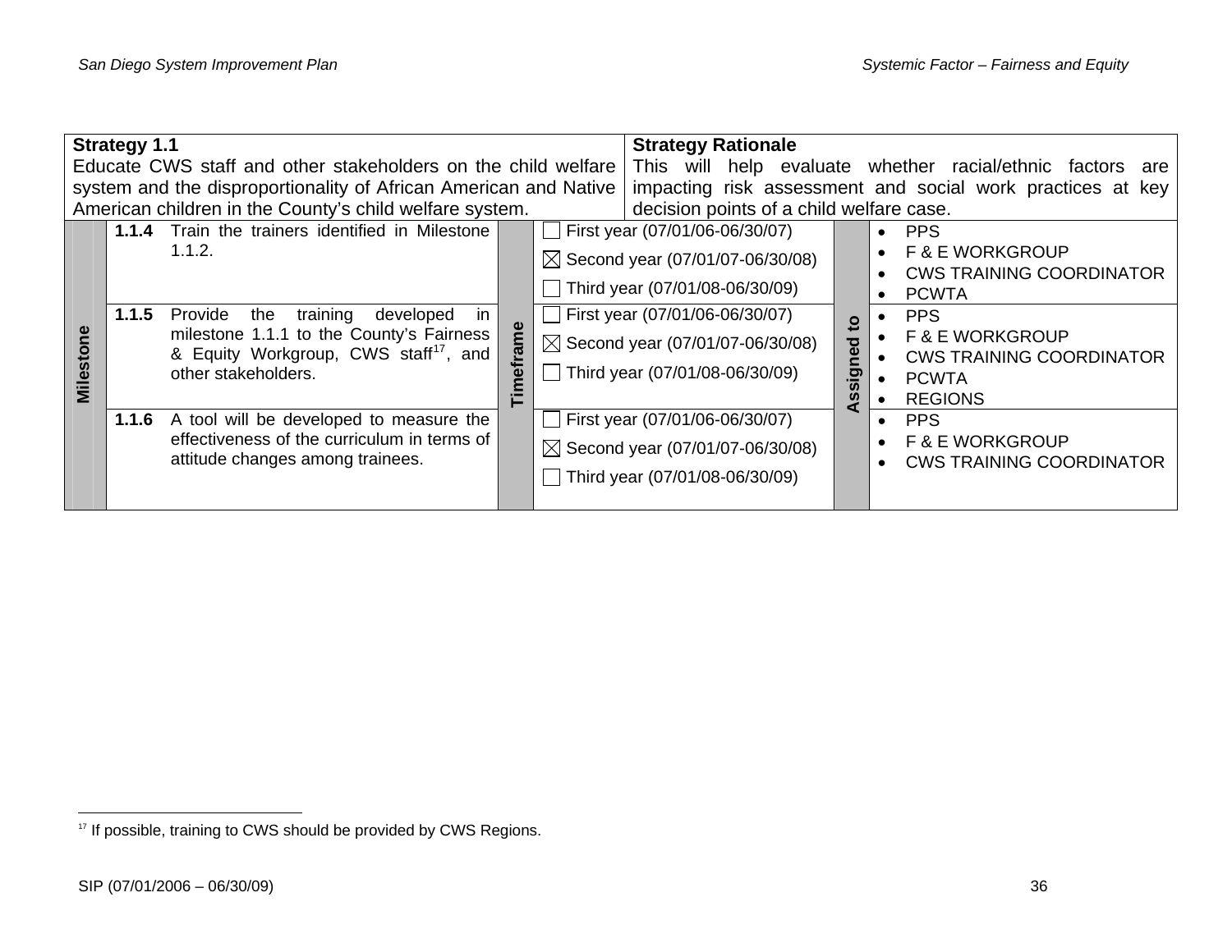| **Strategy 1.1** Educate CWS staff and other stakeholders on the child welfare system and the disproportionality of African American and Native American children in the County's child welfare system. | | **Strategy Rationale** This will help evaluate whether racial/ethnic factors are impacting risk assessment and social work practices at key decision points of a child welfare case. | |
|---|---|---|---|
| **Milestone** | **Timeframe** | | **Assigned to** |
| **1.1.4** Train the trainers identified in Milestone 1.1.2. | ☐ First year (07/01/06-06/30/07)<br>☒ Second year (07/01/07-06/30/08)<br>☐ Third year (07/01/08-06/30/09) | | • PPS<br>• F & E WORKGROUP<br>• CWS TRAINING COORDINATOR<br>• PCWTA |
| **1.1.5** Provide the training developed in milestone 1.1.1 to the County's Fairness & Equity Workgroup, CWS staff[17], and other stakeholders. | ☐ First year (07/01/06-06/30/07)<br>☒ Second year (07/01/07-06/30/08)<br>☐ Third year (07/01/08-06/30/09) | | • PPS<br>• F & E WORKGROUP<br>• CWS TRAINING COORDINATOR<br>• PCWTA<br>• REGIONS |
| **1.1.6** A tool will be developed to measure the effectiveness of the curriculum in terms of attitude changes among trainees. | ☐ First year (07/01/06-06/30/07)<br>☒ Second year (07/01/07-06/30/08)<br>☐ Third year (07/01/08-06/30/09) | | • PPS<br>• F & E WORKGROUP<br>• CWS TRAINING COORDINATOR |

[17] If possible, training to CWS should be provided by CWS Regions.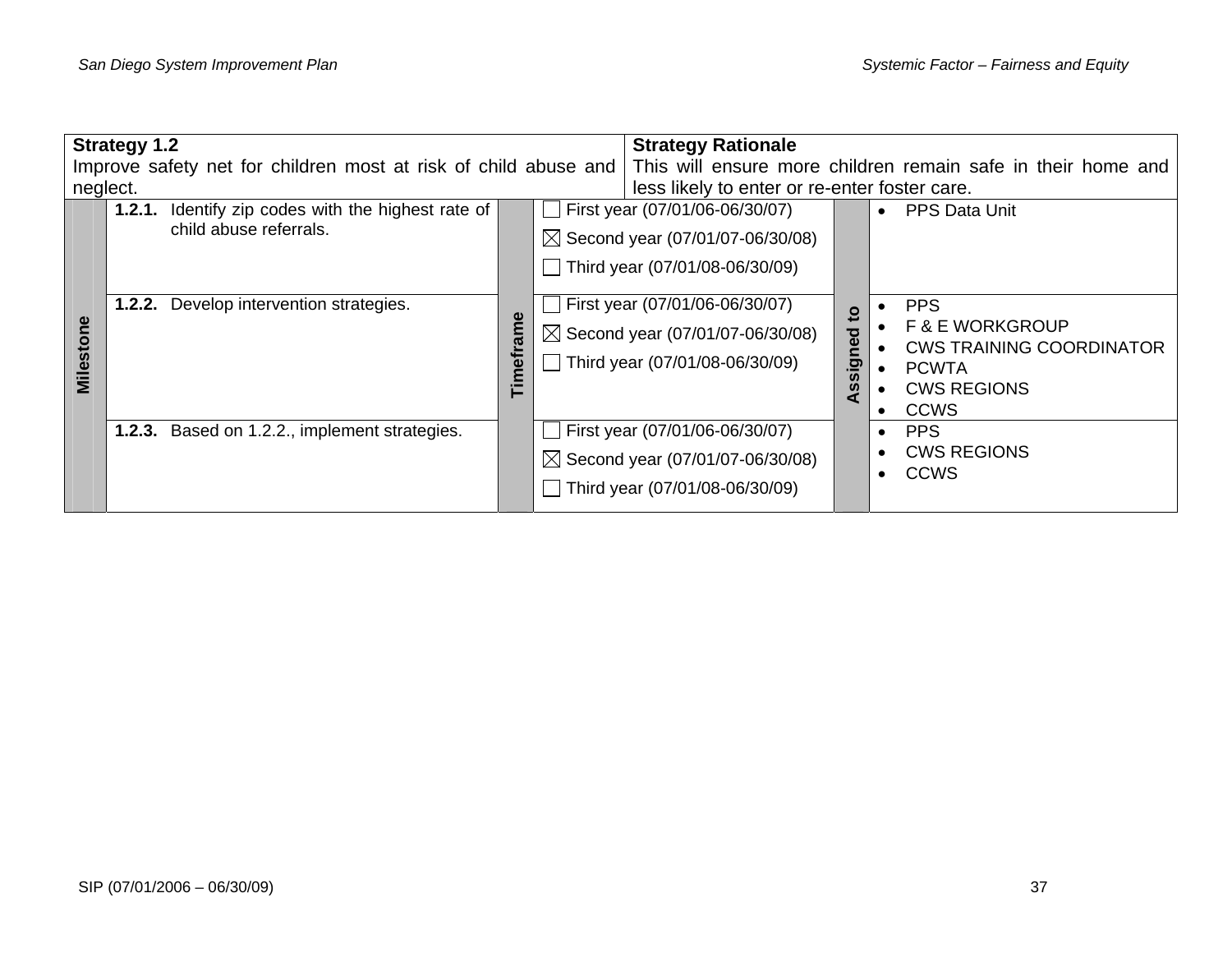| **Strategy 1.2**<br>Improve safety net for children most at risk of child abuse and neglect. | | | **Strategy Rationale**<br>This will ensure more children remain safe in their home and less likely to enter or re-enter foster care. | | |
|---|---|---|---|---|---|
| **Milestone** | **1.2.1.** Identify zip codes with the highest rate of child abuse referrals. | **Timeframe** | ☐ First year (07/01/06-06/30/07)<br>☒ Second year (07/01/07-06/30/08)<br>☐ Third year (07/01/08-06/30/09) | **Assigned to** | • PPS Data Unit |
| | **1.2.2.** Develop intervention strategies. | | ☐ First year (07/01/06-06/30/07)<br>☒ Second year (07/01/07-06/30/08)<br>☐ Third year (07/01/08-06/30/09) | | • PPS<br>• F & E WORKGROUP<br>• CWS TRAINING COORDINATOR<br>• PCWTA<br>• CWS REGIONS<br>• CCWS |
| | **1.2.3.** Based on 1.2.2., implement strategies. | | ☐ First year (07/01/06-06/30/07)<br>☒ Second year (07/01/07-06/30/08)<br>☐ Third year (07/01/08-06/30/09) | | • PPS<br>• CWS REGIONS<br>• CCWS |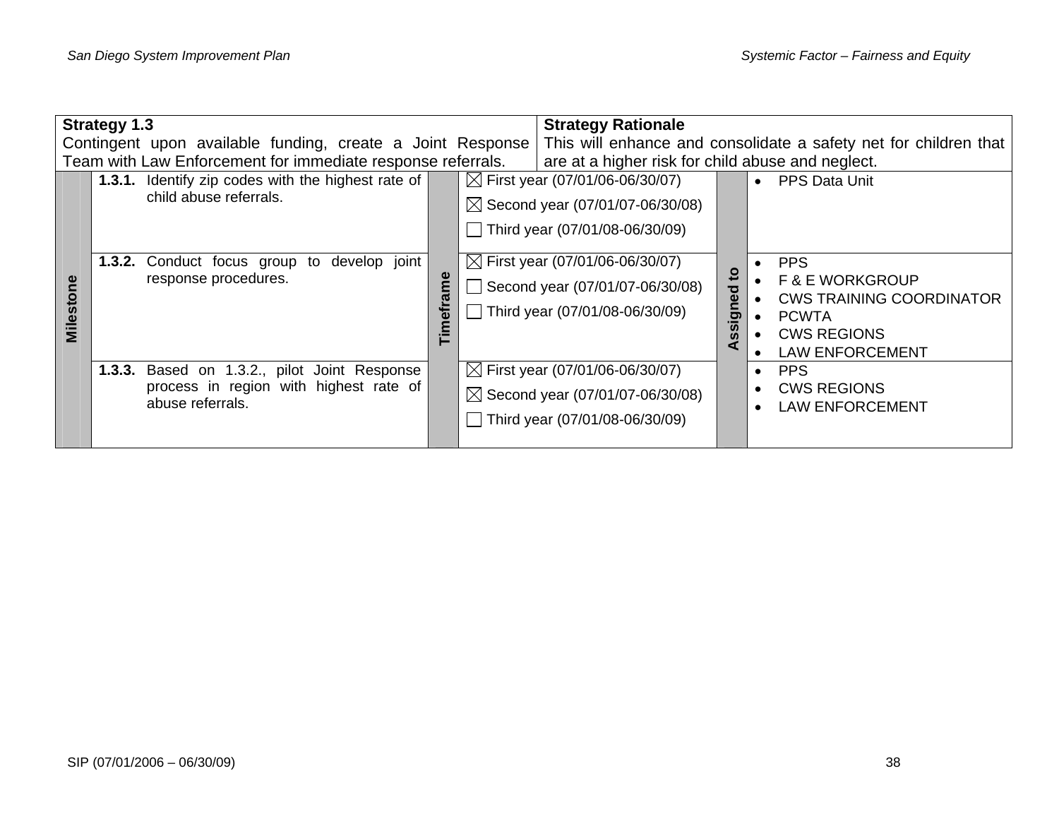| **Strategy 1.3**<br>Contingent upon available funding, create a Joint Response Team with Law Enforcement for immediate response referrals. | | | **Strategy Rationale**<br>This will enhance and consolidate a safety net for children that are at a higher risk for child abuse and neglect. | | |
|---|---|---|---|---|---|
| **Milestone** | **1.3.1.** Identify zip codes with the highest rate of child abuse referrals. | **Timeframe** | ☒ First year (07/01/06-06/30/07)<br>☒ Second year (07/01/07-06/30/08)<br>☐ Third year (07/01/08-06/30/09) | **Assigned to** | • PPS Data Unit |
| | **1.3.2.** Conduct focus group to develop joint response procedures. | | ☒ First year (07/01/06-06/30/07)<br>☐ Second year (07/01/07-06/30/08)<br>☐ Third year (07/01/08-06/30/09) | | • PPS<br>• F & E WORKGROUP<br>• CWS TRAINING COORDINATOR<br>• PCWTA<br>• CWS REGIONS<br>• LAW ENFORCEMENT |
| | **1.3.3.** Based on 1.3.2., pilot Joint Response process in region with highest rate of abuse referrals. | | ☒ First year (07/01/06-06/30/07)<br>☒ Second year (07/01/07-06/30/08)<br>☐ Third year (07/01/08-06/30/09) | | • PPS<br>• CWS REGIONS<br>• LAW ENFORCEMENT |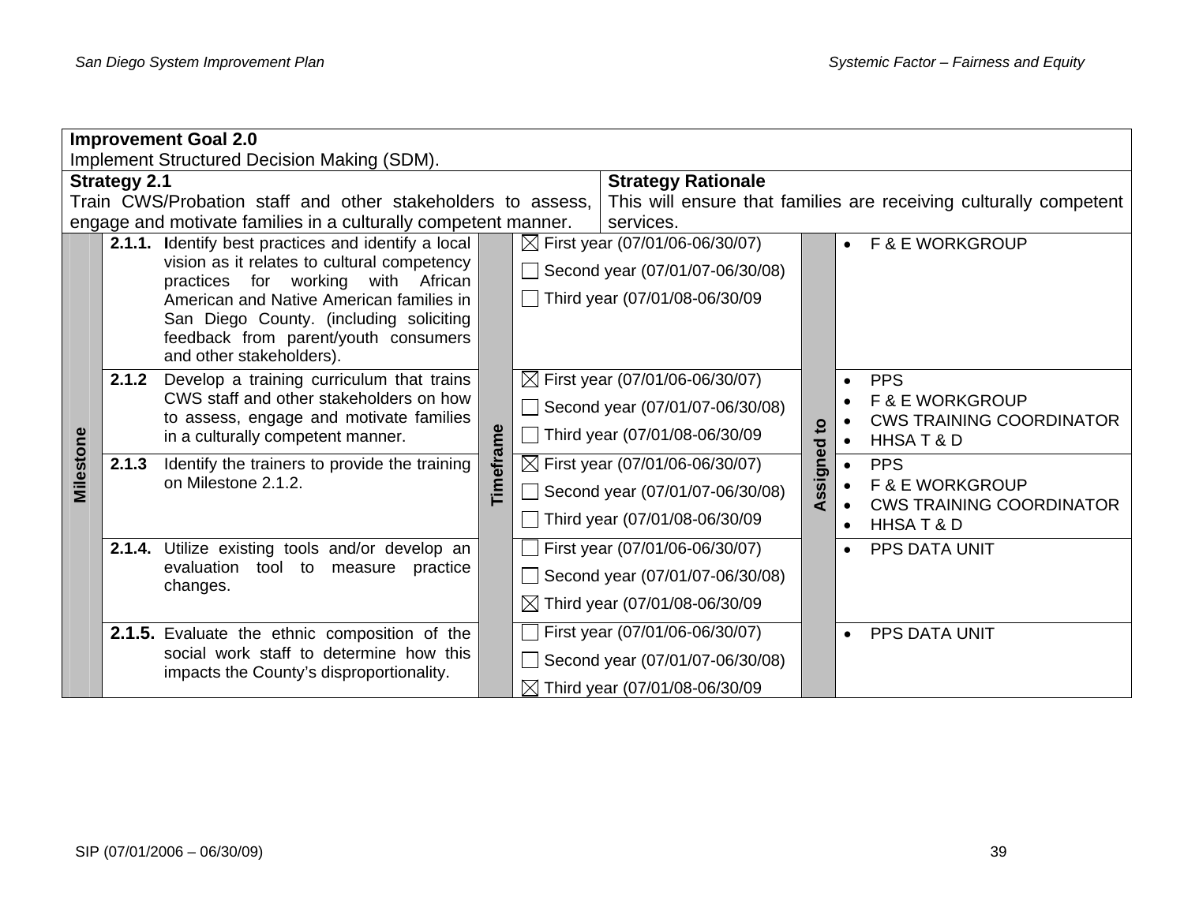**Improvement Goal 2.0**
Implement Structured Decision Making (SDM).

| **Strategy 2.1** | **Strategy Rationale** |
|---|---|
| Train CWS/Probation staff and other stakeholders to assess, engage and motivate families in a culturally competent manner. | This will ensure that families are receiving culturally competent services. |

| Milestone | | Timeframe | Assigned to |
|---|---|---|---|
| **2.1.1.** | Identify best practices and identify a local vision as it relates to cultural competency practices for working with African American and Native American families in San Diego County. (including soliciting feedback from parent/youth consumers and other stakeholders). | ☒ First year (07/01/06-06/30/07)<br>☐ Second year (07/01/07-06/30/08)<br>☐ Third year (07/01/08-06/30/09 | • F & E WORKGROUP |
| **2.1.2** | Develop a training curriculum that trains CWS staff and other stakeholders on how to assess, engage and motivate families in a culturally competent manner. | ☒ First year (07/01/06-06/30/07)<br>☐ Second year (07/01/07-06/30/08)<br>☐ Third year (07/01/08-06/30/09 | • PPS<br>• F & E WORKGROUP<br>• CWS TRAINING COORDINATOR<br>• HHSA T & D |
| **2.1.3** | Identify the trainers to provide the training on Milestone 2.1.2. | ☒ First year (07/01/06-06/30/07)<br>☐ Second year (07/01/07-06/30/08)<br>☐ Third year (07/01/08-06/30/09 | • PPS<br>• F & E WORKGROUP<br>• CWS TRAINING COORDINATOR<br>• HHSA T & D |
| **2.1.4.** | Utilize existing tools and/or develop an evaluation tool to measure practice changes. | ☐ First year (07/01/06-06/30/07)<br>☐ Second year (07/01/07-06/30/08)<br>☒ Third year (07/01/08-06/30/09 | • PPS DATA UNIT |
| **2.1.5.** | Evaluate the ethnic composition of the social work staff to determine how this impacts the County's disproportionality. | ☐ First year (07/01/06-06/30/07)<br>☐ Second year (07/01/07-06/30/08)<br>☒ Third year (07/01/08-06/30/09 | • PPS DATA UNIT |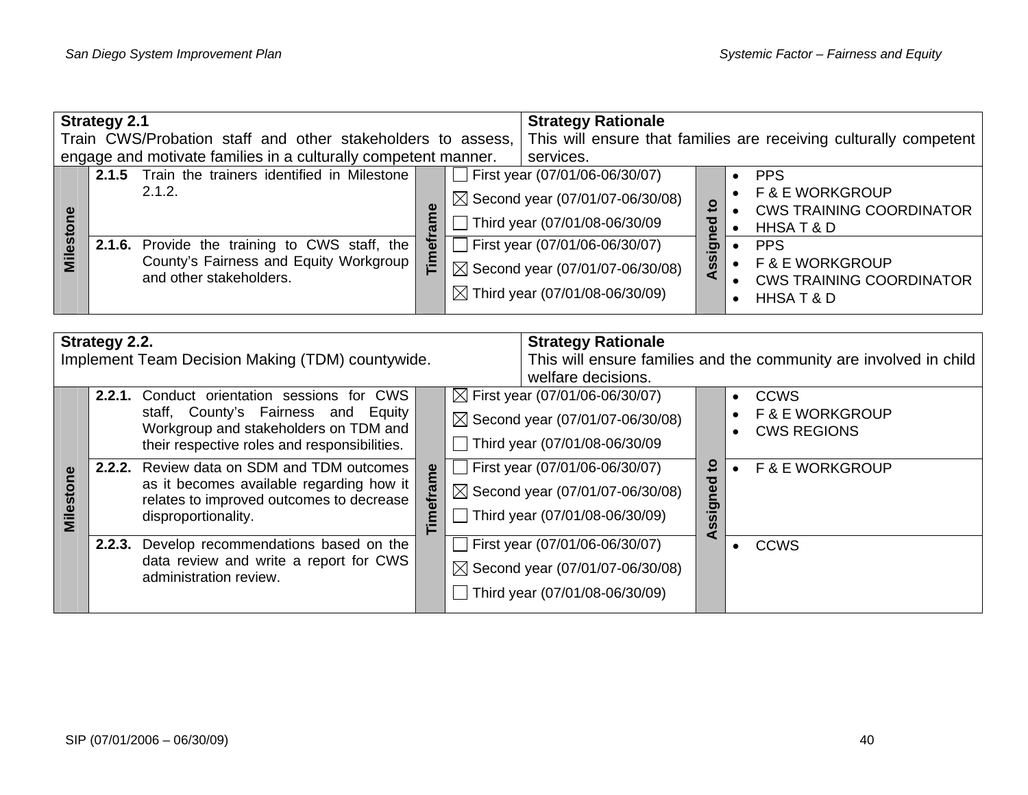| **Strategy 2.1** | | **Strategy Rationale** | |
|---|---|---|---|
| Train CWS/Probation staff and other stakeholders to assess, engage and motivate families in a culturally competent manner. | | This will ensure that families are receiving culturally competent services. | |
| **Milestone** | **Timeframe** | | **Assigned to** |
| **2.1.5** Train the trainers identified in Milestone 2.1.2. | ☐ First year (07/01/06-06/30/07)<br>☒ Second year (07/01/07-06/30/08)<br>☐ Third year (07/01/08-06/30/09 | | • PPS<br>• F & E WORKGROUP<br>• CWS TRAINING COORDINATOR<br>• HHSA T & D |
| **2.1.6.** Provide the training to CWS staff, the County's Fairness and Equity Workgroup and other stakeholders. | ☐ First year (07/01/06-06/30/07)<br>☒ Second year (07/01/07-06/30/08)<br>☒ Third year (07/01/08-06/30/09) | | • PPS<br>• F & E WORKGROUP<br>• CWS TRAINING COORDINATOR<br>• HHSA T & D |

| **Strategy 2.2.** | | **Strategy Rationale** | |
|---|---|---|---|
| Implement Team Decision Making (TDM) countywide. | | This will ensure families and the community are involved in child welfare decisions. | |
| **Milestone** | **Timeframe** | | **Assigned to** |
| **2.2.1.** Conduct orientation sessions for CWS staff, County's Fairness and Equity Workgroup and stakeholders on TDM and their respective roles and responsibilities. | ☒ First year (07/01/06-06/30/07)<br>☒ Second year (07/01/07-06/30/08)<br>☐ Third year (07/01/08-06/30/09 | | • CCWS<br>• F & E WORKGROUP<br>• CWS REGIONS |
| **2.2.2.** Review data on SDM and TDM outcomes as it becomes available regarding how it relates to improved outcomes to decrease disproportionality. | ☐ First year (07/01/06-06/30/07)<br>☒ Second year (07/01/07-06/30/08)<br>☐ Third year (07/01/08-06/30/09) | | • F & E WORKGROUP |
| **2.2.3.** Develop recommendations based on the data review and write a report for CWS administration review. | ☐ First year (07/01/06-06/30/07)<br>☒ Second year (07/01/07-06/30/08)<br>☐ Third year (07/01/08-06/30/09) | | • CCWS |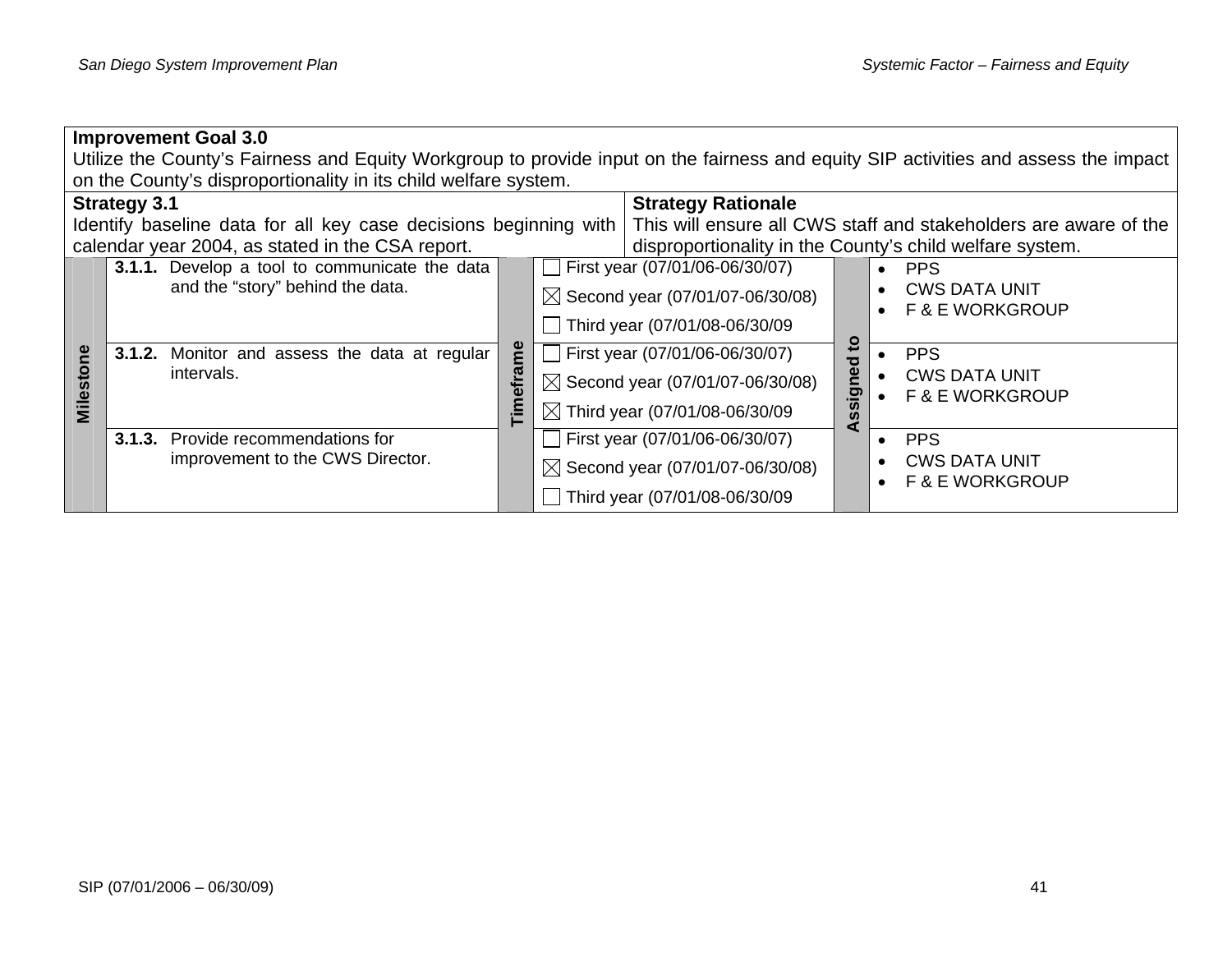**Improvement Goal 3.0**
Utilize the County's Fairness and Equity Workgroup to provide input on the fairness and equity SIP activities and assess the impact on the County's disproportionality in its child welfare system.

| **Strategy 3.1** | **Strategy Rationale** |
|---|---|
| Identify baseline data for all key case decisions beginning with calendar year 2004, as stated in the CSA report. | This will ensure all CWS staff and stakeholders are aware of the disproportionality in the County's child welfare system. |

| Milestone | Timeframe | Assigned to |
|---|---|---|
| **3.1.1.** Develop a tool to communicate the data and the "story" behind the data. | ☐ First year (07/01/06-06/30/07)<br>☒ Second year (07/01/07-06/30/08)<br>☐ Third year (07/01/08-06/30/09 | • PPS<br>• CWS DATA UNIT<br>• F & E WORKGROUP |
| **3.1.2.** Monitor and assess the data at regular intervals. | ☐ First year (07/01/06-06/30/07)<br>☒ Second year (07/01/07-06/30/08)<br>☒ Third year (07/01/08-06/30/09 | • PPS<br>• CWS DATA UNIT<br>• F & E WORKGROUP |
| **3.1.3.** Provide recommendations for improvement to the CWS Director. | ☐ First year (07/01/06-06/30/07)<br>☒ Second year (07/01/07-06/30/08)<br>☐ Third year (07/01/08-06/30/09 | • PPS<br>• CWS DATA UNIT<br>• F & E WORKGROUP |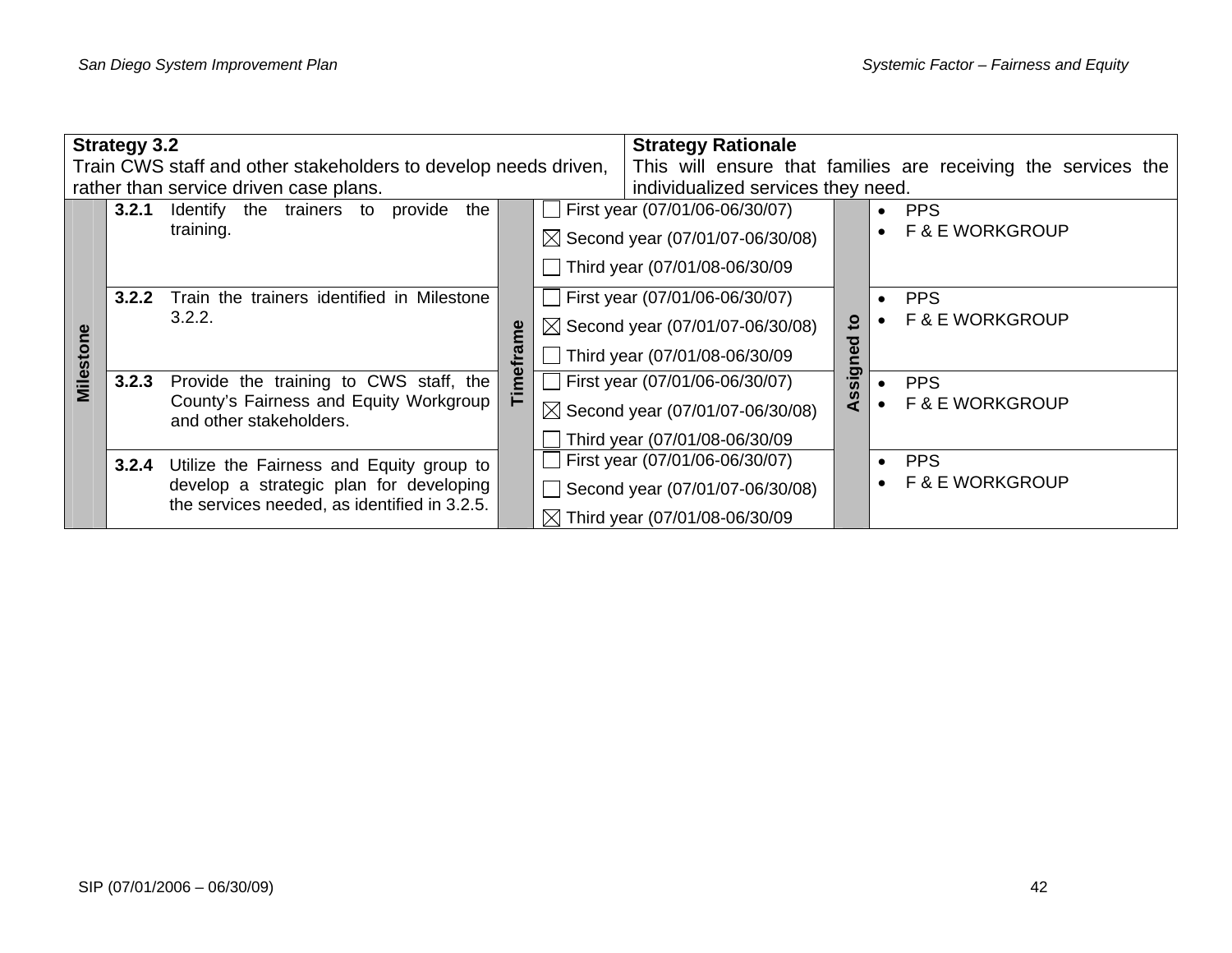| **Strategy 3.2**<br>Train CWS staff and other stakeholders to develop needs driven, rather than service driven case plans. | | | | **Strategy Rationale**<br>This will ensure that families are receiving the services the individualized services they need. | |
|---|---|---|---|---|---|
| **Milestone** | **3.2.1** Identify the trainers to provide the training. | **Timeframe** | ☐ First year (07/01/06-06/30/07)<br>☒ Second year (07/01/07-06/30/08)<br>☐ Third year (07/01/08-06/30/09 | **Assigned to** | • PPS<br>• F & E WORKGROUP |
| | **3.2.2** Train the trainers identified in Milestone 3.2.2. | | ☐ First year (07/01/06-06/30/07)<br>☒ Second year (07/01/07-06/30/08)<br>☐ Third year (07/01/08-06/30/09 | | • PPS<br>• F & E WORKGROUP |
| | **3.2.3** Provide the training to CWS staff, the County's Fairness and Equity Workgroup and other stakeholders. | | ☐ First year (07/01/06-06/30/07)<br>☒ Second year (07/01/07-06/30/08)<br>☐ Third year (07/01/08-06/30/09 | | • PPS<br>• F & E WORKGROUP |
| | **3.2.4** Utilize the Fairness and Equity group to develop a strategic plan for developing the services needed, as identified in 3.2.5. | | ☐ First year (07/01/06-06/30/07)<br>☐ Second year (07/01/07-06/30/08)<br>☒ Third year (07/01/08-06/30/09 | | • PPS<br>• F & E WORKGROUP |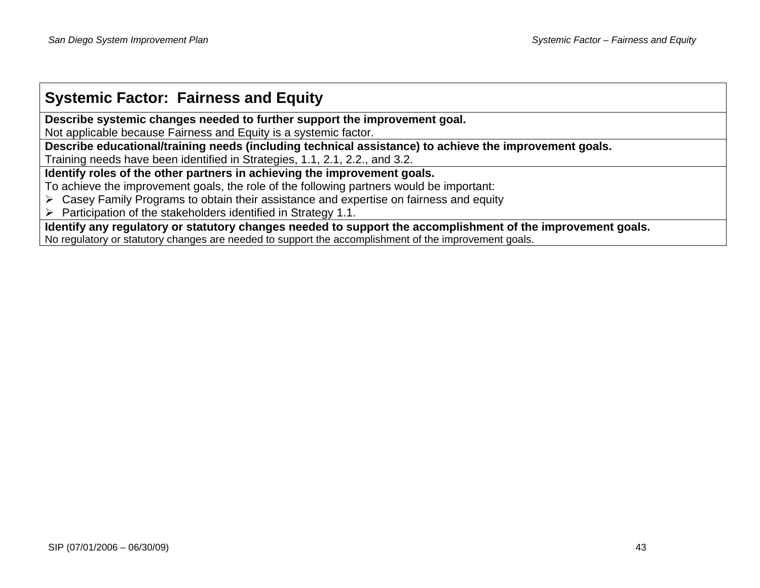## Systemic Factor: Fairness and Equity

**Describe systemic changes needed to further support the improvement goal.**

Not applicable because Fairness and Equity is a systemic factor.

**Describe educational/training needs (including technical assistance) to achieve the improvement goals.**

Training needs have been identified in Strategies, 1.1, 2.1, 2.2., and 3.2.

**Identify roles of the other partners in achieving the improvement goals.**

To achieve the improvement goals, the role of the following partners would be important:

- Casey Family Programs to obtain their assistance and expertise on fairness and equity
- Participation of the stakeholders identified in Strategy 1.1.

**Identify any regulatory or statutory changes needed to support the accomplishment of the improvement goals.**

No regulatory or statutory changes are needed to support the accomplishment of the improvement goals.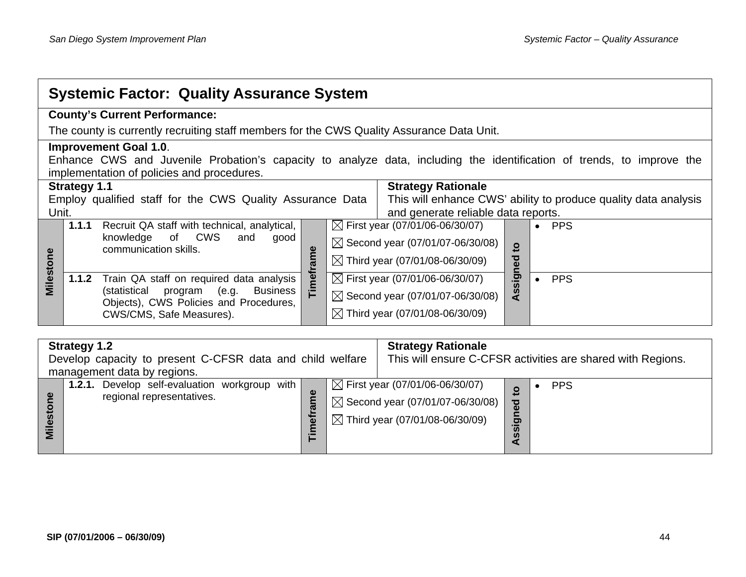## Systemic Factor: Quality Assurance System

**County's Current Performance:**

The county is currently recruiting staff members for the CWS Quality Assurance Data Unit.

**Improvement Goal 1.0**.
Enhance CWS and Juvenile Probation's capacity to analyze data, including the identification of trends, to improve the implementation of policies and procedures.

| **Strategy 1.1**<br>Employ qualified staff for the CWS Quality Assurance Data Unit. | | **Strategy Rationale**<br>This will enhance CWS' ability to produce quality data analysis and generate reliable data reports. | | |
|---|---|---|---|---|
| **Milestone** | **1.1.1** Recruit QA staff with technical, analytical, knowledge of CWS and good communication skills. | **Timeframe**: ☒ First year (07/01/06-06/30/07)<br>☒ Second year (07/01/07-06/30/08)<br>☒ Third year (07/01/08-06/30/09) | **Assigned to** | • PPS |
| | **1.1.2** Train QA staff on required data analysis (statistical program (e.g. Business Objects), CWS Policies and Procedures, CWS/CMS, Safe Measures). | ☒ First year (07/01/06-06/30/07)<br>☒ Second year (07/01/07-06/30/08)<br>☒ Third year (07/01/08-06/30/09) | | • PPS |

| **Strategy 1.2**<br>Develop capacity to present C-CFSR data and child welfare management data by regions. | | **Strategy Rationale**<br>This will ensure C-CFSR activities are shared with Regions. | | |
|---|---|---|---|---|
| **Milestone** | **1.2.1.** Develop self-evaluation workgroup with regional representatives. | **Timeframe**: ☒ First year (07/01/06-06/30/07)<br>☒ Second year (07/01/07-06/30/08)<br>☒ Third year (07/01/08-06/30/09) | **Assigned to** | • PPS |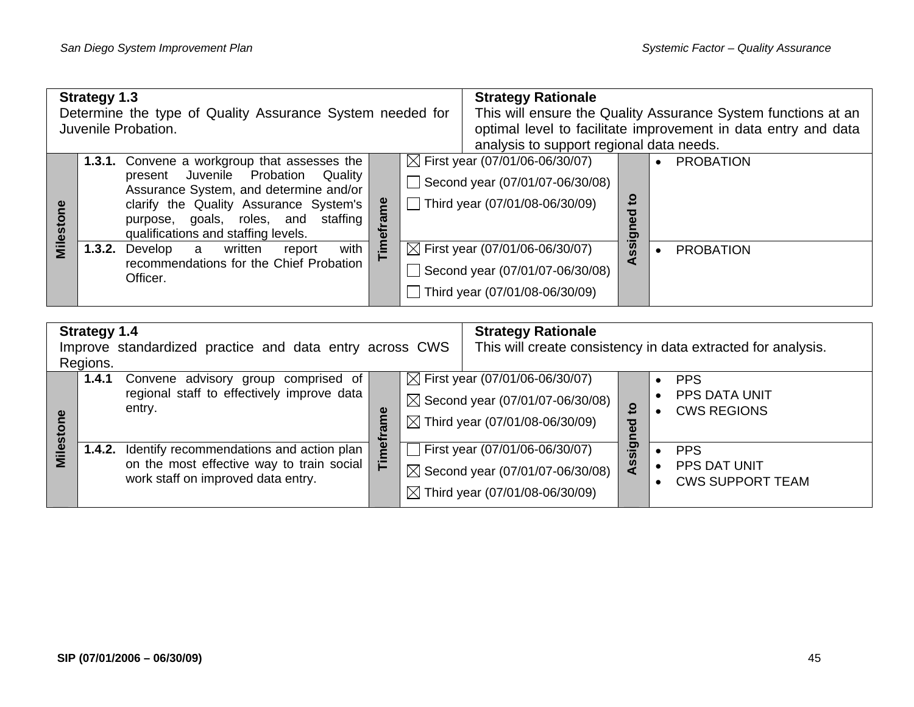| **Strategy 1.3**<br>Determine the type of Quality Assurance System needed for Juvenile Probation. | | | **Strategy Rationale**<br>This will ensure the Quality Assurance System functions at an optimal level to facilitate improvement in data entry and data analysis to support regional data needs. | | |
|---|---|---|---|---|---|
| **Milestone** | **1.3.1.** Convene a workgroup that assesses the present Juvenile Probation Quality Assurance System, and determine and/or clarify the Quality Assurance System's purpose, goals, roles, and staffing qualifications and staffing levels. | **Timeframe** | ☒ First year (07/01/06-06/30/07)<br>☐ Second year (07/01/07-06/30/08)<br>☐ Third year (07/01/08-06/30/09) | **Assigned to** | • PROBATION |
| | **1.3.2.** Develop a written report with recommendations for the Chief Probation Officer. | | ☒ First year (07/01/06-06/30/07)<br>☐ Second year (07/01/07-06/30/08)<br>☐ Third year (07/01/08-06/30/09) | | • PROBATION |

| **Strategy 1.4**<br>Improve standardized practice and data entry across CWS Regions. | | | **Strategy Rationale**<br>This will create consistency in data extracted for analysis. | | |
|---|---|---|---|---|---|
| **Milestone** | **1.4.1** Convene advisory group comprised of regional staff to effectively improve data entry. | **Timeframe** | ☒ First year (07/01/06-06/30/07)<br>☒ Second year (07/01/07-06/30/08)<br>☒ Third year (07/01/08-06/30/09) | **Assigned to** | • PPS<br>• PPS DATA UNIT<br>• CWS REGIONS |
| | **1.4.2.** Identify recommendations and action plan on the most effective way to train social work staff on improved data entry. | | ☐ First year (07/01/06-06/30/07)<br>☒ Second year (07/01/07-06/30/08)<br>☒ Third year (07/01/08-06/30/09) | | • PPS<br>• PPS DAT UNIT<br>• CWS SUPPORT TEAM |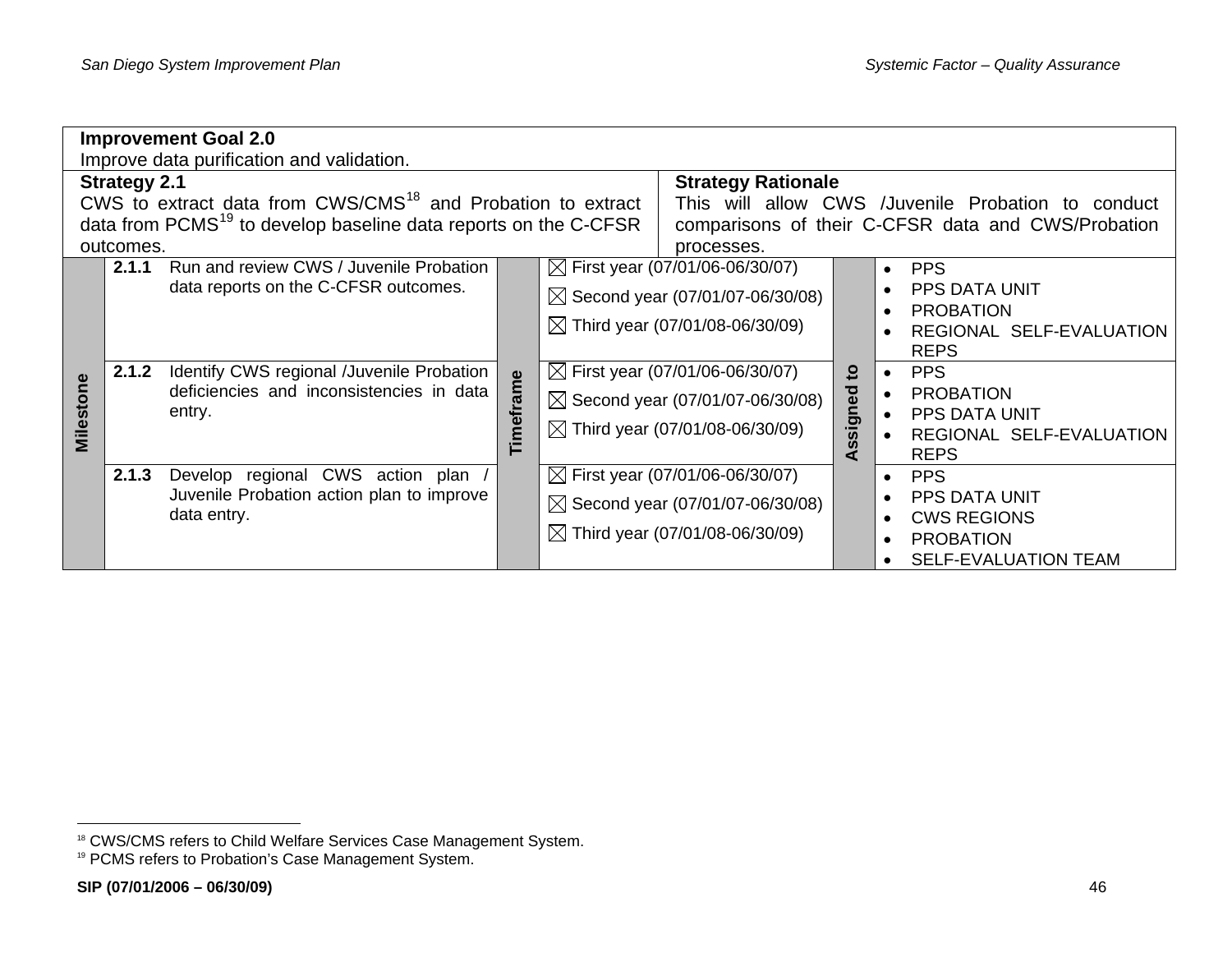| **Improvement Goal 2.0**<br>Improve data purification and validation. | | | | | | |
|---|---|---|---|---|---|---|
| **Strategy 2.1**<br>CWS to extract data from CWS/CMS[18] and Probation to extract data from PCMS[19] to develop baseline data reports on the C-CFSR outcomes. | | | | **Strategy Rationale**<br>This will allow CWS /Juvenile Probation to conduct comparisons of their C-CFSR data and CWS/Probation processes. | | |
| **Milestone** | **2.1.1** | Run and review CWS / Juvenile Probation data reports on the C-CFSR outcomes. | **Timeframe** | ☒ First year (07/01/06-06/30/07)<br>☒ Second year (07/01/07-06/30/08)<br>☒ Third year (07/01/08-06/30/09) | **Assigned to** | • PPS<br>• PPS DATA UNIT<br>• PROBATION<br>• REGIONAL SELF-EVALUATION REPS |
| | **2.1.2** | Identify CWS regional /Juvenile Probation deficiencies and inconsistencies in data entry. | | ☒ First year (07/01/06-06/30/07)<br>☒ Second year (07/01/07-06/30/08)<br>☒ Third year (07/01/08-06/30/09) | | • PPS<br>• PROBATION<br>• PPS DATA UNIT<br>• REGIONAL SELF-EVALUATION REPS |
| | **2.1.3** | Develop regional CWS action plan / Juvenile Probation action plan to improve data entry. | | ☒ First year (07/01/06-06/30/07)<br>☒ Second year (07/01/07-06/30/08)<br>☒ Third year (07/01/08-06/30/09) | | • PPS<br>• PPS DATA UNIT<br>• CWS REGIONS<br>• PROBATION<br>• SELF-EVALUATION TEAM |

[18] CWS/CMS refers to Child Welfare Services Case Management System.
[19] PCMS refers to Probation's Case Management System.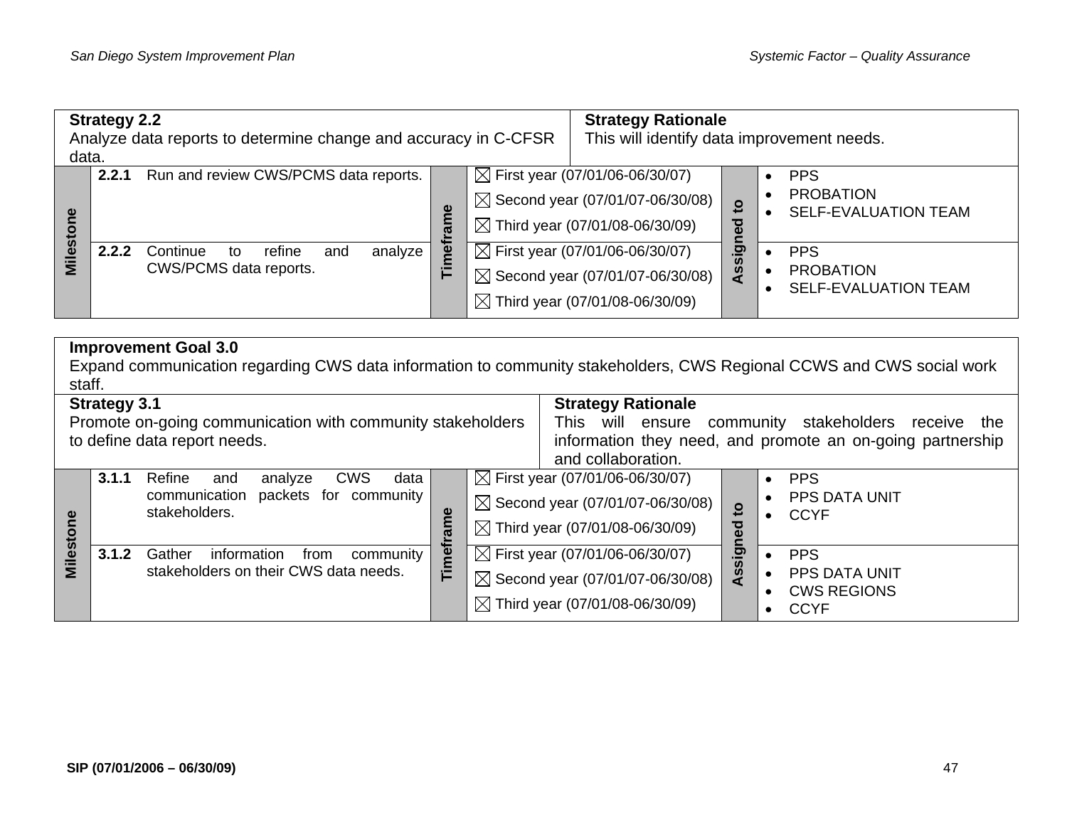| **Strategy 2.2**<br>Analyze data reports to determine change and accuracy in C-CFSR data. | | | | | **Strategy Rationale**<br>This will identify data improvement needs. |
|---|---|---|---|---|---|
| **Milestone** | **2.2.1** Run and review CWS/PCMS data reports. | **Timeframe** | ☒ First year (07/01/06-06/30/07)<br>☒ Second year (07/01/07-06/30/08)<br>☒ Third year (07/01/08-06/30/09) | **Assigned to** | • PPS<br>• PROBATION<br>• SELF-EVALUATION TEAM |
| | **2.2.2** Continue to refine and analyze CWS/PCMS data reports. | | ☒ First year (07/01/06-06/30/07)<br>☒ Second year (07/01/07-06/30/08)<br>☒ Third year (07/01/08-06/30/09) | | • PPS<br>• PROBATION<br>• SELF-EVALUATION TEAM |

| **Improvement Goal 3.0**<br>Expand communication regarding CWS data information to community stakeholders, CWS Regional CCWS and CWS social work staff. | | | | | |
|---|---|---|---|---|---|
| **Strategy 3.1**<br>Promote on-going communication with community stakeholders to define data report needs. | | | | **Strategy Rationale**<br>This will ensure community stakeholders receive the information they need, and promote an on-going partnership and collaboration. | |
| **Milestone** | **3.1.1** Refine and analyze CWS data communication packets for community stakeholders. | **Timeframe** | ☒ First year (07/01/06-06/30/07)<br>☒ Second year (07/01/07-06/30/08)<br>☒ Third year (07/01/08-06/30/09) | **Assigned to** | • PPS<br>• PPS DATA UNIT<br>• CCYF |
| | **3.1.2** Gather information from community stakeholders on their CWS data needs. | | ☒ First year (07/01/06-06/30/07)<br>☒ Second year (07/01/07-06/30/08)<br>☒ Third year (07/01/08-06/30/09) | | • PPS<br>• PPS DATA UNIT<br>• CWS REGIONS<br>• CCYF |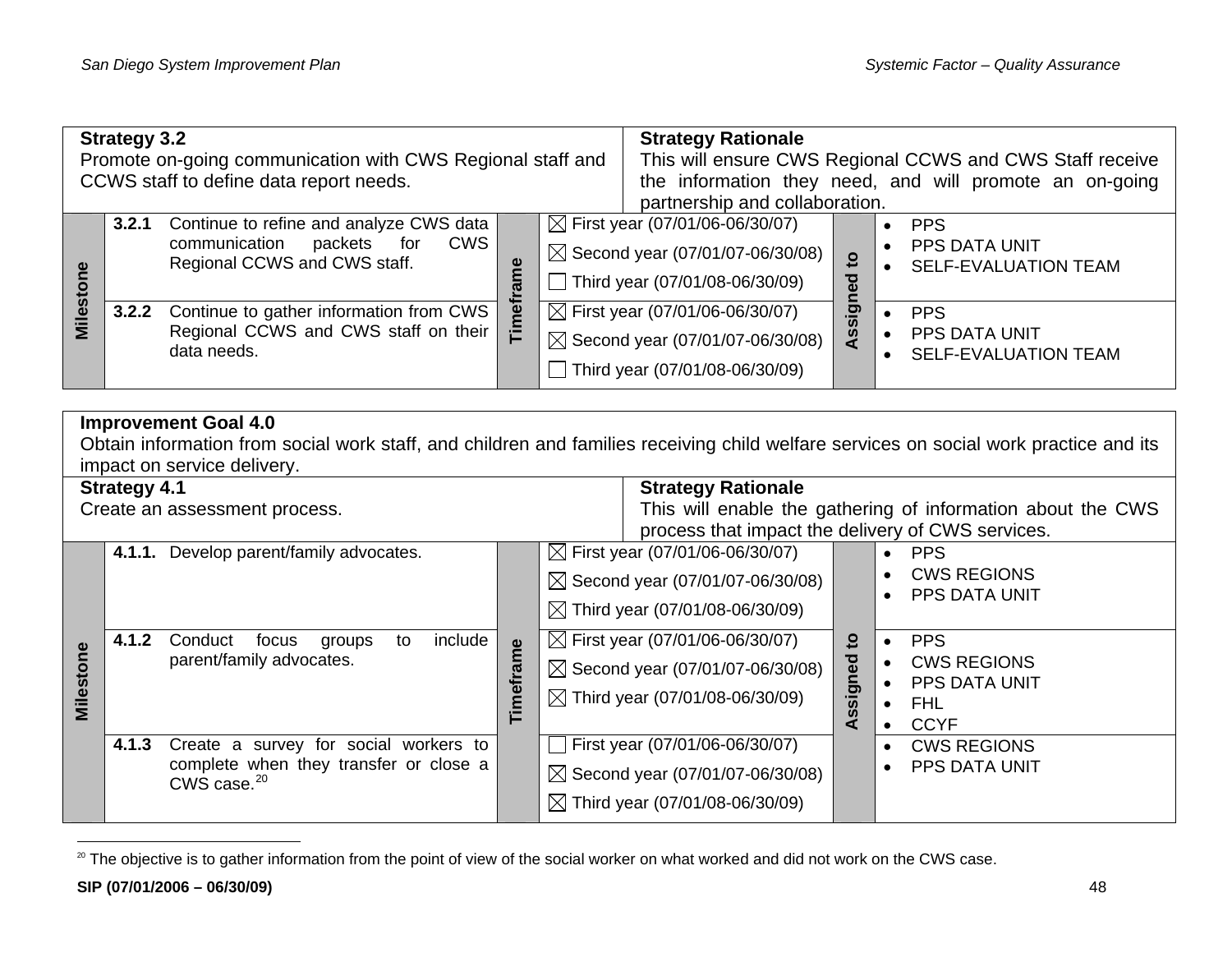| **Strategy 3.2**<br>Promote on-going communication with CWS Regional staff and CCWS staff to define data report needs. | | | **Strategy Rationale**<br>This will ensure CWS Regional CCWS and CWS Staff receive the information they need, and will promote an on-going partnership and collaboration. | | |
|---|---|---|---|---|---|
| **Milestone** | **3.2.1** Continue to refine and analyze CWS data communication packets for CWS Regional CCWS and CWS staff. | **Timeframe** | ☒ First year (07/01/06-06/30/07)<br>☒ Second year (07/01/07-06/30/08)<br>☐ Third year (07/01/08-06/30/09) | **Assigned to** | • PPS<br>• PPS DATA UNIT<br>• SELF-EVALUATION TEAM |
| | **3.2.2** Continue to gather information from CWS Regional CCWS and CWS staff on their data needs. | | ☒ First year (07/01/06-06/30/07)<br>☒ Second year (07/01/07-06/30/08)<br>☐ Third year (07/01/08-06/30/09) | | • PPS<br>• PPS DATA UNIT<br>• SELF-EVALUATION TEAM |

| **Improvement Goal 4.0**<br>Obtain information from social work staff, and children and families receiving child welfare services on social work practice and its impact on service delivery. | | | | | |
|---|---|---|---|---|---|
| **Strategy 4.1**<br>Create an assessment process. | | | **Strategy Rationale**<br>This will enable the gathering of information about the CWS process that impact the delivery of CWS services. | | |
| **Milestone** | **4.1.1.** Develop parent/family advocates. | **Timeframe** | ☒ First year (07/01/06-06/30/07)<br>☒ Second year (07/01/07-06/30/08)<br>☒ Third year (07/01/08-06/30/09) | **Assigned to** | • PPS<br>• CWS REGIONS<br>• PPS DATA UNIT |
| | **4.1.2** Conduct focus groups to include parent/family advocates. | | ☒ First year (07/01/06-06/30/07)<br>☒ Second year (07/01/07-06/30/08)<br>☒ Third year (07/01/08-06/30/09) | | • PPS<br>• CWS REGIONS<br>• PPS DATA UNIT<br>• FHL<br>• CCYF |
| | **4.1.3** Create a survey for social workers to complete when they transfer or close a CWS case.[20] | | ☐ First year (07/01/06-06/30/07)<br>☒ Second year (07/01/07-06/30/08)<br>☒ Third year (07/01/08-06/30/09) | | • CWS REGIONS<br>• PPS DATA UNIT |

[20] The objective is to gather information from the point of view of the social worker on what worked and did not work on the CWS case.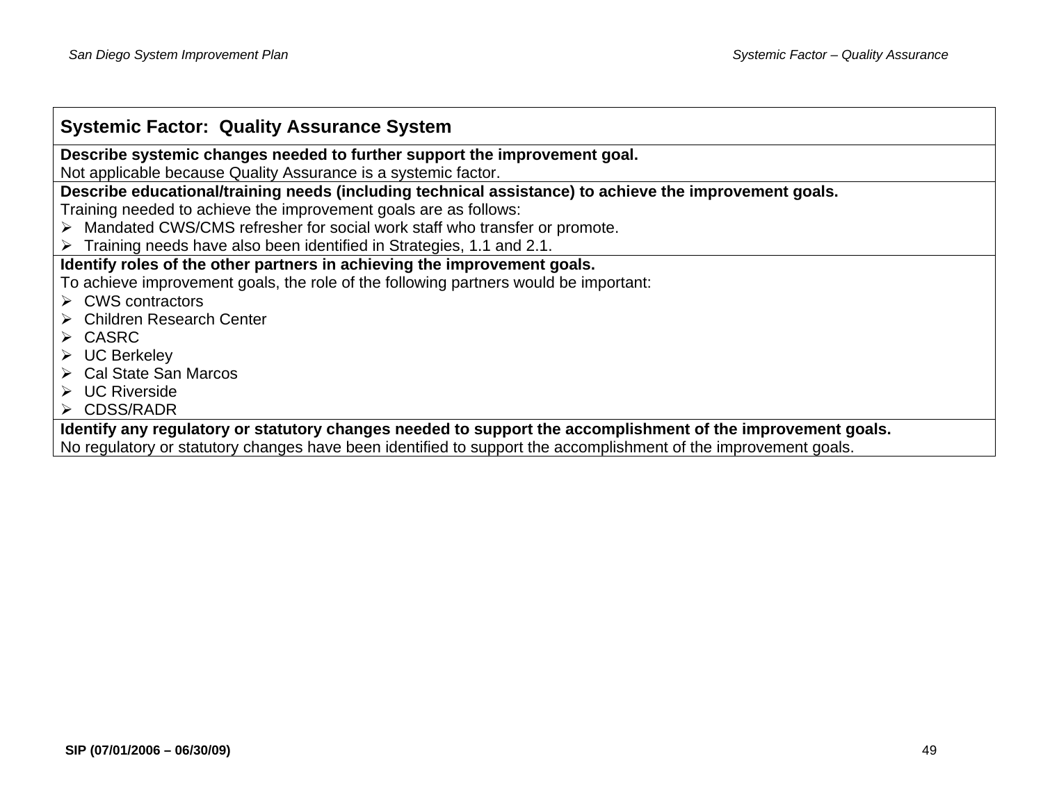## Systemic Factor: Quality Assurance System

**Describe systemic changes needed to further support the improvement goal.**

Not applicable because Quality Assurance is a systemic factor.

**Describe educational/training needs (including technical assistance) to achieve the improvement goals.**

Training needed to achieve the improvement goals are as follows:

- Mandated CWS/CMS refresher for social work staff who transfer or promote.
- Training needs have also been identified in Strategies, 1.1 and 2.1.

**Identify roles of the other partners in achieving the improvement goals.**

To achieve improvement goals, the role of the following partners would be important:

- CWS contractors
- Children Research Center
- CASRC
- UC Berkeley
- Cal State San Marcos
- UC Riverside
- CDSS/RADR

**Identify any regulatory or statutory changes needed to support the accomplishment of the improvement goals.**

No regulatory or statutory changes have been identified to support the accomplishment of the improvement goals.